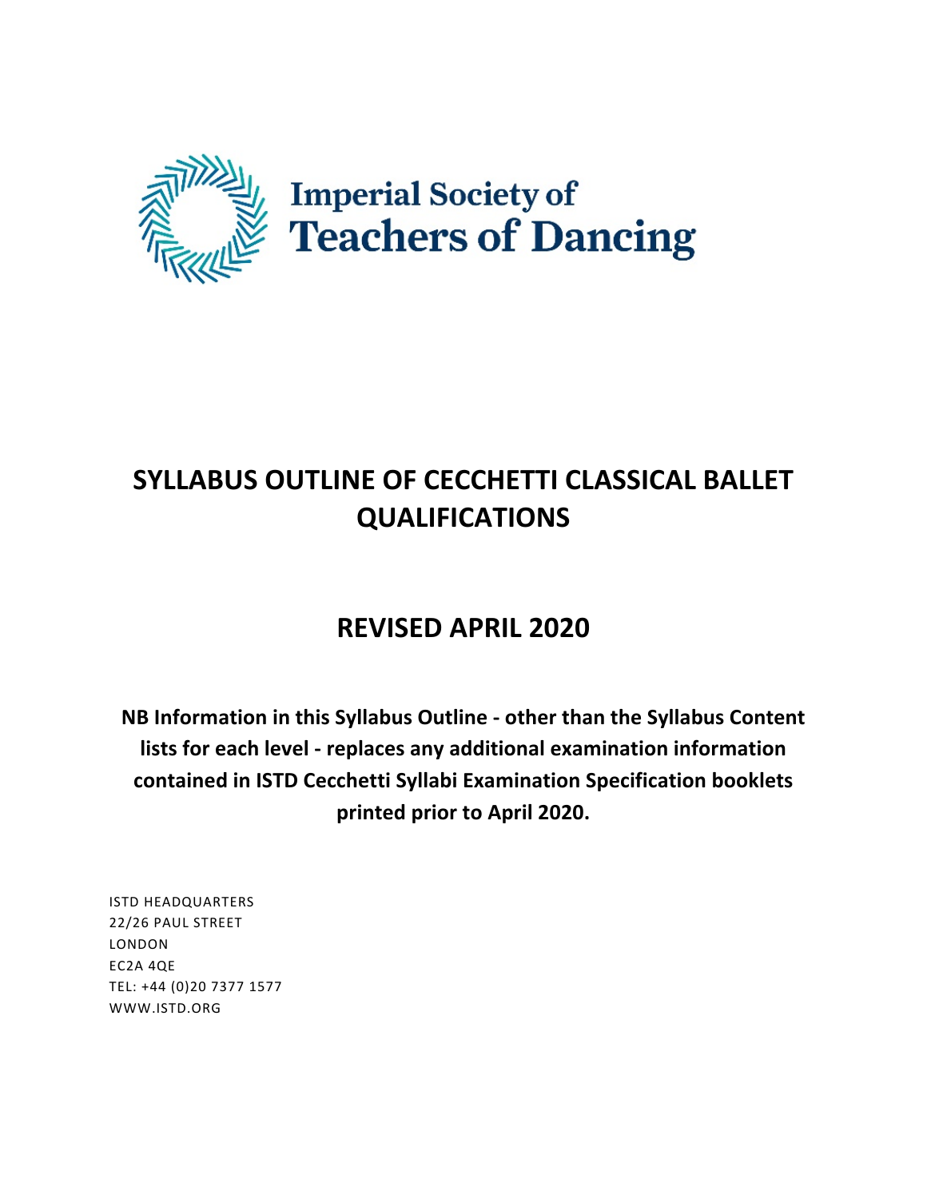Imperial Society of Teachers of Dancing

# SYLLABUS OUTLINE OF CECCHETTI CLASSICAL BALLET QUALIFICATIONS

## REVISED APRIL 2020

**NB Information in this Syllabus Outline - other than the Syllabus Content lists for each level - replaces any additional examination information contained in ISTD Cecchetti Syllabi Examination Specification booklets printed prior to April 2020.**

ISTD HEADQUARTERS
22/26 PAUL STREET
LONDON
EC2A 4QE
TEL: +44 (0)20 7377 1577
WWW.ISTD.ORG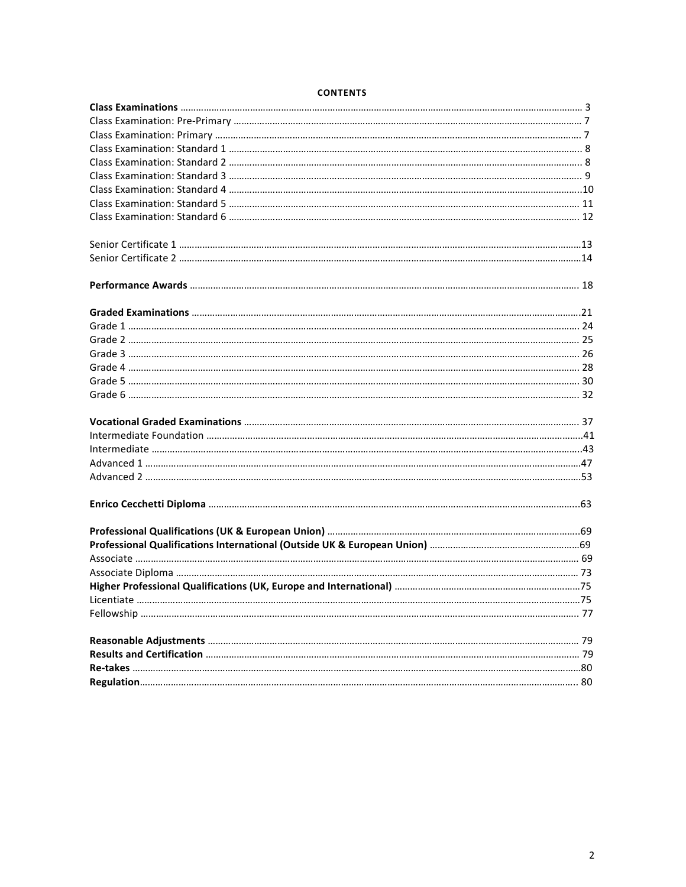# CONTENTS

| | |
|---|---|
| **Class Examinations** | 3 |
| Class Examination: Pre-Primary | 7 |
| Class Examination: Primary | 7 |
| Class Examination: Standard 1 | 8 |
| Class Examination: Standard 2 | 8 |
| Class Examination: Standard 3 | 9 |
| Class Examination: Standard 4 | 10 |
| Class Examination: Standard 5 | 11 |
| Class Examination: Standard 6 | 12 |
| | |
| Senior Certificate 1 | 13 |
| Senior Certificate 2 | 14 |
| | |
| **Performance Awards** | 18 |
| | |
| **Graded Examinations** | 21 |
| Grade 1 | 24 |
| Grade 2 | 25 |
| Grade 3 | 26 |
| Grade 4 | 28 |
| Grade 5 | 30 |
| Grade 6 | 32 |
| | |
| **Vocational Graded Examinations** | 37 |
| Intermediate Foundation | 41 |
| Intermediate | 43 |
| Advanced 1 | 47 |
| Advanced 2 | 53 |
| | |
| **Enrico Cecchetti Diploma** | 63 |
| | |
| **Professional Qualifications (UK & European Union)** | 69 |
| **Professional Qualifications International (Outside UK & European Union)** | 69 |
| Associate | 69 |
| Associate Diploma | 73 |
| **Higher Professional Qualifications (UK, Europe and International)** | 75 |
| Licentiate | 75 |
| Fellowship | 77 |
| | |
| **Reasonable Adjustments** | 79 |
| **Results and Certification** | 79 |
| **Re-takes** | 80 |
| **Regulation** | 80 |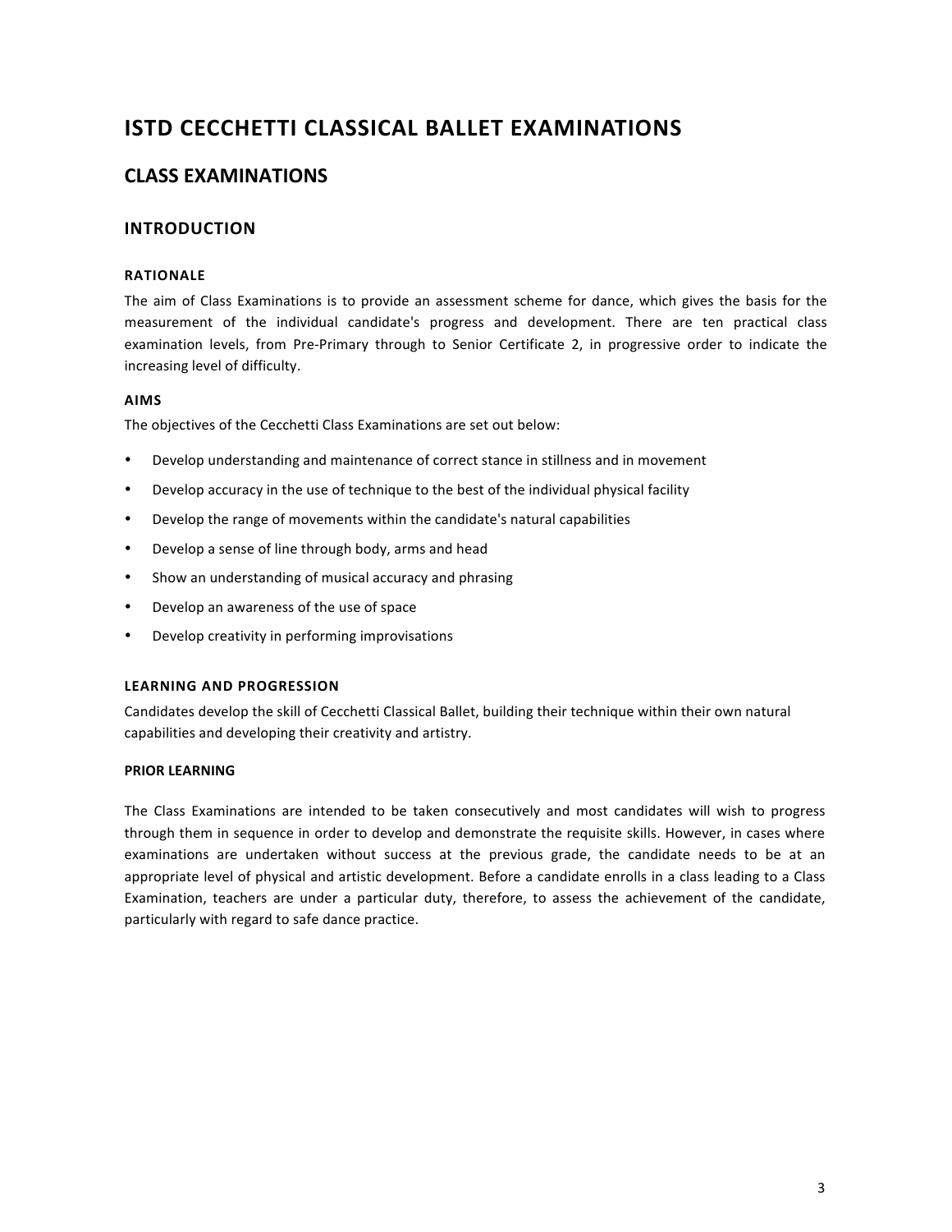# ISTD CECCHETTI CLASSICAL BALLET EXAMINATIONS

## CLASS EXAMINATIONS

### INTRODUCTION

#### RATIONALE

The aim of Class Examinations is to provide an assessment scheme for dance, which gives the basis for the measurement of the individual candidate's progress and development. There are ten practical class examination levels, from Pre-Primary through to Senior Certificate 2, in progressive order to indicate the increasing level of difficulty.

#### AIMS

The objectives of the Cecchetti Class Examinations are set out below:

- Develop understanding and maintenance of correct stance in stillness and in movement
- Develop accuracy in the use of technique to the best of the individual physical facility
- Develop the range of movements within the candidate's natural capabilities
- Develop a sense of line through body, arms and head
- Show an understanding of musical accuracy and phrasing
- Develop an awareness of the use of space
- Develop creativity in performing improvisations

#### LEARNING AND PROGRESSION

Candidates develop the skill of Cecchetti Classical Ballet, building their technique within their own natural capabilities and developing their creativity and artistry.

#### PRIOR LEARNING

The Class Examinations are intended to be taken consecutively and most candidates will wish to progress through them in sequence in order to develop and demonstrate the requisite skills. However, in cases where examinations are undertaken without success at the previous grade, the candidate needs to be at an appropriate level of physical and artistic development. Before a candidate enrolls in a class leading to a Class Examination, teachers are under a particular duty, therefore, to assess the achievement of the candidate, particularly with regard to safe dance practice.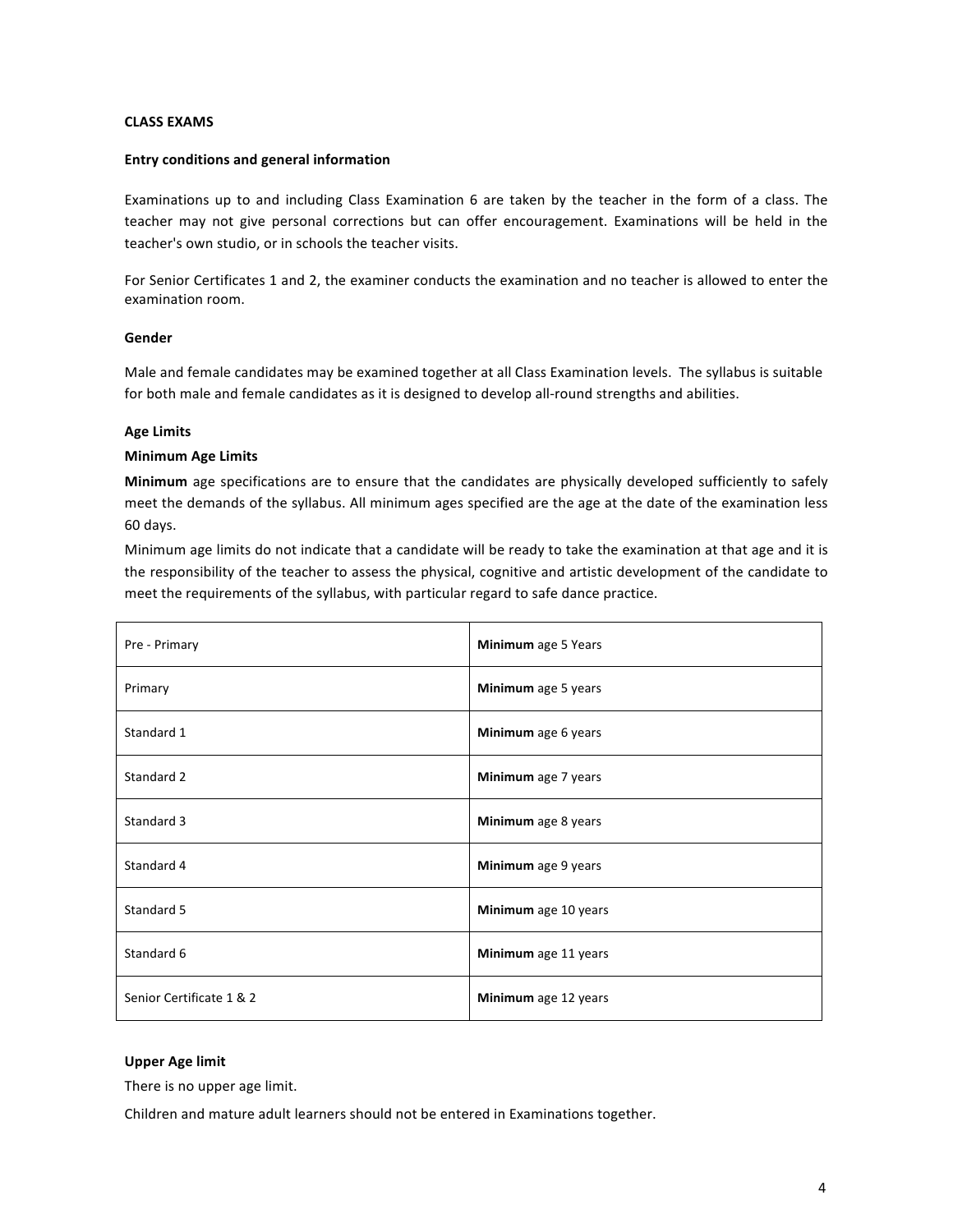## CLASS EXAMS

### Entry conditions and general information

Examinations up to and including Class Examination 6 are taken by the teacher in the form of a class. The teacher may not give personal corrections but can offer encouragement. Examinations will be held in the teacher's own studio, or in schools the teacher visits.

For Senior Certificates 1 and 2, the examiner conducts the examination and no teacher is allowed to enter the examination room.

### Gender

Male and female candidates may be examined together at all Class Examination levels. The syllabus is suitable for both male and female candidates as it is designed to develop all-round strengths and abilities.

### Age Limits

### Minimum Age Limits

**Minimum** age specifications are to ensure that the candidates are physically developed sufficiently to safely meet the demands of the syllabus. All minimum ages specified are the age at the date of the examination less 60 days.

Minimum age limits do not indicate that a candidate will be ready to take the examination at that age and it is the responsibility of the teacher to assess the physical, cognitive and artistic development of the candidate to meet the requirements of the syllabus, with particular regard to safe dance practice.

| | |
|---|---|
| Pre - Primary | **Minimum** age 5 Years |
| Primary | **Minimum** age 5 years |
| Standard 1 | **Minimum** age 6 years |
| Standard 2 | **Minimum** age 7 years |
| Standard 3 | **Minimum** age 8 years |
| Standard 4 | **Minimum** age 9 years |
| Standard 5 | **Minimum** age 10 years |
| Standard 6 | **Minimum** age 11 years |
| Senior Certificate 1 & 2 | **Minimum** age 12 years |

### Upper Age limit

There is no upper age limit.

Children and mature adult learners should not be entered in Examinations together.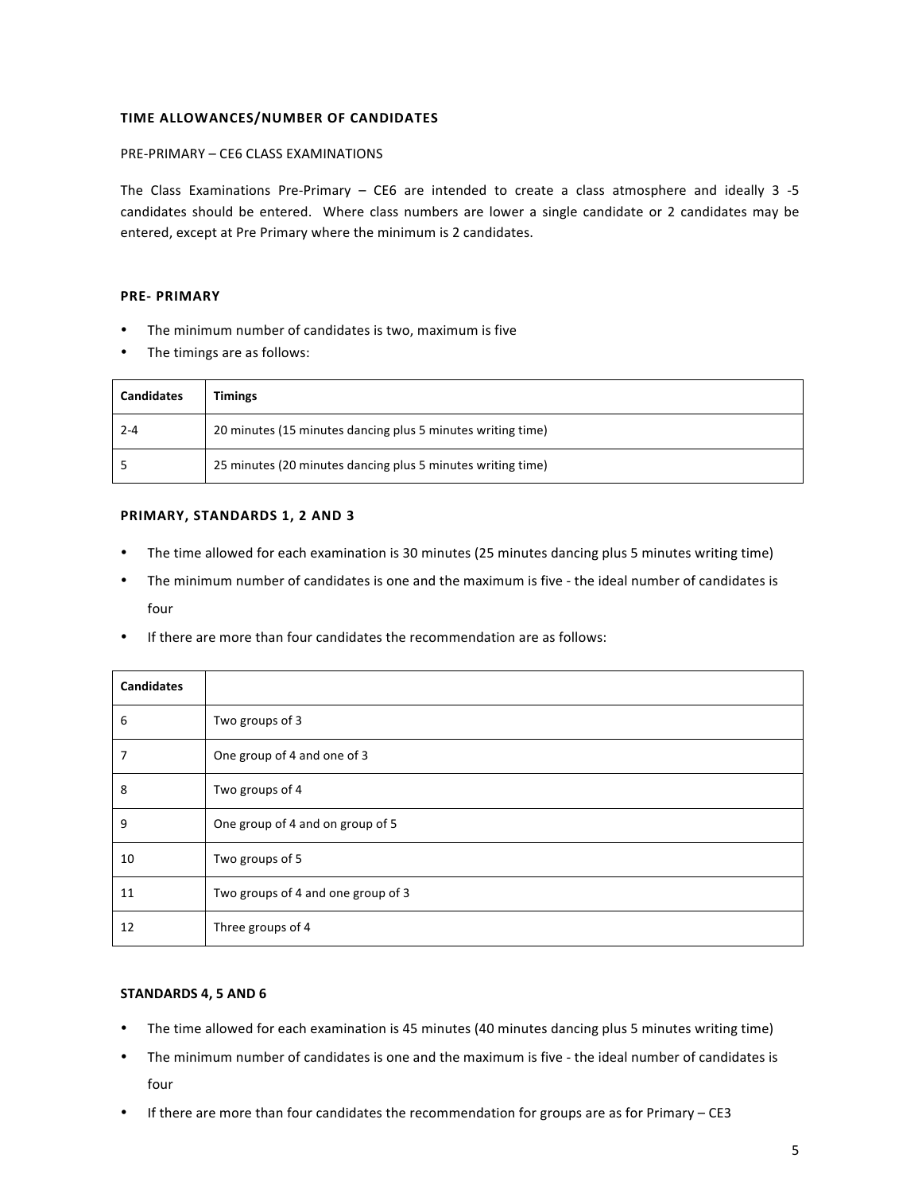## TIME ALLOWANCES/NUMBER OF CANDIDATES

PRE-PRIMARY – CE6 CLASS EXAMINATIONS

The Class Examinations Pre-Primary – CE6 are intended to create a class atmosphere and ideally 3 -5 candidates should be entered. Where class numbers are lower a single candidate or 2 candidates may be entered, except at Pre Primary where the minimum is 2 candidates.

### PRE- PRIMARY

- The minimum number of candidates is two, maximum is five
- The timings are as follows:

| Candidates | Timings |
|---|---|
| 2-4 | 20 minutes (15 minutes dancing plus 5 minutes writing time) |
| 5 | 25 minutes (20 minutes dancing plus 5 minutes writing time) |

### PRIMARY, STANDARDS 1, 2 AND 3

- The time allowed for each examination is 30 minutes (25 minutes dancing plus 5 minutes writing time)
- The minimum number of candidates is one and the maximum is five - the ideal number of candidates is four
- If there are more than four candidates the recommendation are as follows:

| Candidates | |
|---|---|
| 6 | Two groups of 3 |
| 7 | One group of 4 and one of 3 |
| 8 | Two groups of 4 |
| 9 | One group of 4 and on group of 5 |
| 10 | Two groups of 5 |
| 11 | Two groups of 4 and one group of 3 |
| 12 | Three groups of 4 |

### STANDARDS 4, 5 AND 6

- The time allowed for each examination is 45 minutes (40 minutes dancing plus 5 minutes writing time)
- The minimum number of candidates is one and the maximum is five - the ideal number of candidates is four
- If there are more than four candidates the recommendation for groups are as for Primary – CE3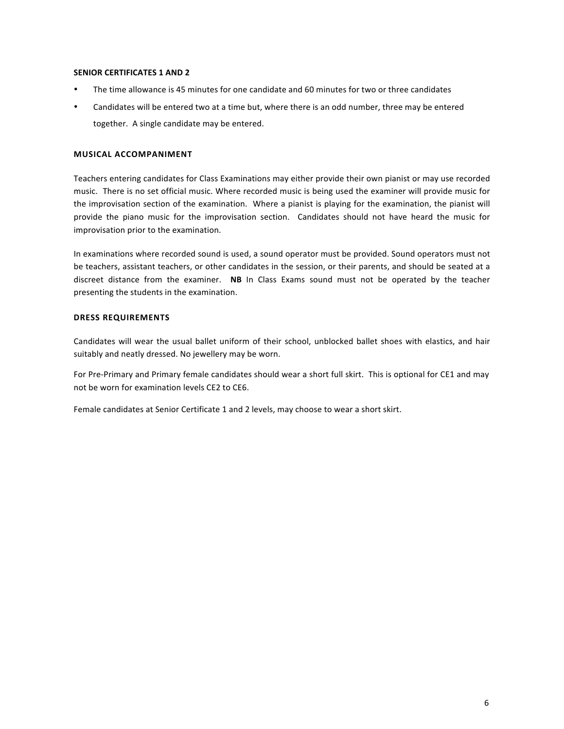### SENIOR CERTIFICATES 1 AND 2

- The time allowance is 45 minutes for one candidate and 60 minutes for two or three candidates
- Candidates will be entered two at a time but, where there is an odd number, three may be entered together. A single candidate may be entered.

### MUSICAL ACCOMPANIMENT

Teachers entering candidates for Class Examinations may either provide their own pianist or may use recorded music. There is no set official music. Where recorded music is being used the examiner will provide music for the improvisation section of the examination. Where a pianist is playing for the examination, the pianist will provide the piano music for the improvisation section. Candidates should not have heard the music for improvisation prior to the examination.

In examinations where recorded sound is used, a sound operator must be provided. Sound operators must not be teachers, assistant teachers, or other candidates in the session, or their parents, and should be seated at a discreet distance from the examiner. **NB** In Class Exams sound must not be operated by the teacher presenting the students in the examination.

### DRESS REQUIREMENTS

Candidates will wear the usual ballet uniform of their school, unblocked ballet shoes with elastics, and hair suitably and neatly dressed. No jewellery may be worn.

For Pre-Primary and Primary female candidates should wear a short full skirt. This is optional for CE1 and may not be worn for examination levels CE2 to CE6.

Female candidates at Senior Certificate 1 and 2 levels, may choose to wear a short skirt.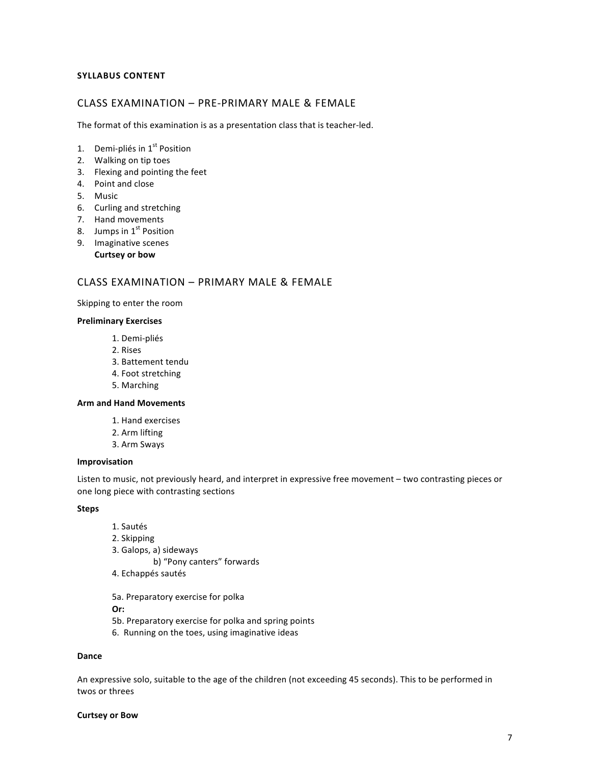**SYLLABUS CONTENT**

## CLASS EXAMINATION – PRE-PRIMARY MALE & FEMALE

The format of this examination is as a presentation class that is teacher-led.

1. Demi-pliés in 1st Position
2. Walking on tip toes
3. Flexing and pointing the feet
4. Point and close
5. Music
6. Curling and stretching
7. Hand movements
8. Jumps in 1st Position
9. Imaginative scenes

   **Curtsey or bow**

## CLASS EXAMINATION – PRIMARY MALE & FEMALE

Skipping to enter the room

**Preliminary Exercises**

1. Demi-pliés
2. Rises
3. Battement tendu
4. Foot stretching
5. Marching

**Arm and Hand Movements**

1. Hand exercises
2. Arm lifting
3. Arm Sways

**Improvisation**

Listen to music, not previously heard, and interpret in expressive free movement – two contrasting pieces or one long piece with contrasting sections

**Steps**

1. Sautés
2. Skipping
3. Galops, a) sideways
   b) "Pony canters" forwards
4. Echappés sautés

5a. Preparatory exercise for polka

**Or:**

5b. Preparatory exercise for polka and spring points

6. Running on the toes, using imaginative ideas

**Dance**

An expressive solo, suitable to the age of the children (not exceeding 45 seconds). This to be performed in twos or threes

**Curtsey or Bow**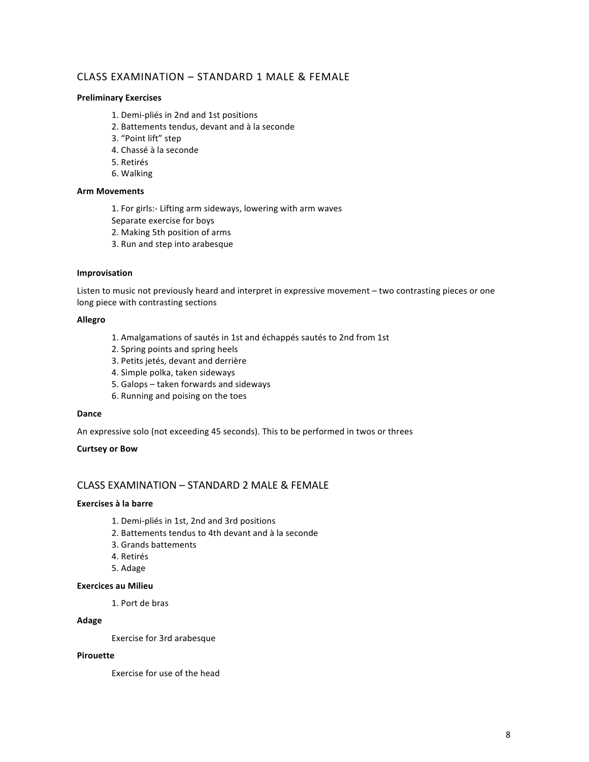## CLASS EXAMINATION – STANDARD 1 MALE & FEMALE

**Preliminary Exercises**

1. Demi-pliés in 2nd and 1st positions
2. Battements tendus, devant and à la seconde
3. "Point lift" step
4. Chassé à la seconde
5. Retirés
6. Walking

**Arm Movements**

1. For girls:- Lifting arm sideways, lowering with arm waves
   Separate exercise for boys
2. Making 5th position of arms
3. Run and step into arabesque

**Improvisation**

Listen to music not previously heard and interpret in expressive movement – two contrasting pieces or one long piece with contrasting sections

**Allegro**

1. Amalgamations of sautés in 1st and échappés sautés to 2nd from 1st
2. Spring points and spring heels
3. Petits jetés, devant and derrière
4. Simple polka, taken sideways
5. Galops – taken forwards and sideways
6. Running and poising on the toes

**Dance**

An expressive solo (not exceeding 45 seconds). This to be performed in twos or threes

**Curtsey or Bow**

## CLASS EXAMINATION – STANDARD 2 MALE & FEMALE

**Exercises à la barre**

1. Demi-pliés in 1st, 2nd and 3rd positions
2. Battements tendus to 4th devant and à la seconde
3. Grands battements
4. Retirés
5. Adage

**Exercices au Milieu**

1. Port de bras

**Adage**

Exercise for 3rd arabesque

**Pirouette**

Exercise for use of the head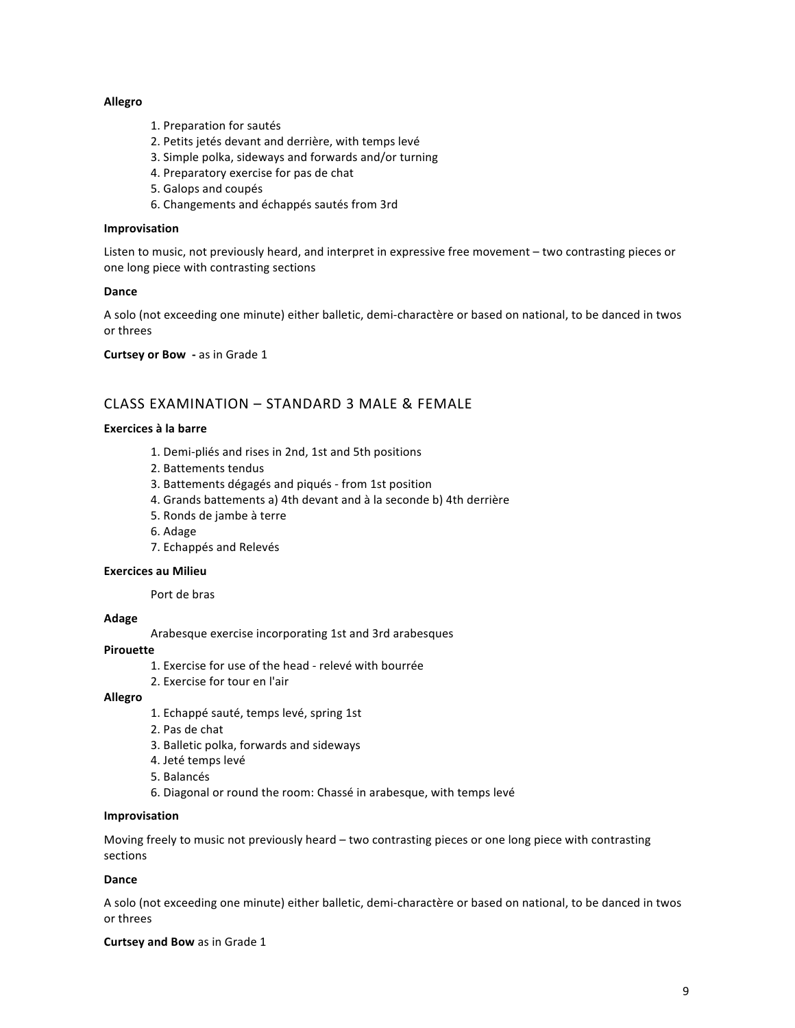**Allegro**

1. Preparation for sautés
2. Petits jetés devant and derrière, with temps levé
3. Simple polka, sideways and forwards and/or turning
4. Preparatory exercise for pas de chat
5. Galops and coupés
6. Changements and échappés sautés from 3rd

**Improvisation**

Listen to music, not previously heard, and interpret in expressive free movement – two contrasting pieces or one long piece with contrasting sections

**Dance**

A solo (not exceeding one minute) either balletic, demi-charactère or based on national, to be danced in twos or threes

**Curtsey or Bow -** as in Grade 1

## CLASS EXAMINATION – STANDARD 3 MALE & FEMALE

**Exercices à la barre**

1. Demi-pliés and rises in 2nd, 1st and 5th positions
2. Battements tendus
3. Battements dégagés and piqués - from 1st position
4. Grands battements a) 4th devant and à la seconde b) 4th derrière
5. Ronds de jambe à terre
6. Adage
7. Echappés and Relevés

**Exercices au Milieu**

Port de bras

**Adage**

Arabesque exercise incorporating 1st and 3rd arabesques

**Pirouette**

1. Exercise for use of the head - relevé with bourrée
2. Exercise for tour en l'air

**Allegro**

1. Echappé sauté, temps levé, spring 1st
2. Pas de chat
3. Balletic polka, forwards and sideways
4. Jeté temps levé
5. Balancés
6. Diagonal or round the room: Chassé in arabesque, with temps levé

**Improvisation**

Moving freely to music not previously heard – two contrasting pieces or one long piece with contrasting sections

**Dance**

A solo (not exceeding one minute) either balletic, demi-charactère or based on national, to be danced in twos or threes

**Curtsey and Bow** as in Grade 1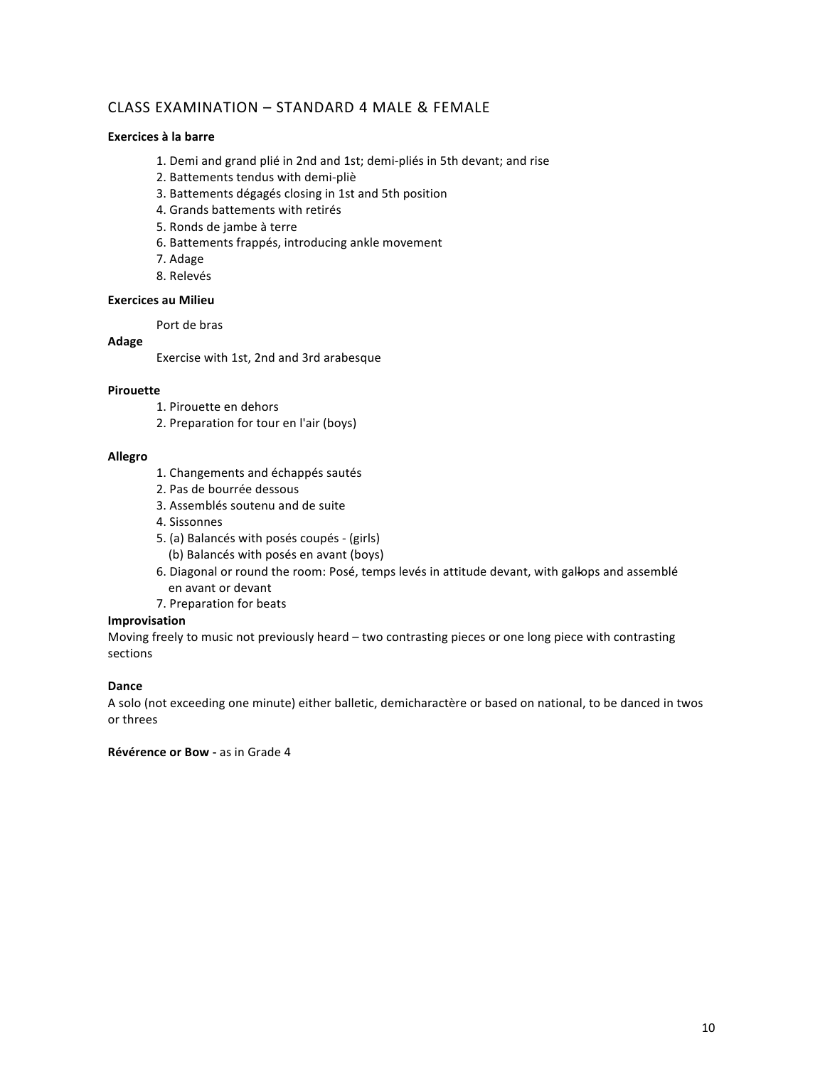## CLASS EXAMINATION – STANDARD 4 MALE & FEMALE

**Exercices à la barre**

1. Demi and grand plié in 2nd and 1st; demi-pliés in 5th devant; and rise
2. Battements tendus with demi-pliè
3. Battements dégagés closing in 1st and 5th position
4. Grands battements with retirés
5. Ronds de jambe à terre
6. Battements frappés, introducing ankle movement
7. Adage
8. Relevés

**Exercices au Milieu**

Port de bras

**Adage**

Exercise with 1st, 2nd and 3rd arabesque

**Pirouette**

1. Pirouette en dehors
2. Preparation for tour en l'air (boys)

**Allegro**

1. Changements and échappés sautés
2. Pas de bourrée dessous
3. Assemblés soutenu and de suite
4. Sissonnes
5. (a) Balancés with posés coupés - (girls)
   (b) Balancés with posés en avant (boys)
6. Diagonal or round the room: Posé, temps levés in attitude devant, with gallops and assemblé en avant or devant
7. Preparation for beats

**Improvisation**

Moving freely to music not previously heard – two contrasting pieces or one long piece with contrasting sections

**Dance**

A solo (not exceeding one minute) either balletic, demicharactère or based on national, to be danced in twos or threes

**Révérence or Bow -** as in Grade 4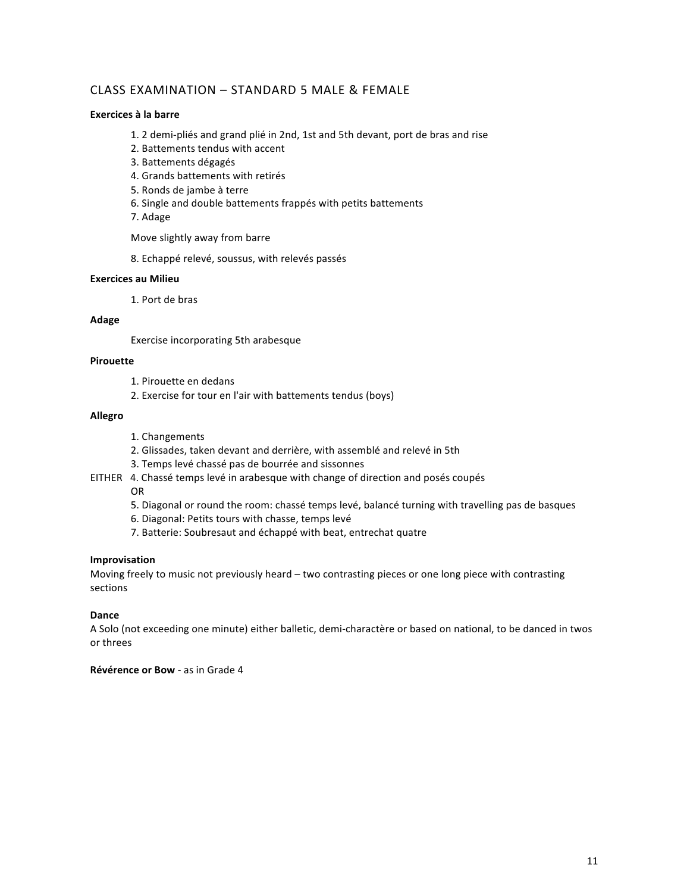## CLASS EXAMINATION – STANDARD 5 MALE & FEMALE

**Exercices à la barre**

1. 2 demi-pliés and grand plié in 2nd, 1st and 5th devant, port de bras and rise
2. Battements tendus with accent
3. Battements dégagés
4. Grands battements with retirés
5. Ronds de jambe à terre
6. Single and double battements frappés with petits battements
7. Adage

Move slightly away from barre

8. Echappé relevé, soussus, with relevés passés

**Exercices au Milieu**

1. Port de bras

**Adage**

Exercise incorporating 5th arabesque

**Pirouette**

1. Pirouette en dedans
2. Exercise for tour en l'air with battements tendus (boys)

**Allegro**

1. Changements
2. Glissades, taken devant and derrière, with assemblé and relevé in 5th
3. Temps levé chassé pas de bourrée and sissonnes

EITHER 4. Chassé temps levé in arabesque with change of direction and posés coupés

OR

5. Diagonal or round the room: chassé temps levé, balancé turning with travelling pas de basques
6. Diagonal: Petits tours with chasse, temps levé
7. Batterie: Soubresaut and échappé with beat, entrechat quatre

**Improvisation**

Moving freely to music not previously heard – two contrasting pieces or one long piece with contrasting sections

**Dance**

A Solo (not exceeding one minute) either balletic, demi-charactère or based on national, to be danced in twos or threes

**Révérence or Bow** - as in Grade 4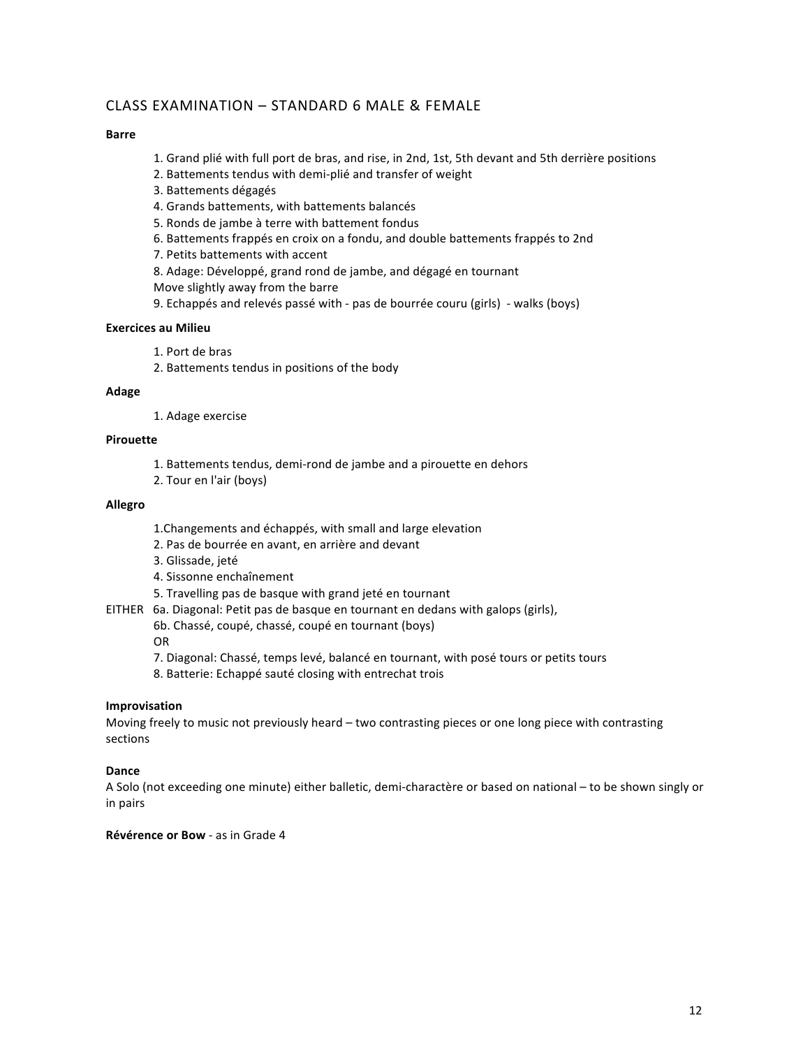## CLASS EXAMINATION – STANDARD 6 MALE & FEMALE

**Barre**

1. Grand plié with full port de bras, and rise, in 2nd, 1st, 5th devant and 5th derrière positions
2. Battements tendus with demi-plié and transfer of weight
3. Battements dégagés
4. Grands battements, with battements balancés
5. Ronds de jambe à terre with battement fondus
6. Battements frappés en croix on a fondu, and double battements frappés to 2nd
7. Petits battements with accent
8. Adage: Développé, grand rond de jambe, and dégagé en tournant

Move slightly away from the barre

9. Echappés and relevés passé with - pas de bourrée couru (girls) - walks (boys)

**Exercices au Milieu**

1. Port de bras
2. Battements tendus in positions of the body

**Adage**

1. Adage exercise

**Pirouette**

1. Battements tendus, demi-rond de jambe and a pirouette en dehors
2. Tour en l'air (boys)

**Allegro**

1. Changements and échappés, with small and large elevation
2. Pas de bourrée en avant, en arrière and devant
3. Glissade, jeté
4. Sissonne enchaînement
5. Travelling pas de basque with grand jeté en tournant

EITHER 6a. Diagonal: Petit pas de basque en tournant en dedans with galops (girls),

6b. Chassé, coupé, chassé, coupé en tournant (boys)

OR

7. Diagonal: Chassé, temps levé, balancé en tournant, with posé tours or petits tours
8. Batterie: Echappé sauté closing with entrechat trois

**Improvisation**

Moving freely to music not previously heard – two contrasting pieces or one long piece with contrasting sections

**Dance**

A Solo (not exceeding one minute) either balletic, demi-charactère or based on national – to be shown singly or in pairs

**Révérence or Bow** - as in Grade 4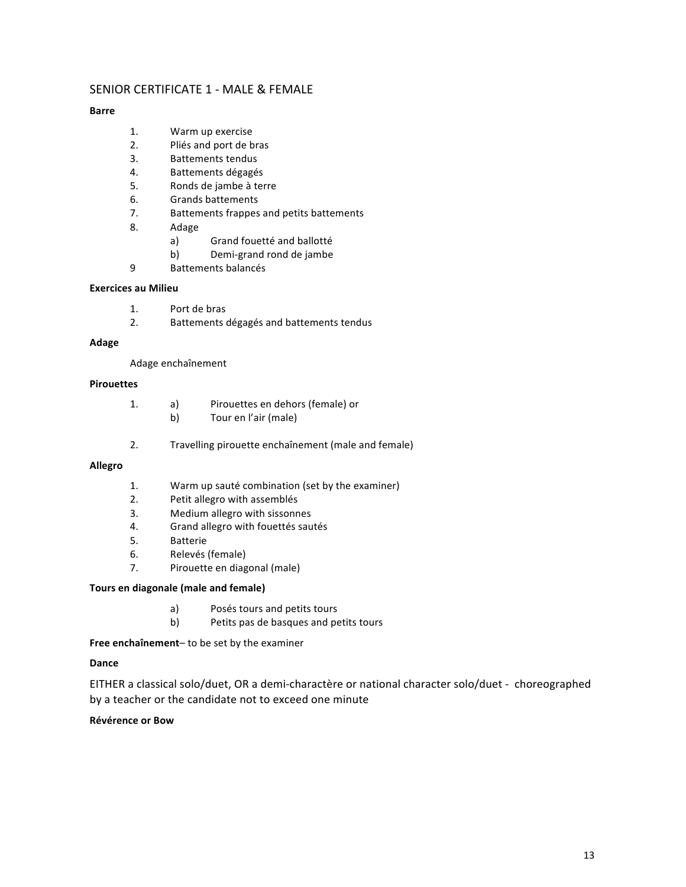## SENIOR CERTIFICATE 1 - MALE & FEMALE

**Barre**

1. Warm up exercise
2. Pliés and port de bras
3. Battements tendus
4. Battements dégagés
5. Ronds de jambe à terre
6. Grands battements
7. Battements frappes and petits battements
8. Adage
   a) Grand fouetté and ballotté
   b) Demi-grand rond de jambe
9. Battements balancés

**Exercices au Milieu**

1. Port de bras
2. Battements dégagés and battements tendus

**Adage**

Adage enchaînement

**Pirouettes**

1. a) Pirouettes en dehors (female) or
   b) Tour en l'air (male)

2. Travelling pirouette enchaînement (male and female)

**Allegro**

1. Warm up sauté combination (set by the examiner)
2. Petit allegro with assemblés
3. Medium allegro with sissonnes
4. Grand allegro with fouettés sautés
5. Batterie
6. Relevés (female)
7. Pirouette en diagonal (male)

**Tours en diagonale (male and female)**

a) Posés tours and petits tours
b) Petits pas de basques and petits tours

**Free enchaînement**– to be set by the examiner

**Dance**

EITHER a classical solo/duet, OR a demi-charactère or national character solo/duet - choreographed by a teacher or the candidate not to exceed one minute

**Révérence or Bow**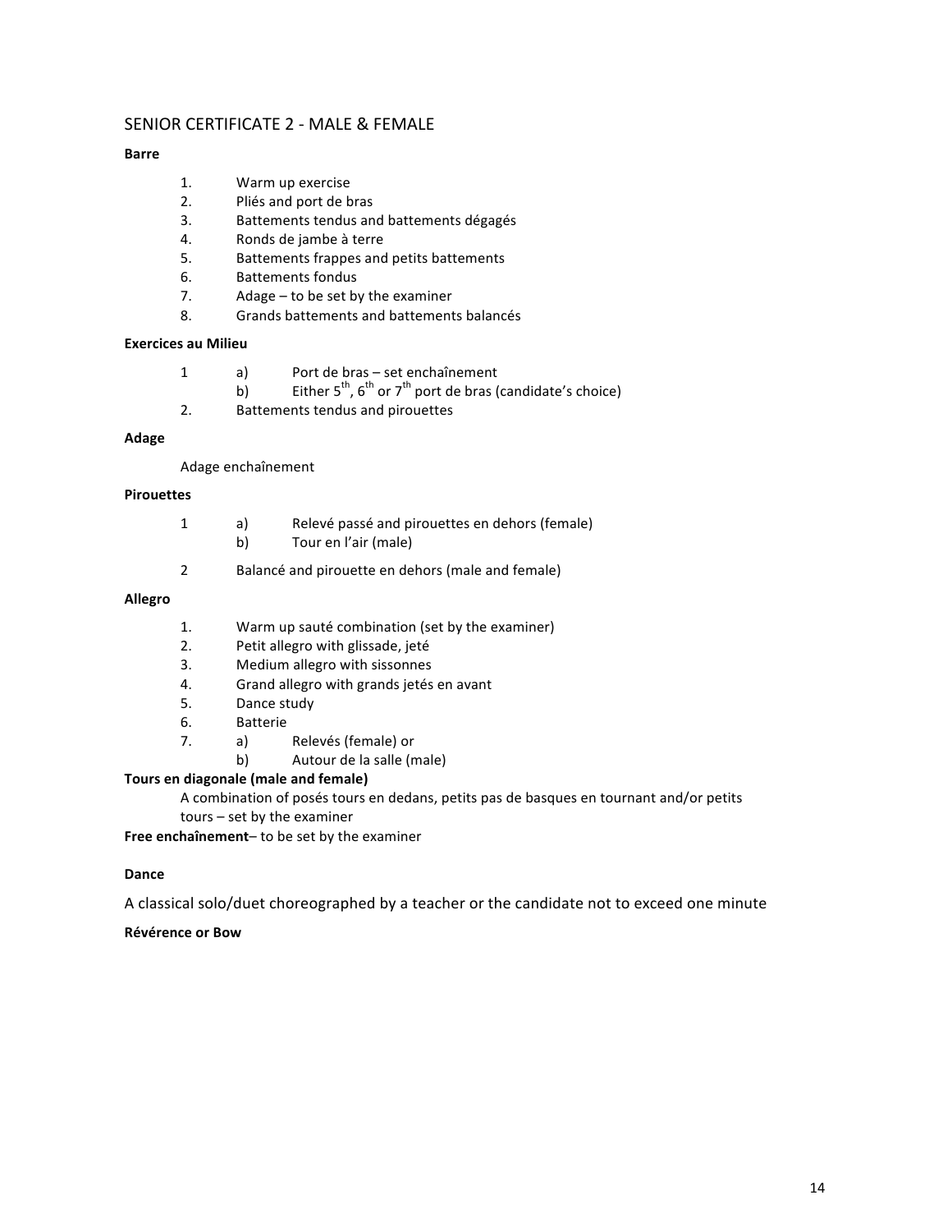## SENIOR CERTIFICATE 2 - MALE & FEMALE

**Barre**

1. Warm up exercise
2. Pliés and port de bras
3. Battements tendus and battements dégagés
4. Ronds de jambe à terre
5. Battements frappes and petits battements
6. Battements fondus
7. Adage – to be set by the examiner
8. Grands battements and battements balancés

**Exercices au Milieu**

1. a) Port de bras – set enchaînement
   b) Either 5th, 6th or 7th port de bras (candidate's choice)
2. Battements tendus and pirouettes

**Adage**

Adage enchaînement

**Pirouettes**

1. a) Relevé passé and pirouettes en dehors (female)
   b) Tour en l'air (male)
2. Balancé and pirouette en dehors (male and female)

**Allegro**

1. Warm up sauté combination (set by the examiner)
2. Petit allegro with glissade, jeté
3. Medium allegro with sissonnes
4. Grand allegro with grands jetés en avant
5. Dance study
6. Batterie
7. a) Relevés (female) or
   b) Autour de la salle (male)

**Tours en diagonale (male and female)**

A combination of posés tours en dedans, petits pas de basques en tournant and/or petits tours – set by the examiner

**Free enchaînement**– to be set by the examiner

**Dance**

A classical solo/duet choreographed by a teacher or the candidate not to exceed one minute

**Révérence or Bow**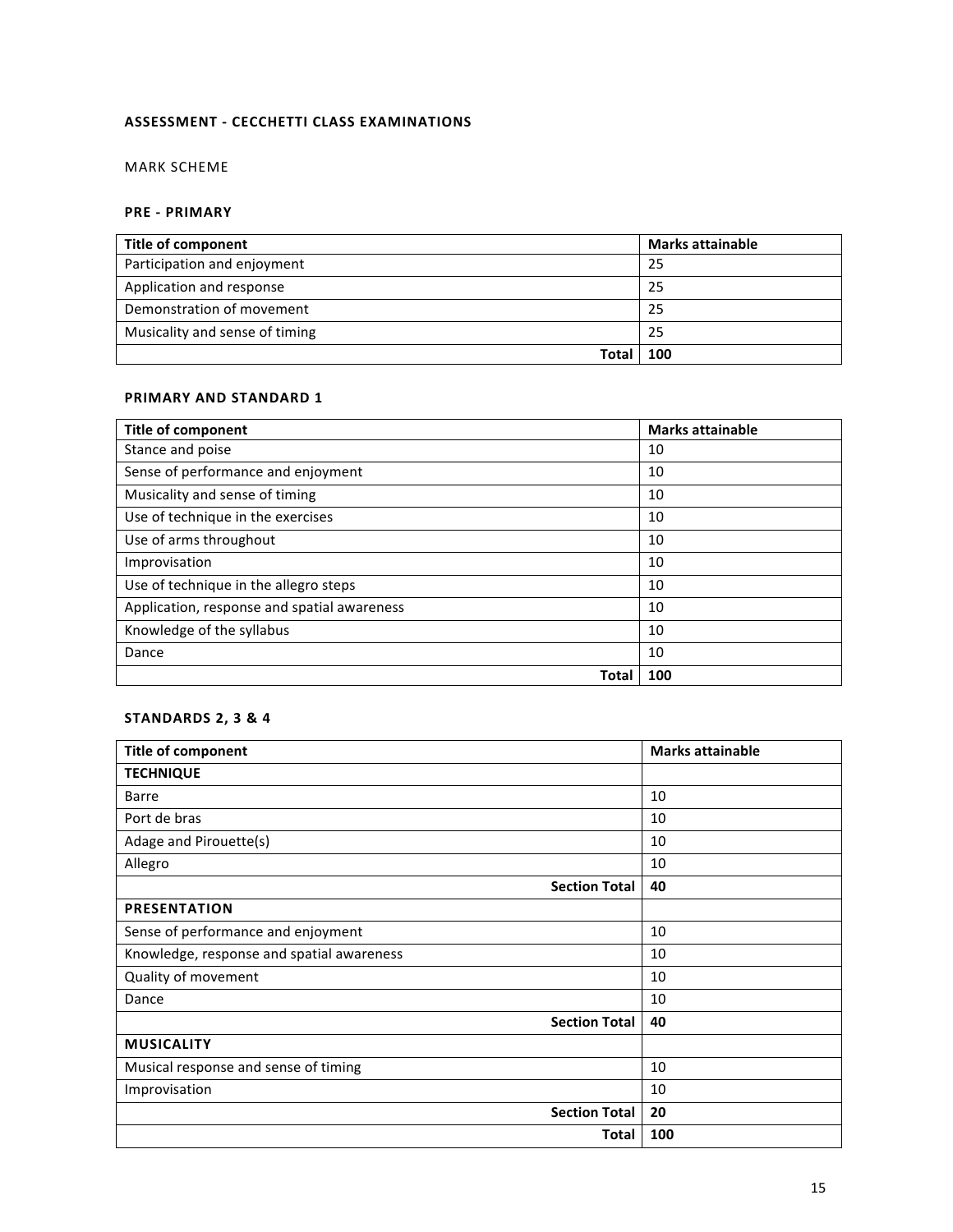## ASSESSMENT - CECCHETTI CLASS EXAMINATIONS

MARK SCHEME

### PRE - PRIMARY

| Title of component | Marks attainable |
|---|---|
| Participation and enjoyment | 25 |
| Application and response | 25 |
| Demonstration of movement | 25 |
| Musicality and sense of timing | 25 |
| **Total** | **100** |

### PRIMARY AND STANDARD 1

| Title of component | Marks attainable |
|---|---|
| Stance and poise | 10 |
| Sense of performance and enjoyment | 10 |
| Musicality and sense of timing | 10 |
| Use of technique in the exercises | 10 |
| Use of arms throughout | 10 |
| Improvisation | 10 |
| Use of technique in the allegro steps | 10 |
| Application, response and spatial awareness | 10 |
| Knowledge of the syllabus | 10 |
| Dance | 10 |
| **Total** | **100** |

### STANDARDS 2, 3 & 4

| Title of component | Marks attainable |
|---|---|
| **TECHNIQUE** | |
| Barre | 10 |
| Port de bras | 10 |
| Adage and Pirouette(s) | 10 |
| Allegro | 10 |
| **Section Total** | **40** |
| **PRESENTATION** | |
| Sense of performance and enjoyment | 10 |
| Knowledge, response and spatial awareness | 10 |
| Quality of movement | 10 |
| Dance | 10 |
| **Section Total** | **40** |
| **MUSICALITY** | |
| Musical response and sense of timing | 10 |
| Improvisation | 10 |
| **Section Total** | **20** |
| **Total** | **100** |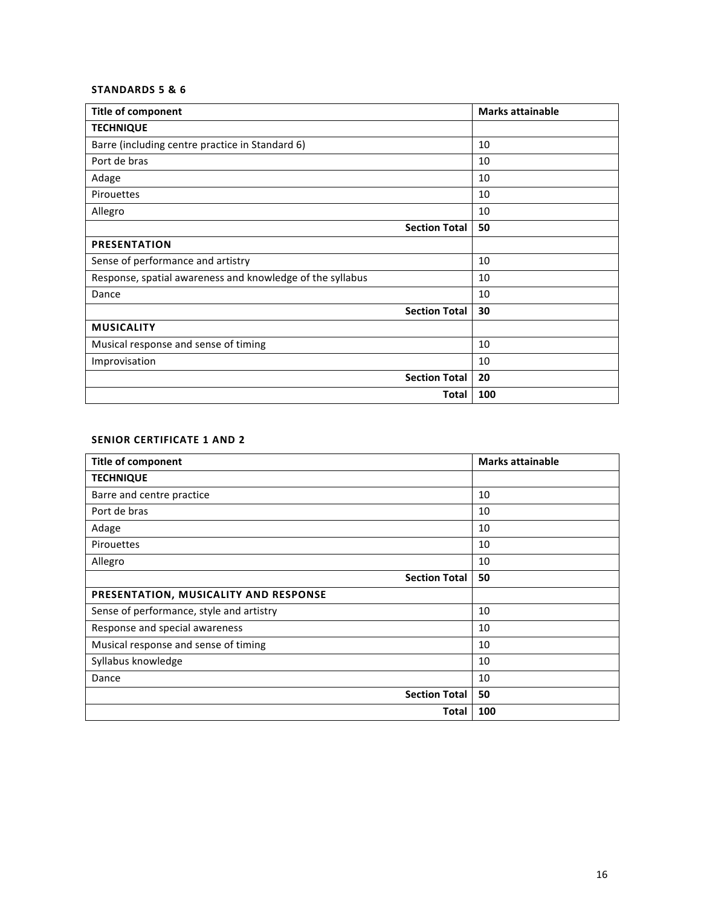**STANDARDS 5 & 6**

| Title of component | Marks attainable |
|---|---|
| **TECHNIQUE** | |
| Barre (including centre practice in Standard 6) | 10 |
| Port de bras | 10 |
| Adage | 10 |
| Pirouettes | 10 |
| Allegro | 10 |
| **Section Total** | **50** |
| **PRESENTATION** | |
| Sense of performance and artistry | 10 |
| Response, spatial awareness and knowledge of the syllabus | 10 |
| Dance | 10 |
| **Section Total** | **30** |
| **MUSICALITY** | |
| Musical response and sense of timing | 10 |
| Improvisation | 10 |
| **Section Total** | **20** |
| **Total** | **100** |

**SENIOR CERTIFICATE 1 AND 2**

| Title of component | Marks attainable |
|---|---|
| **TECHNIQUE** | |
| Barre and centre practice | 10 |
| Port de bras | 10 |
| Adage | 10 |
| Pirouettes | 10 |
| Allegro | 10 |
| **Section Total** | **50** |
| **PRESENTATION, MUSICALITY AND RESPONSE** | |
| Sense of performance, style and artistry | 10 |
| Response and special awareness | 10 |
| Musical response and sense of timing | 10 |
| Syllabus knowledge | 10 |
| Dance | 10 |
| **Section Total** | **50** |
| **Total** | **100** |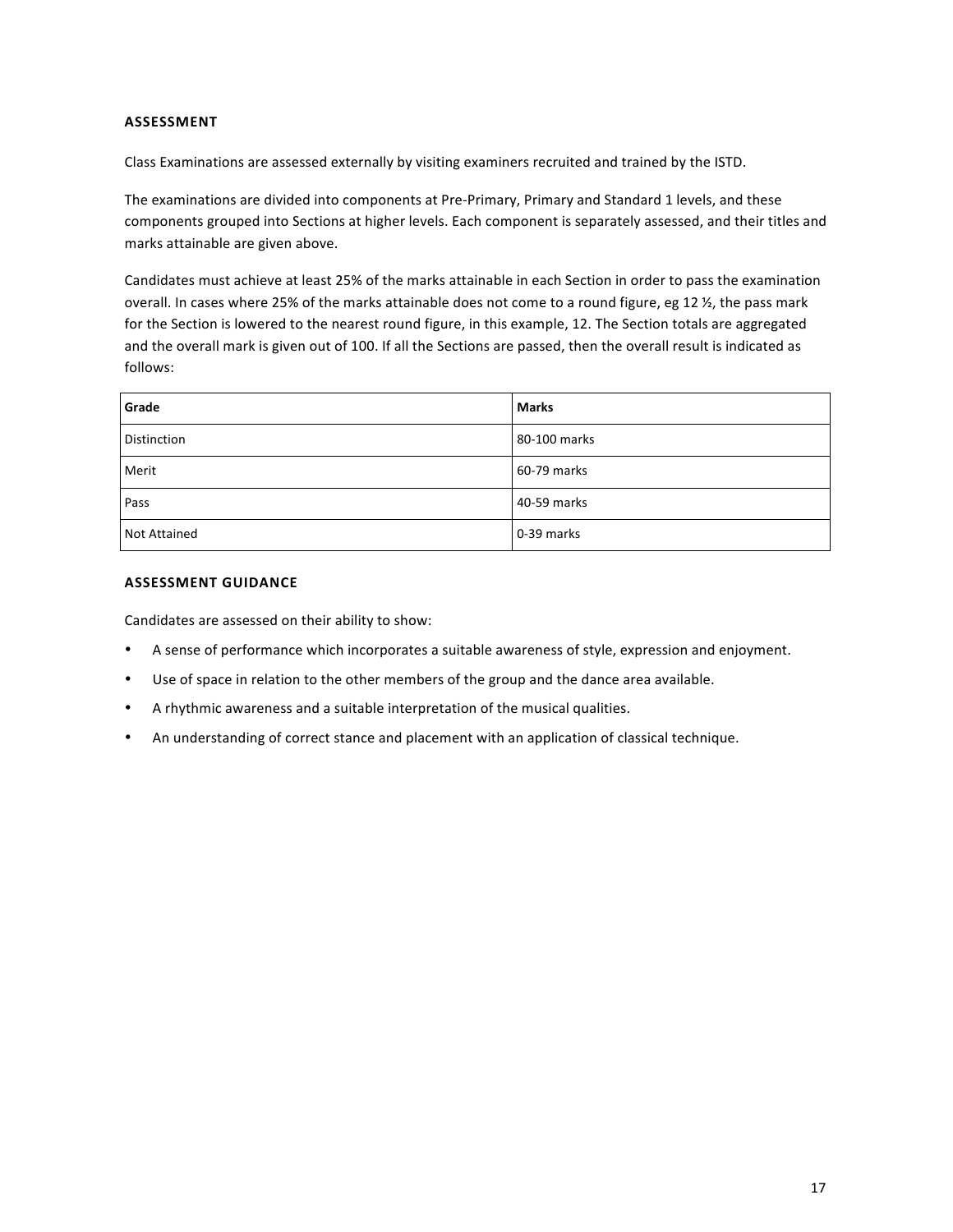## ASSESSMENT

Class Examinations are assessed externally by visiting examiners recruited and trained by the ISTD.

The examinations are divided into components at Pre-Primary, Primary and Standard 1 levels, and these components grouped into Sections at higher levels. Each component is separately assessed, and their titles and marks attainable are given above.

Candidates must achieve at least 25% of the marks attainable in each Section in order to pass the examination overall. In cases where 25% of the marks attainable does not come to a round figure, eg 12 ½, the pass mark for the Section is lowered to the nearest round figure, in this example, 12. The Section totals are aggregated and the overall mark is given out of 100. If all the Sections are passed, then the overall result is indicated as follows:

| Grade | Marks |
|---|---|
| Distinction | 80-100 marks |
| Merit | 60-79 marks |
| Pass | 40-59 marks |
| Not Attained | 0-39 marks |

## ASSESSMENT GUIDANCE

Candidates are assessed on their ability to show:

- A sense of performance which incorporates a suitable awareness of style, expression and enjoyment.
- Use of space in relation to the other members of the group and the dance area available.
- A rhythmic awareness and a suitable interpretation of the musical qualities.
- An understanding of correct stance and placement with an application of classical technique.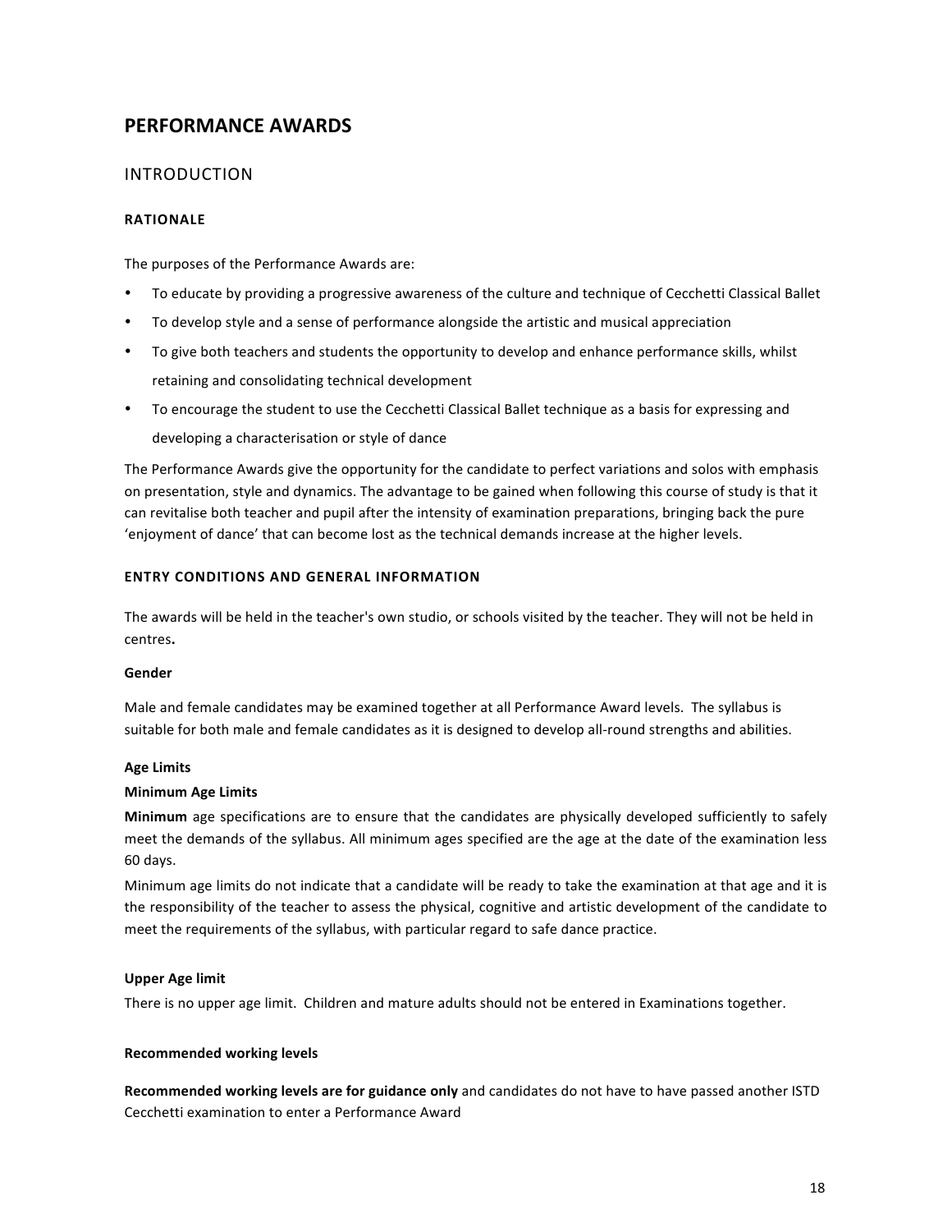# PERFORMANCE AWARDS

## INTRODUCTION

### RATIONALE

The purposes of the Performance Awards are:

- To educate by providing a progressive awareness of the culture and technique of Cecchetti Classical Ballet
- To develop style and a sense of performance alongside the artistic and musical appreciation
- To give both teachers and students the opportunity to develop and enhance performance skills, whilst retaining and consolidating technical development
- To encourage the student to use the Cecchetti Classical Ballet technique as a basis for expressing and developing a characterisation or style of dance

The Performance Awards give the opportunity for the candidate to perfect variations and solos with emphasis on presentation, style and dynamics. The advantage to be gained when following this course of study is that it can revitalise both teacher and pupil after the intensity of examination preparations, bringing back the pure 'enjoyment of dance' that can become lost as the technical demands increase at the higher levels.

### ENTRY CONDITIONS AND GENERAL INFORMATION

The awards will be held in the teacher's own studio, or schools visited by the teacher. They will not be held in centres**.**

**Gender**

Male and female candidates may be examined together at all Performance Award levels. The syllabus is suitable for both male and female candidates as it is designed to develop all-round strengths and abilities.

**Age Limits**

**Minimum Age Limits**

**Minimum** age specifications are to ensure that the candidates are physically developed sufficiently to safely meet the demands of the syllabus. All minimum ages specified are the age at the date of the examination less 60 days.

Minimum age limits do not indicate that a candidate will be ready to take the examination at that age and it is the responsibility of the teacher to assess the physical, cognitive and artistic development of the candidate to meet the requirements of the syllabus, with particular regard to safe dance practice.

**Upper Age limit**

There is no upper age limit. Children and mature adults should not be entered in Examinations together.

**Recommended working levels**

**Recommended working levels are for guidance only** and candidates do not have to have passed another ISTD Cecchetti examination to enter a Performance Award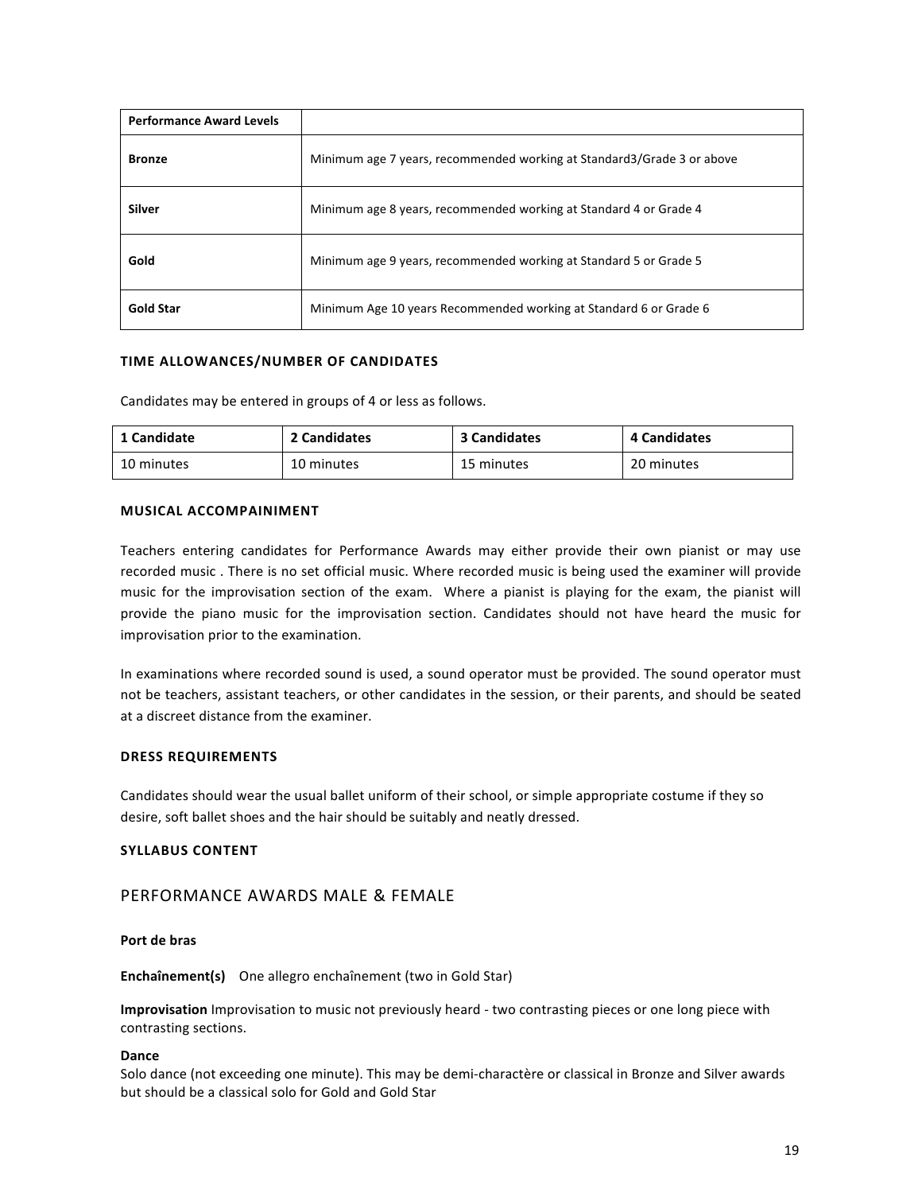| Performance Award Levels | |
|---|---|
| **Bronze** | Minimum age 7 years, recommended working at Standard3/Grade 3 or above |
| **Silver** | Minimum age 8 years, recommended working at Standard 4 or Grade 4 |
| **Gold** | Minimum age 9 years, recommended working at Standard 5 or Grade 5 |
| **Gold Star** | Minimum Age 10 years Recommended working at Standard 6 or Grade 6 |

#### TIME ALLOWANCES/NUMBER OF CANDIDATES

Candidates may be entered in groups of 4 or less as follows.

| 1 Candidate | 2 Candidates | 3 Candidates | 4 Candidates |
|---|---|---|---|
| 10 minutes | 10 minutes | 15 minutes | 20 minutes |

#### MUSICAL ACCOMPAINIMENT

Teachers entering candidates for Performance Awards may either provide their own pianist or may use recorded music . There is no set official music. Where recorded music is being used the examiner will provide music for the improvisation section of the exam. Where a pianist is playing for the exam, the pianist will provide the piano music for the improvisation section. Candidates should not have heard the music for improvisation prior to the examination.

In examinations where recorded sound is used, a sound operator must be provided. The sound operator must not be teachers, assistant teachers, or other candidates in the session, or their parents, and should be seated at a discreet distance from the examiner.

#### DRESS REQUIREMENTS

Candidates should wear the usual ballet uniform of their school, or simple appropriate costume if they so desire, soft ballet shoes and the hair should be suitably and neatly dressed.

#### SYLLABUS CONTENT

## PERFORMANCE AWARDS MALE & FEMALE

**Port de bras**

**Enchaînement(s)** One allegro enchaînement (two in Gold Star)

**Improvisation** Improvisation to music not previously heard - two contrasting pieces or one long piece with contrasting sections.

**Dance**
Solo dance (not exceeding one minute). This may be demi-charactère or classical in Bronze and Silver awards but should be a classical solo for Gold and Gold Star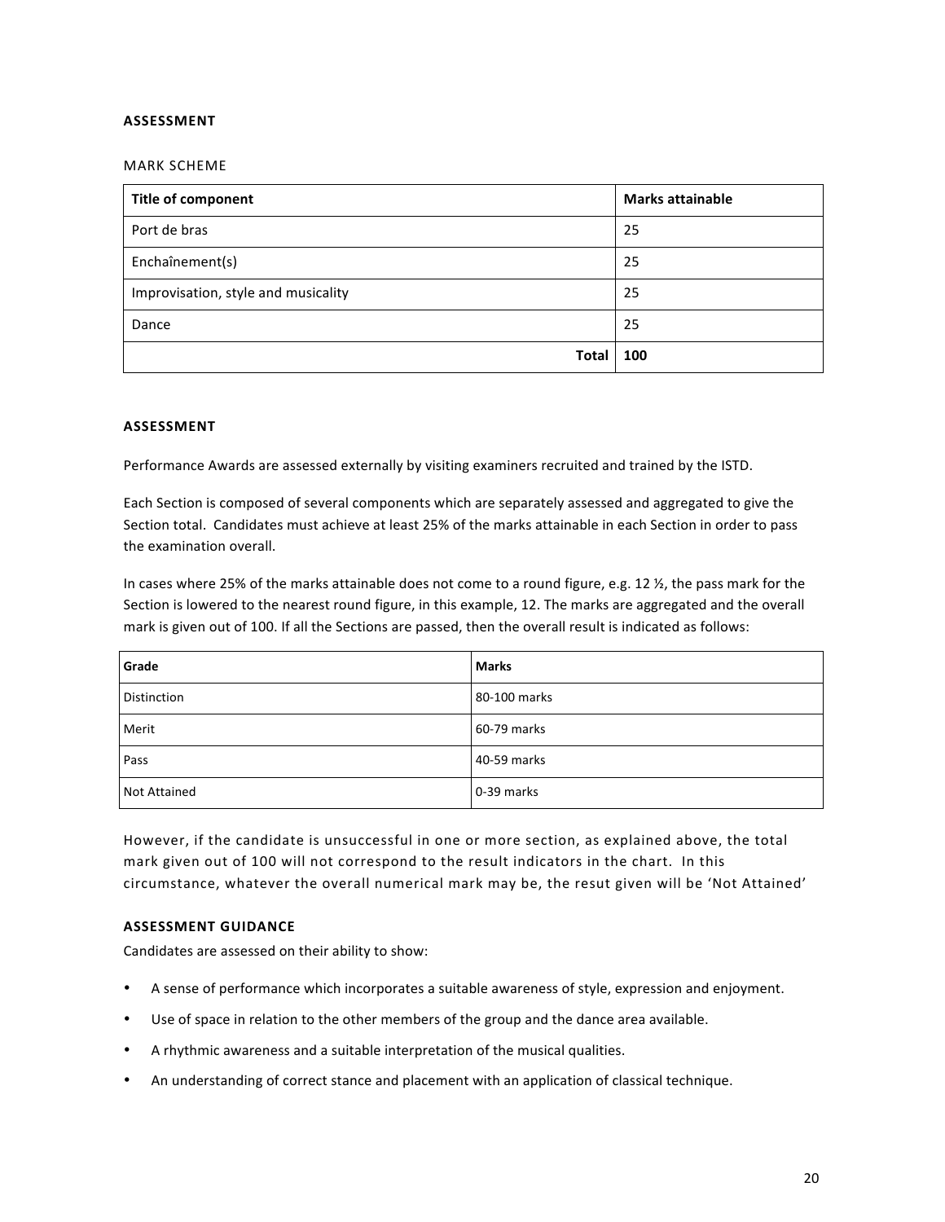## ASSESSMENT

MARK SCHEME

| Title of component | Marks attainable |
|---|---|
| Port de bras | 25 |
| Enchaînement(s) | 25 |
| Improvisation, style and musicality | 25 |
| Dance | 25 |
| Total | 100 |

## ASSESSMENT

Performance Awards are assessed externally by visiting examiners recruited and trained by the ISTD.

Each Section is composed of several components which are separately assessed and aggregated to give the Section total. Candidates must achieve at least 25% of the marks attainable in each Section in order to pass the examination overall.

In cases where 25% of the marks attainable does not come to a round figure, e.g. 12 ½, the pass mark for the Section is lowered to the nearest round figure, in this example, 12. The marks are aggregated and the overall mark is given out of 100. If all the Sections are passed, then the overall result is indicated as follows:

| Grade | Marks |
|---|---|
| Distinction | 80-100 marks |
| Merit | 60-79 marks |
| Pass | 40-59 marks |
| Not Attained | 0-39 marks |

However, if the candidate is unsuccessful in one or more section, as explained above, the total mark given out of 100 will not correspond to the result indicators in the chart. In this circumstance, whatever the overall numerical mark may be, the resut given will be 'Not Attained'

## ASSESSMENT GUIDANCE

Candidates are assessed on their ability to show:

- A sense of performance which incorporates a suitable awareness of style, expression and enjoyment.
- Use of space in relation to the other members of the group and the dance area available.
- A rhythmic awareness and a suitable interpretation of the musical qualities.
- An understanding of correct stance and placement with an application of classical technique.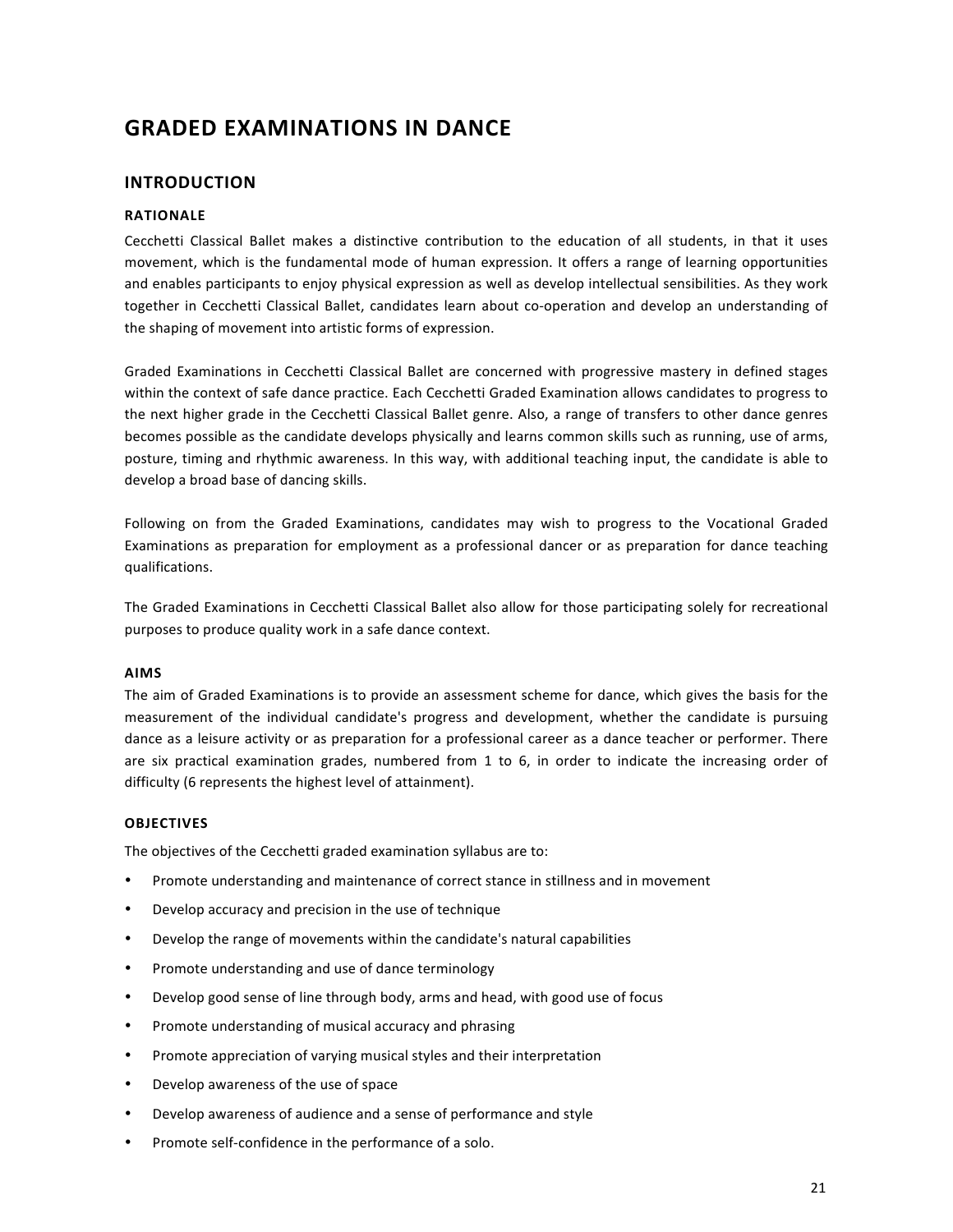# GRADED EXAMINATIONS IN DANCE

## INTRODUCTION

### RATIONALE

Cecchetti Classical Ballet makes a distinctive contribution to the education of all students, in that it uses movement, which is the fundamental mode of human expression. It offers a range of learning opportunities and enables participants to enjoy physical expression as well as develop intellectual sensibilities. As they work together in Cecchetti Classical Ballet, candidates learn about co-operation and develop an understanding of the shaping of movement into artistic forms of expression.

Graded Examinations in Cecchetti Classical Ballet are concerned with progressive mastery in defined stages within the context of safe dance practice. Each Cecchetti Graded Examination allows candidates to progress to the next higher grade in the Cecchetti Classical Ballet genre. Also, a range of transfers to other dance genres becomes possible as the candidate develops physically and learns common skills such as running, use of arms, posture, timing and rhythmic awareness. In this way, with additional teaching input, the candidate is able to develop a broad base of dancing skills.

Following on from the Graded Examinations, candidates may wish to progress to the Vocational Graded Examinations as preparation for employment as a professional dancer or as preparation for dance teaching qualifications.

The Graded Examinations in Cecchetti Classical Ballet also allow for those participating solely for recreational purposes to produce quality work in a safe dance context.

### AIMS

The aim of Graded Examinations is to provide an assessment scheme for dance, which gives the basis for the measurement of the individual candidate's progress and development, whether the candidate is pursuing dance as a leisure activity or as preparation for a professional career as a dance teacher or performer. There are six practical examination grades, numbered from 1 to 6, in order to indicate the increasing order of difficulty (6 represents the highest level of attainment).

### OBJECTIVES

The objectives of the Cecchetti graded examination syllabus are to:

- Promote understanding and maintenance of correct stance in stillness and in movement
- Develop accuracy and precision in the use of technique
- Develop the range of movements within the candidate's natural capabilities
- Promote understanding and use of dance terminology
- Develop good sense of line through body, arms and head, with good use of focus
- Promote understanding of musical accuracy and phrasing
- Promote appreciation of varying musical styles and their interpretation
- Develop awareness of the use of space
- Develop awareness of audience and a sense of performance and style
- Promote self-confidence in the performance of a solo.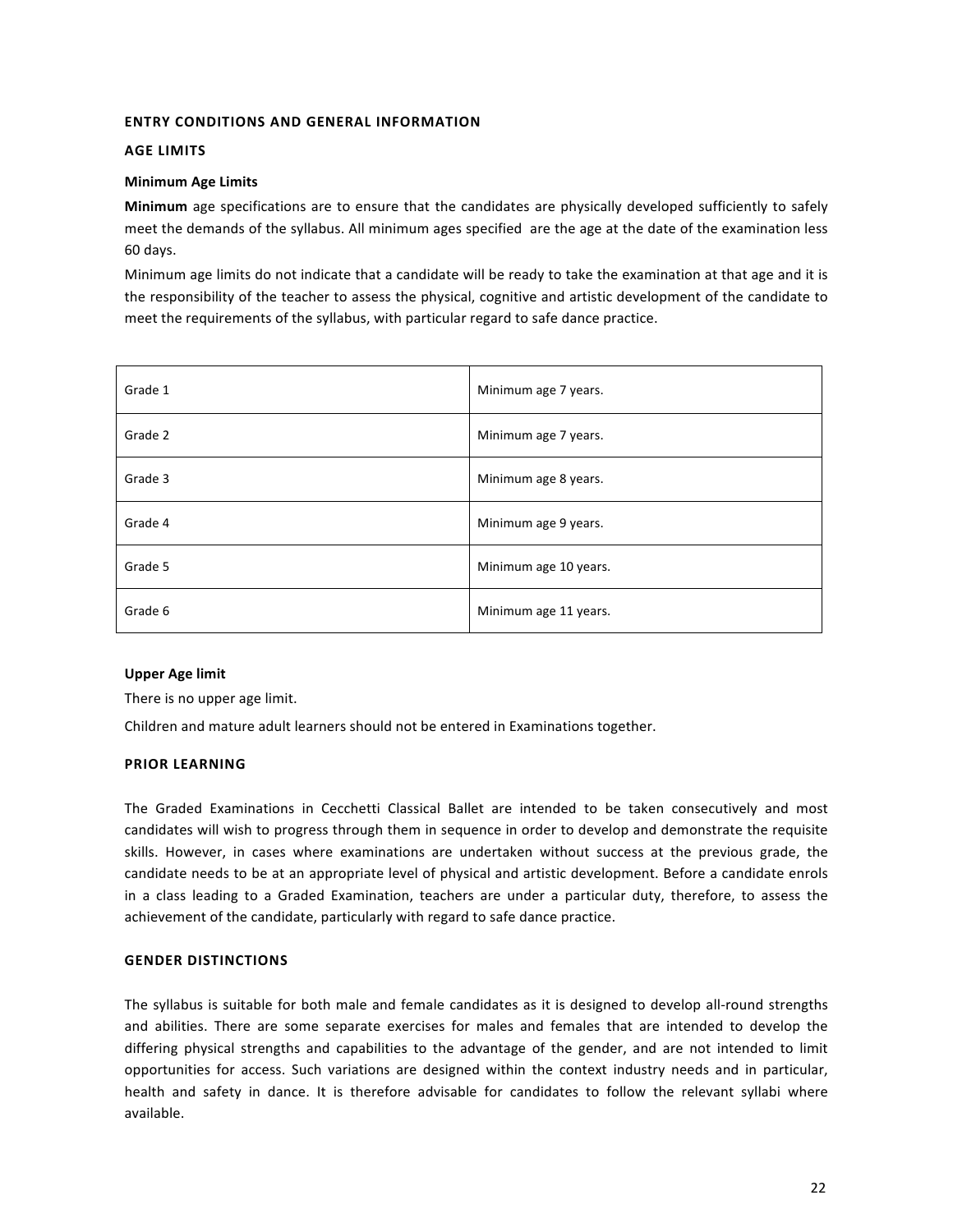## ENTRY CONDITIONS AND GENERAL INFORMATION

### AGE LIMITS

#### Minimum Age Limits

**Minimum** age specifications are to ensure that the candidates are physically developed sufficiently to safely meet the demands of the syllabus. All minimum ages specified are the age at the date of the examination less 60 days.

Minimum age limits do not indicate that a candidate will be ready to take the examination at that age and it is the responsibility of the teacher to assess the physical, cognitive and artistic development of the candidate to meet the requirements of the syllabus, with particular regard to safe dance practice.

| | |
|---|---|
| Grade 1 | Minimum age 7 years. |
| Grade 2 | Minimum age 7 years. |
| Grade 3 | Minimum age 8 years. |
| Grade 4 | Minimum age 9 years. |
| Grade 5 | Minimum age 10 years. |
| Grade 6 | Minimum age 11 years. |

#### Upper Age limit

There is no upper age limit.

Children and mature adult learners should not be entered in Examinations together.

### PRIOR LEARNING

The Graded Examinations in Cecchetti Classical Ballet are intended to be taken consecutively and most candidates will wish to progress through them in sequence in order to develop and demonstrate the requisite skills. However, in cases where examinations are undertaken without success at the previous grade, the candidate needs to be at an appropriate level of physical and artistic development. Before a candidate enrols in a class leading to a Graded Examination, teachers are under a particular duty, therefore, to assess the achievement of the candidate, particularly with regard to safe dance practice.

### GENDER DISTINCTIONS

The syllabus is suitable for both male and female candidates as it is designed to develop all-round strengths and abilities. There are some separate exercises for males and females that are intended to develop the differing physical strengths and capabilities to the advantage of the gender, and are not intended to limit opportunities for access. Such variations are designed within the context industry needs and in particular, health and safety in dance. It is therefore advisable for candidates to follow the relevant syllabi where available.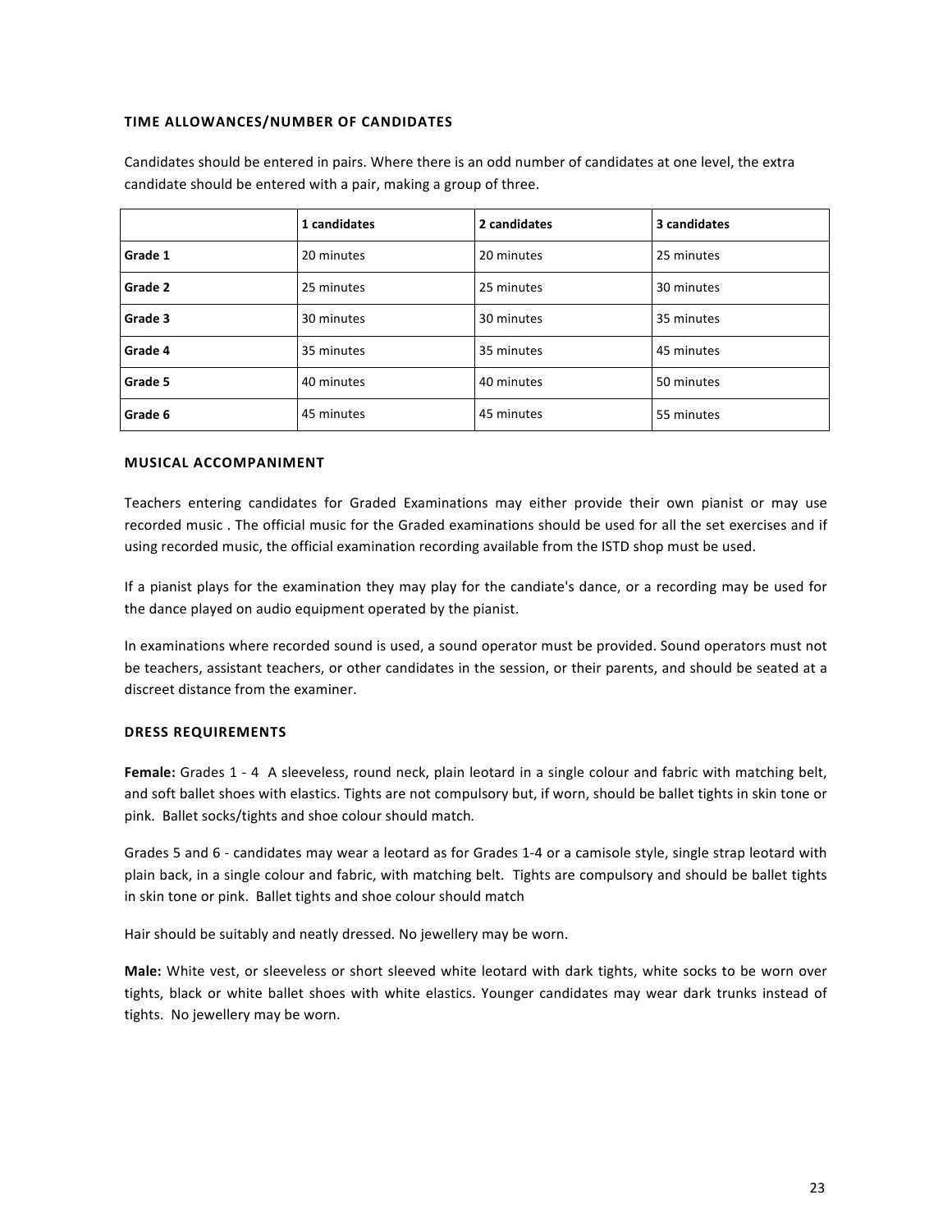### TIME ALLOWANCES/NUMBER OF CANDIDATES

Candidates should be entered in pairs. Where there is an odd number of candidates at one level, the extra candidate should be entered with a pair, making a group of three.

| | 1 candidates | 2 candidates | 3 candidates |
|---|---|---|---|
| **Grade 1** | 20 minutes | 20 minutes | 25 minutes |
| **Grade 2** | 25 minutes | 25 minutes | 30 minutes |
| **Grade 3** | 30 minutes | 30 minutes | 35 minutes |
| **Grade 4** | 35 minutes | 35 minutes | 45 minutes |
| **Grade 5** | 40 minutes | 40 minutes | 50 minutes |
| **Grade 6** | 45 minutes | 45 minutes | 55 minutes |

### MUSICAL ACCOMPANIMENT

Teachers entering candidates for Graded Examinations may either provide their own pianist or may use recorded music . The official music for the Graded examinations should be used for all the set exercises and if using recorded music, the official examination recording available from the ISTD shop must be used.

If a pianist plays for the examination they may play for the candiate's dance, or a recording may be used for the dance played on audio equipment operated by the pianist.

In examinations where recorded sound is used, a sound operator must be provided. Sound operators must not be teachers, assistant teachers, or other candidates in the session, or their parents, and should be seated at a discreet distance from the examiner.

### DRESS REQUIREMENTS

**Female:** Grades 1 - 4 A sleeveless, round neck, plain leotard in a single colour and fabric with matching belt, and soft ballet shoes with elastics. Tights are not compulsory but, if worn, should be ballet tights in skin tone or pink. Ballet socks/tights and shoe colour should match.

Grades 5 and 6 - candidates may wear a leotard as for Grades 1-4 or a camisole style, single strap leotard with plain back, in a single colour and fabric, with matching belt. Tights are compulsory and should be ballet tights in skin tone or pink. Ballet tights and shoe colour should match

Hair should be suitably and neatly dressed. No jewellery may be worn.

**Male:** White vest, or sleeveless or short sleeved white leotard with dark tights, white socks to be worn over tights, black or white ballet shoes with white elastics. Younger candidates may wear dark trunks instead of tights. No jewellery may be worn.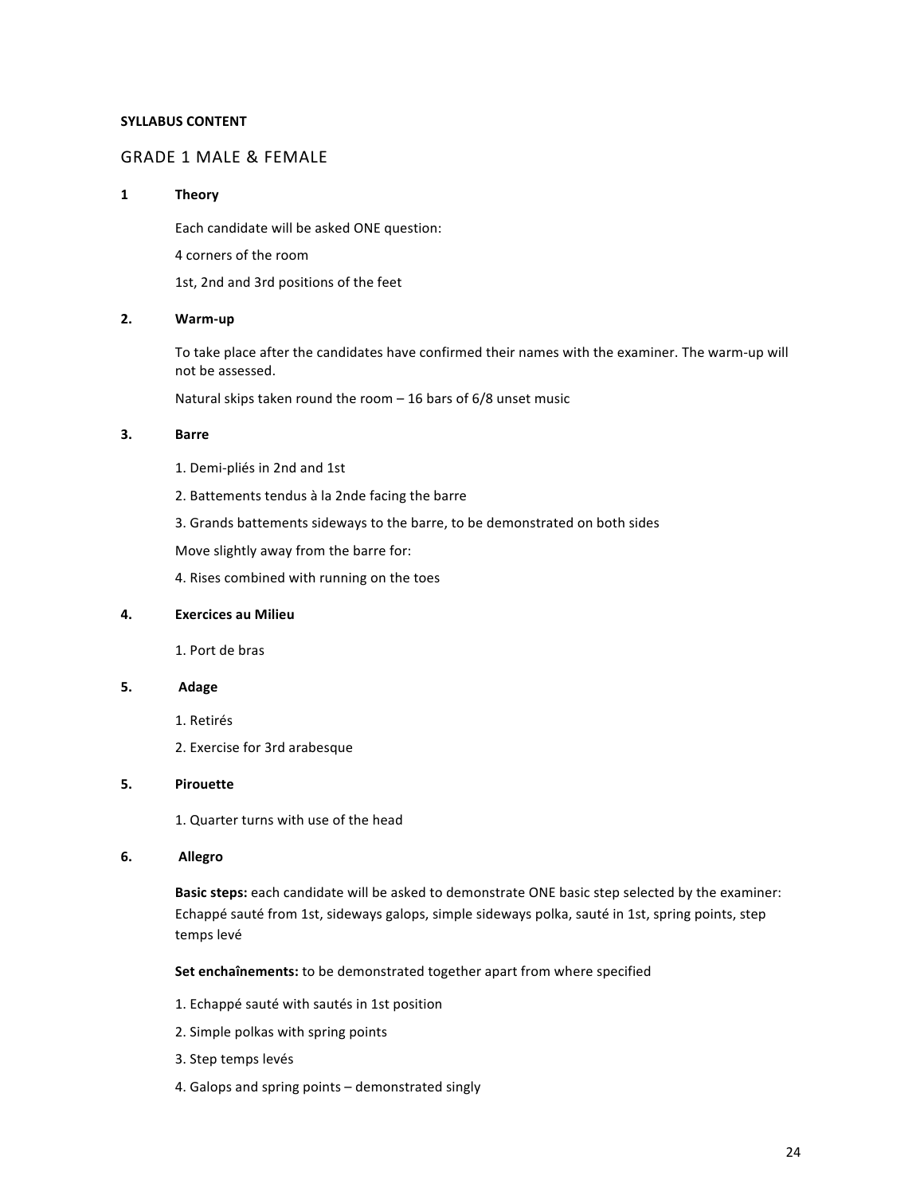**SYLLABUS CONTENT**

## GRADE 1 MALE & FEMALE

### 1 Theory

Each candidate will be asked ONE question:

4 corners of the room

1st, 2nd and 3rd positions of the feet

### 2. Warm-up

To take place after the candidates have confirmed their names with the examiner. The warm-up will not be assessed.

Natural skips taken round the room – 16 bars of 6/8 unset music

### 3. Barre

1. Demi-pliés in 2nd and 1st
2. Battements tendus à la 2nde facing the barre
3. Grands battements sideways to the barre, to be demonstrated on both sides

Move slightly away from the barre for:

4. Rises combined with running on the toes

### 4. Exercices au Milieu

1. Port de bras

### 5. Adage

1. Retirés
2. Exercise for 3rd arabesque

### 5. Pirouette

1. Quarter turns with use of the head

### 6. Allegro

**Basic steps:** each candidate will be asked to demonstrate ONE basic step selected by the examiner: Echappé sauté from 1st, sideways galops, simple sideways polka, sauté in 1st, spring points, step temps levé

**Set enchaînements:** to be demonstrated together apart from where specified

1. Echappé sauté with sautés in 1st position
2. Simple polkas with spring points
3. Step temps levés
4. Galops and spring points – demonstrated singly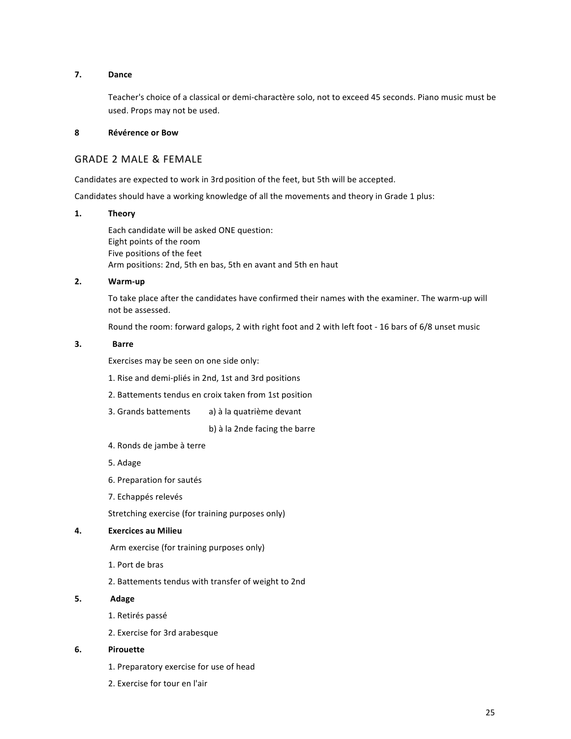**7.** **Dance**

Teacher's choice of a classical or demi-charactère solo, not to exceed 45 seconds. Piano music must be used. Props may not be used.

**8** **Révérence or Bow**

## GRADE 2 MALE & FEMALE

Candidates are expected to work in 3rd position of the feet, but 5th will be accepted.

Candidates should have a working knowledge of all the movements and theory in Grade 1 plus:

**1.** **Theory**

Each candidate will be asked ONE question:
Eight points of the room
Five positions of the feet
Arm positions: 2nd, 5th en bas, 5th en avant and 5th en haut

**2.** **Warm-up**

To take place after the candidates have confirmed their names with the examiner. The warm-up will not be assessed.

Round the room: forward galops, 2 with right foot and 2 with left foot - 16 bars of 6/8 unset music

**3.** **Barre**

Exercises may be seen on one side only:

1. Rise and demi-pliés in 2nd, 1st and 3rd positions
2. Battements tendus en croix taken from 1st position
3. Grands battements a) à la quatrième devant
   b) à la 2nde facing the barre
4. Ronds de jambe à terre
5. Adage
6. Preparation for sautés
7. Echappés relevés

Stretching exercise (for training purposes only)

**4.** **Exercices au Milieu**

Arm exercise (for training purposes only)

1. Port de bras
2. Battements tendus with transfer of weight to 2nd

**5.** **Adage**

1. Retirés passé
2. Exercise for 3rd arabesque

**6.** **Pirouette**

1. Preparatory exercise for use of head
2. Exercise for tour en l'air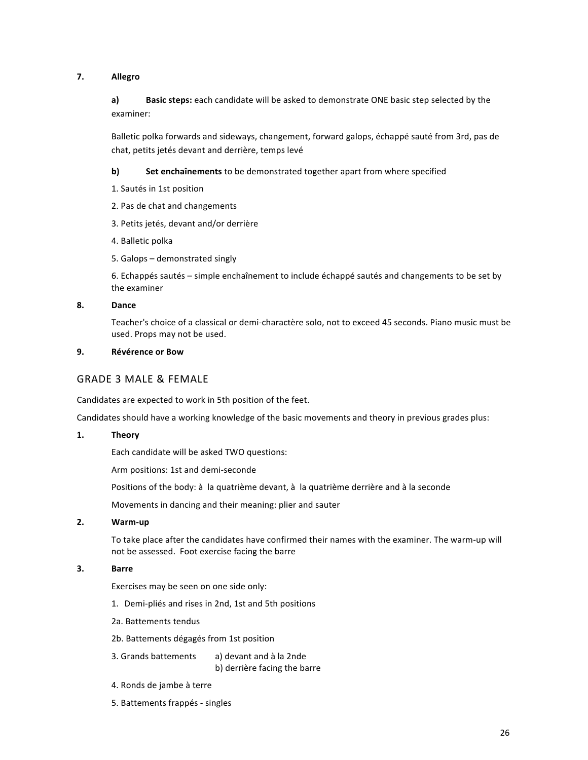**7. Allegro**

**a) Basic steps:** each candidate will be asked to demonstrate ONE basic step selected by the examiner:

Balletic polka forwards and sideways, changement, forward galops, échappé sauté from 3rd, pas de chat, petits jetés devant and derrière, temps levé

**b) Set enchaînements** to be demonstrated together apart from where specified

1. Sautés in 1st position
2. Pas de chat and changements
3. Petits jetés, devant and/or derrière
4. Balletic polka
5. Galops – demonstrated singly
6. Echappés sautés – simple enchaînement to include échappé sautés and changements to be set by the examiner

**8. Dance**

Teacher's choice of a classical or demi-charactère solo, not to exceed 45 seconds. Piano music must be used. Props may not be used.

**9. Révérence or Bow**

## GRADE 3 MALE & FEMALE

Candidates are expected to work in 5th position of the feet.

Candidates should have a working knowledge of the basic movements and theory in previous grades plus:

**1. Theory**

Each candidate will be asked TWO questions:

Arm positions: 1st and demi-seconde

Positions of the body: à la quatrième devant, à la quatrième derrière and à la seconde

Movements in dancing and their meaning: plier and sauter

**2. Warm-up**

To take place after the candidates have confirmed their names with the examiner. The warm-up will not be assessed. Foot exercise facing the barre

**3. Barre**

Exercises may be seen on one side only:

1. Demi-pliés and rises in 2nd, 1st and 5th positions

2a. Battements tendus

2b. Battements dégagés from 1st position

3. Grands battements a) devant and à la 2nde
   b) derrière facing the barre

4. Ronds de jambe à terre

5. Battements frappés - singles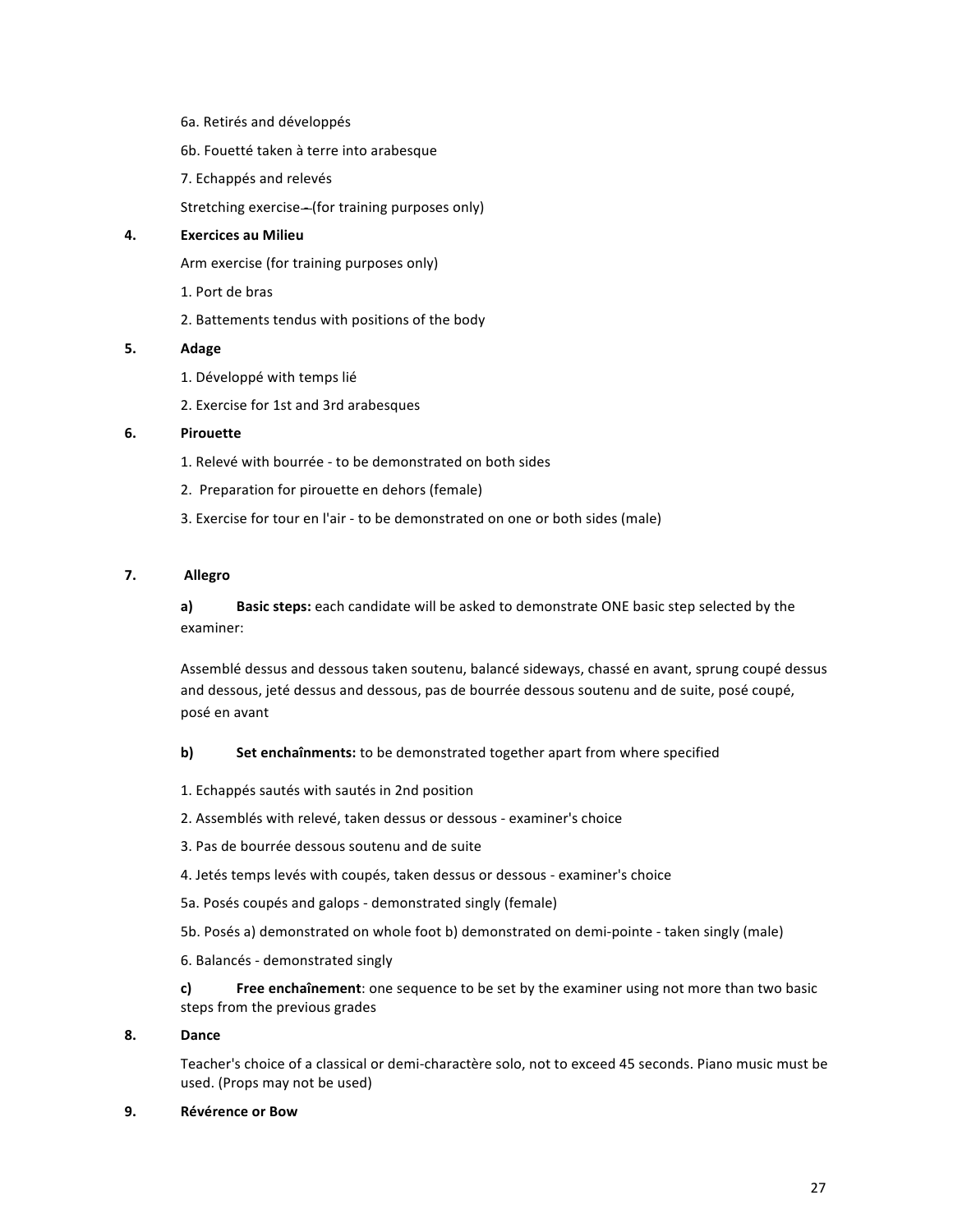6a. Retirés and développés

6b. Fouetté taken à terre into arabesque

7. Echappés and relevés

Stretching exercise - (for training purposes only)

**4. Exercices au Milieu**

Arm exercise (for training purposes only)

1. Port de bras

2. Battements tendus with positions of the body

**5. Adage**

1. Développé with temps lié

2. Exercise for 1st and 3rd arabesques

**6. Pirouette**

1. Relevé with bourrée - to be demonstrated on both sides

2. Preparation for pirouette en dehors (female)

3. Exercise for tour en l'air - to be demonstrated on one or both sides (male)

**7. Allegro**

**a) Basic steps:** each candidate will be asked to demonstrate ONE basic step selected by the examiner:

Assemblé dessus and dessous taken soutenu, balancé sideways, chassé en avant, sprung coupé dessus and dessous, jeté dessus and dessous, pas de bourrée dessous soutenu and de suite, posé coupé, posé en avant

**b) Set enchaînments:** to be demonstrated together apart from where specified

1. Echappés sautés with sautés in 2nd position

2. Assemblés with relevé, taken dessus or dessous - examiner's choice

3. Pas de bourrée dessous soutenu and de suite

4. Jetés temps levés with coupés, taken dessus or dessous - examiner's choice

5a. Posés coupés and galops - demonstrated singly (female)

5b. Posés a) demonstrated on whole foot b) demonstrated on demi-pointe - taken singly (male)

6. Balancés - demonstrated singly

**c) Free enchaînement**: one sequence to be set by the examiner using not more than two basic steps from the previous grades

**8. Dance**

Teacher's choice of a classical or demi-charactère solo, not to exceed 45 seconds. Piano music must be used. (Props may not be used)

**9. Révérence or Bow**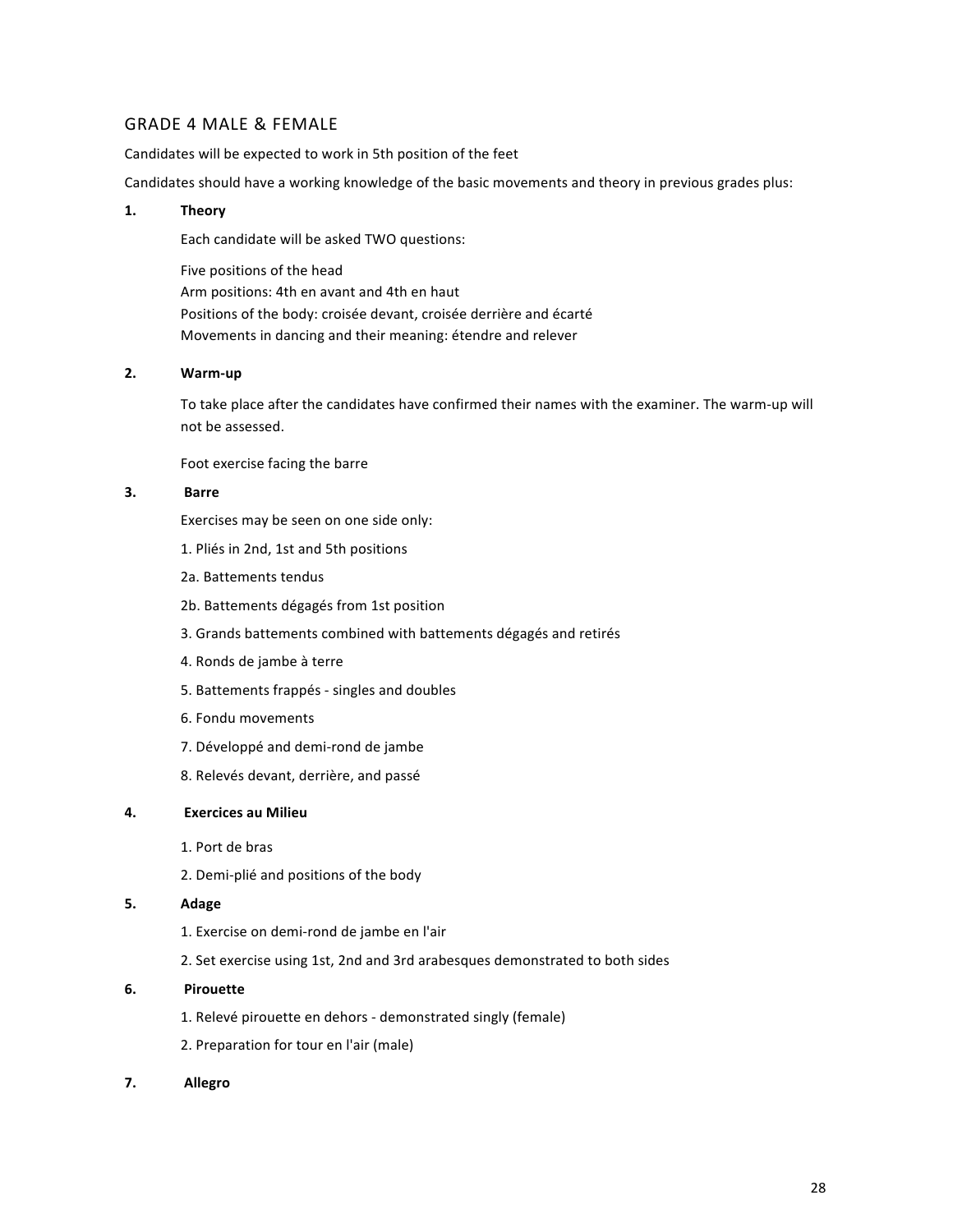## GRADE 4 MALE & FEMALE

Candidates will be expected to work in 5th position of the feet

Candidates should have a working knowledge of the basic movements and theory in previous grades plus:

### 1. Theory

Each candidate will be asked TWO questions:

Five positions of the head
Arm positions: 4th en avant and 4th en haut
Positions of the body: croisée devant, croisée derrière and écarté
Movements in dancing and their meaning: étendre and relever

### 2. Warm-up

To take place after the candidates have confirmed their names with the examiner. The warm-up will not be assessed.

Foot exercise facing the barre

### 3. Barre

Exercises may be seen on one side only:

1. Pliés in 2nd, 1st and 5th positions

2a. Battements tendus

2b. Battements dégagés from 1st position

3. Grands battements combined with battements dégagés and retirés

4. Ronds de jambe à terre

5. Battements frappés - singles and doubles

6. Fondu movements

7. Développé and demi-rond de jambe

8. Relevés devant, derrière, and passé

### 4. Exercices au Milieu

1. Port de bras

2. Demi-plié and positions of the body

### 5. Adage

1. Exercise on demi-rond de jambe en l'air

2. Set exercise using 1st, 2nd and 3rd arabesques demonstrated to both sides

### 6. Pirouette

1. Relevé pirouette en dehors - demonstrated singly (female)

2. Preparation for tour en l'air (male)

### 7. Allegro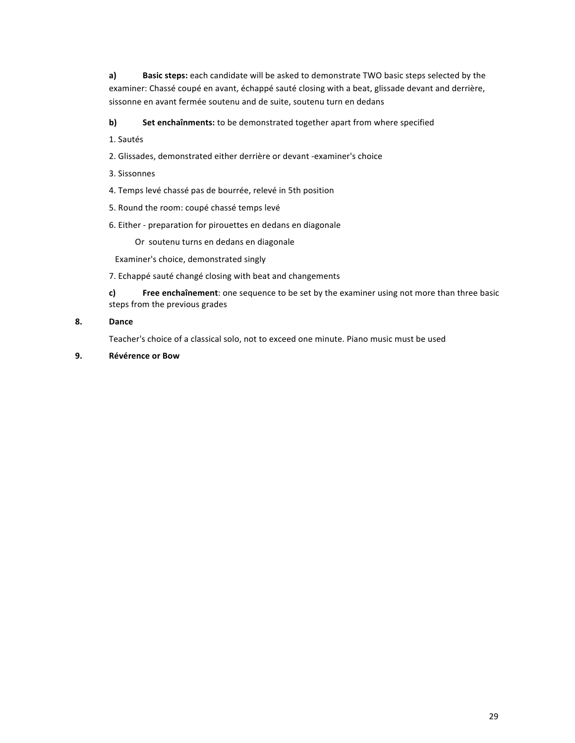**a)** **Basic steps:** each candidate will be asked to demonstrate TWO basic steps selected by the examiner: Chassé coupé en avant, échappé sauté closing with a beat, glissade devant and derrière, sissonne en avant fermée soutenu and de suite, soutenu turn en dedans

**b)** **Set enchaînments:** to be demonstrated together apart from where specified

1. Sautés
2. Glissades, demonstrated either derrière or devant -examiner's choice
3. Sissonnes
4. Temps levé chassé pas de bourrée, relevé in 5th position
5. Round the room: coupé chassé temps levé
6. Either - preparation for pirouettes en dedans en diagonale

   Or soutenu turns en dedans en diagonale

   Examiner's choice, demonstrated singly
7. Echappé sauté changé closing with beat and changements

**c)** **Free enchaînement**: one sequence to be set by the examiner using not more than three basic steps from the previous grades

**8. Dance**

Teacher's choice of a classical solo, not to exceed one minute. Piano music must be used

**9. Révérence or Bow**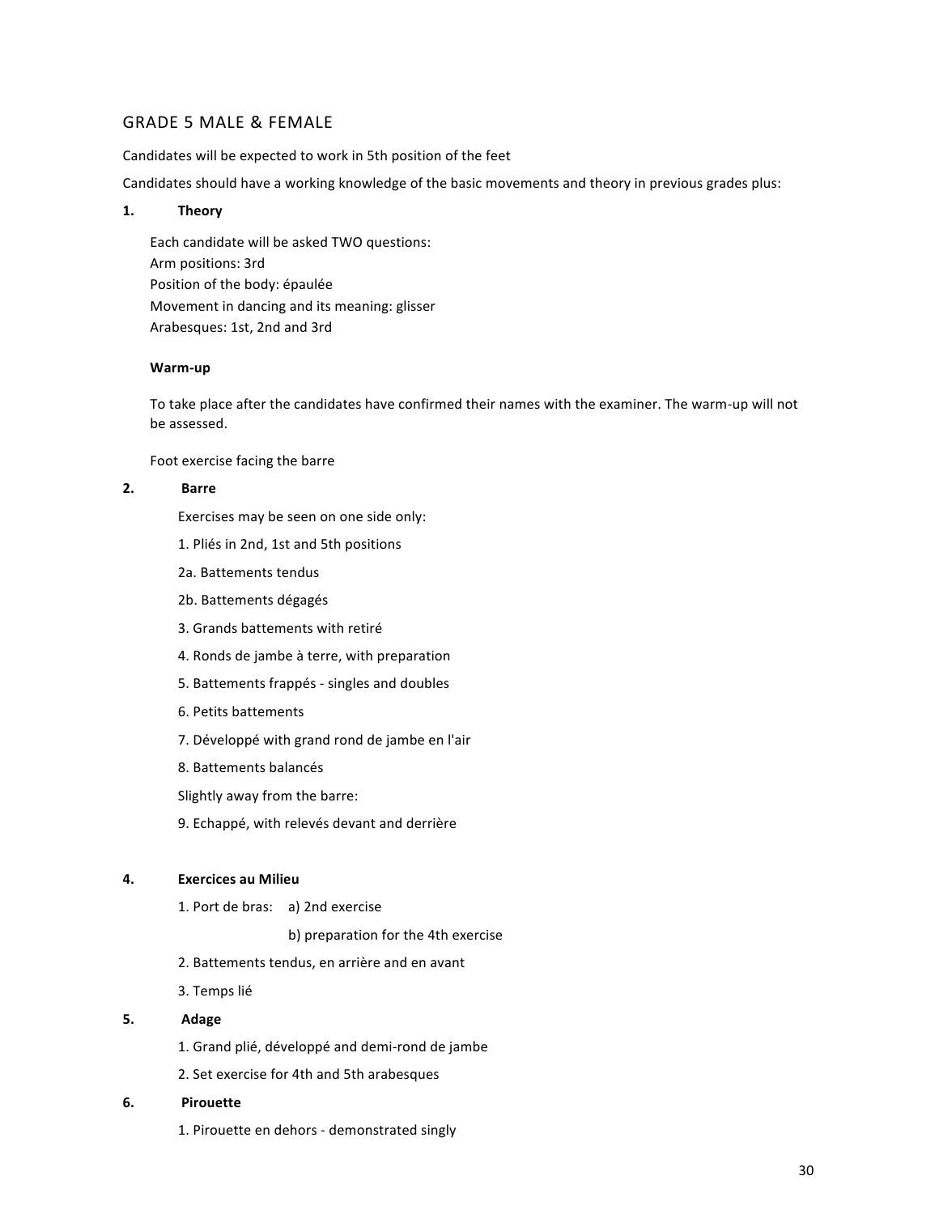## GRADE 5 MALE & FEMALE

Candidates will be expected to work in 5th position of the feet

Candidates should have a working knowledge of the basic movements and theory in previous grades plus:

### 1. Theory

Each candidate will be asked TWO questions:
Arm positions: 3rd
Position of the body: épaulée
Movement in dancing and its meaning: glisser
Arabesques: 1st, 2nd and 3rd

**Warm-up**

To take place after the candidates have confirmed their names with the examiner. The warm-up will not be assessed.

Foot exercise facing the barre

### 2. Barre

Exercises may be seen on one side only:

1. Pliés in 2nd, 1st and 5th positions

2a. Battements tendus

2b. Battements dégagés

3. Grands battements with retiré

4. Ronds de jambe à terre, with preparation

5. Battements frappés - singles and doubles

6. Petits battements

7. Développé with grand rond de jambe en l'air

8. Battements balancés

Slightly away from the barre:

9. Echappé, with relevés devant and derrière

### 4. Exercices au Milieu

1. Port de bras: a) 2nd exercise

   b) preparation for the 4th exercise

2. Battements tendus, en arrière and en avant

3. Temps lié

### 5. Adage

1. Grand plié, développé and demi-rond de jambe

2. Set exercise for 4th and 5th arabesques

### 6. Pirouette

1. Pirouette en dehors - demonstrated singly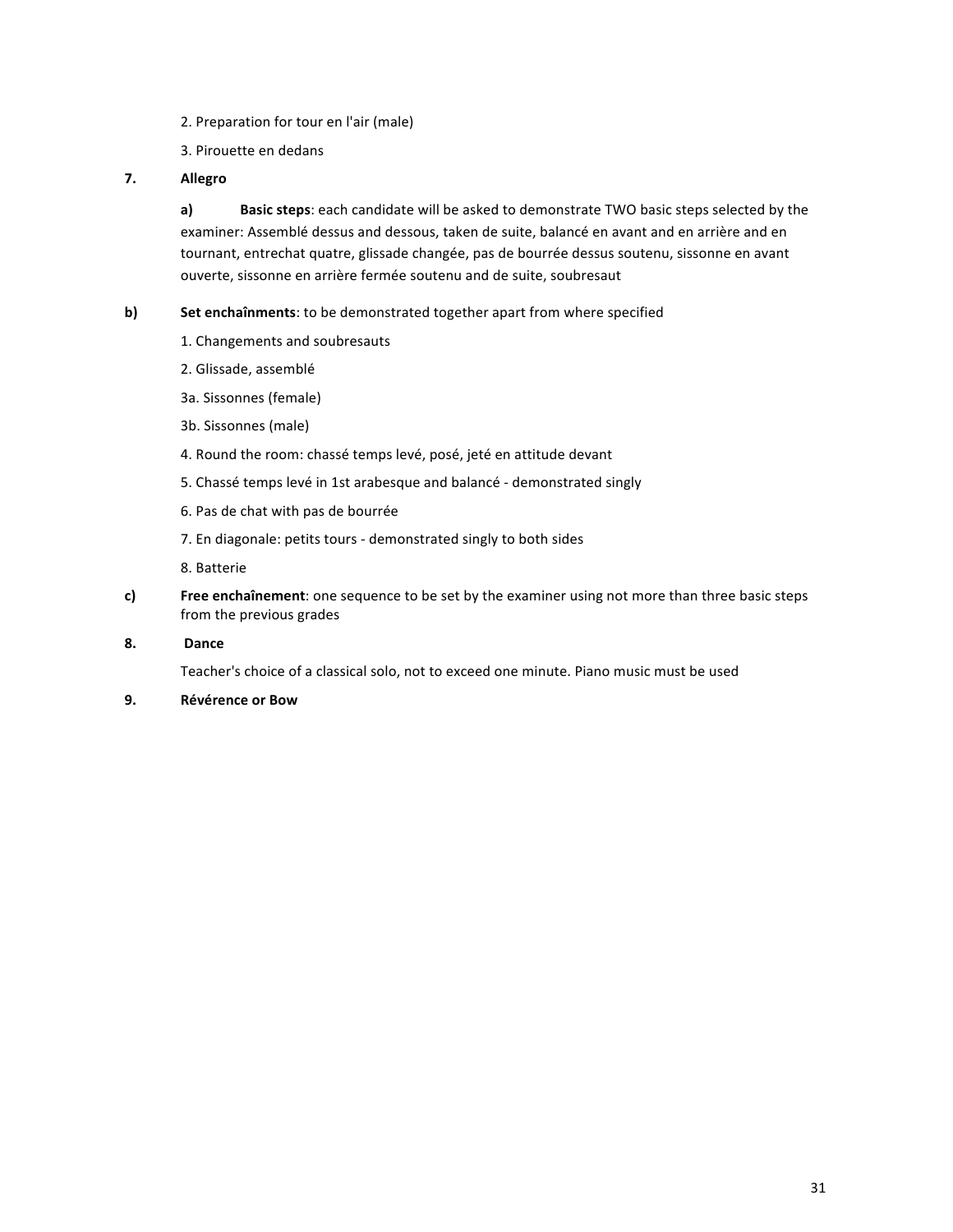2. Preparation for tour en l'air (male)

3. Pirouette en dedans

**7. Allegro**

**a) Basic steps**: each candidate will be asked to demonstrate TWO basic steps selected by the examiner: Assemblé dessus and dessous, taken de suite, balancé en avant and en arrière and en tournant, entrechat quatre, glissade changée, pas de bourrée dessus soutenu, sissonne en avant ouverte, sissonne en arrière fermée soutenu and de suite, soubresaut

**b) Set enchaînments**: to be demonstrated together apart from where specified

1. Changements and soubresauts

2. Glissade, assemblé

3a. Sissonnes (female)

3b. Sissonnes (male)

4. Round the room: chassé temps levé, posé, jeté en attitude devant

5. Chassé temps levé in 1st arabesque and balancé - demonstrated singly

6. Pas de chat with pas de bourrée

7. En diagonale: petits tours - demonstrated singly to both sides

8. Batterie

**c) Free enchaînement**: one sequence to be set by the examiner using not more than three basic steps from the previous grades

**8. Dance**

Teacher's choice of a classical solo, not to exceed one minute. Piano music must be used

**9. Révérence or Bow**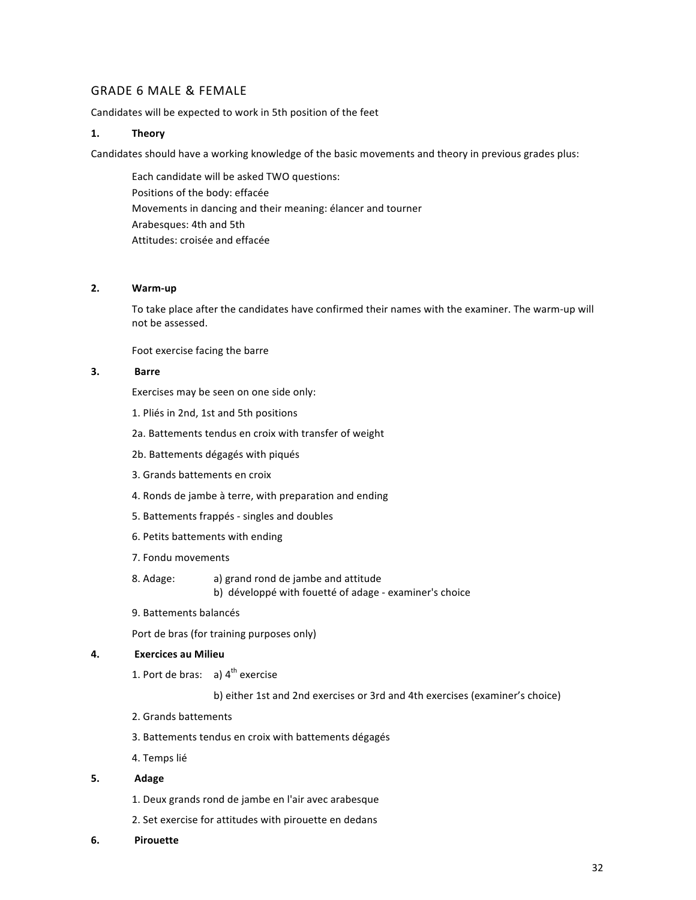## GRADE 6 MALE & FEMALE

Candidates will be expected to work in 5th position of the feet

### 1. Theory

Candidates should have a working knowledge of the basic movements and theory in previous grades plus:

Each candidate will be asked TWO questions:
Positions of the body: effacée
Movements in dancing and their meaning: élancer and tourner
Arabesques: 4th and 5th
Attitudes: croisée and effacée

### 2. Warm-up

To take place after the candidates have confirmed their names with the examiner. The warm-up will not be assessed.

Foot exercise facing the barre

### 3. Barre

Exercises may be seen on one side only:

1. Pliés in 2nd, 1st and 5th positions

2a. Battements tendus en croix with transfer of weight

2b. Battements dégagés with piqués

3. Grands battements en croix

4. Ronds de jambe à terre, with preparation and ending

5. Battements frappés - singles and doubles

6. Petits battements with ending

7. Fondu movements

8. Adage:
   a) grand rond de jambe and attitude
   b) développé with fouetté of adage - examiner's choice

9. Battements balancés

Port de bras (for training purposes only)

### 4. Exercices au Milieu

1. Port de bras:
   a) 4th exercise
   b) either 1st and 2nd exercises or 3rd and 4th exercises (examiner's choice)

2. Grands battements

3. Battements tendus en croix with battements dégagés

4. Temps lié

### 5. Adage

1. Deux grands rond de jambe en l'air avec arabesque

2. Set exercise for attitudes with pirouette en dedans

### 6. Pirouette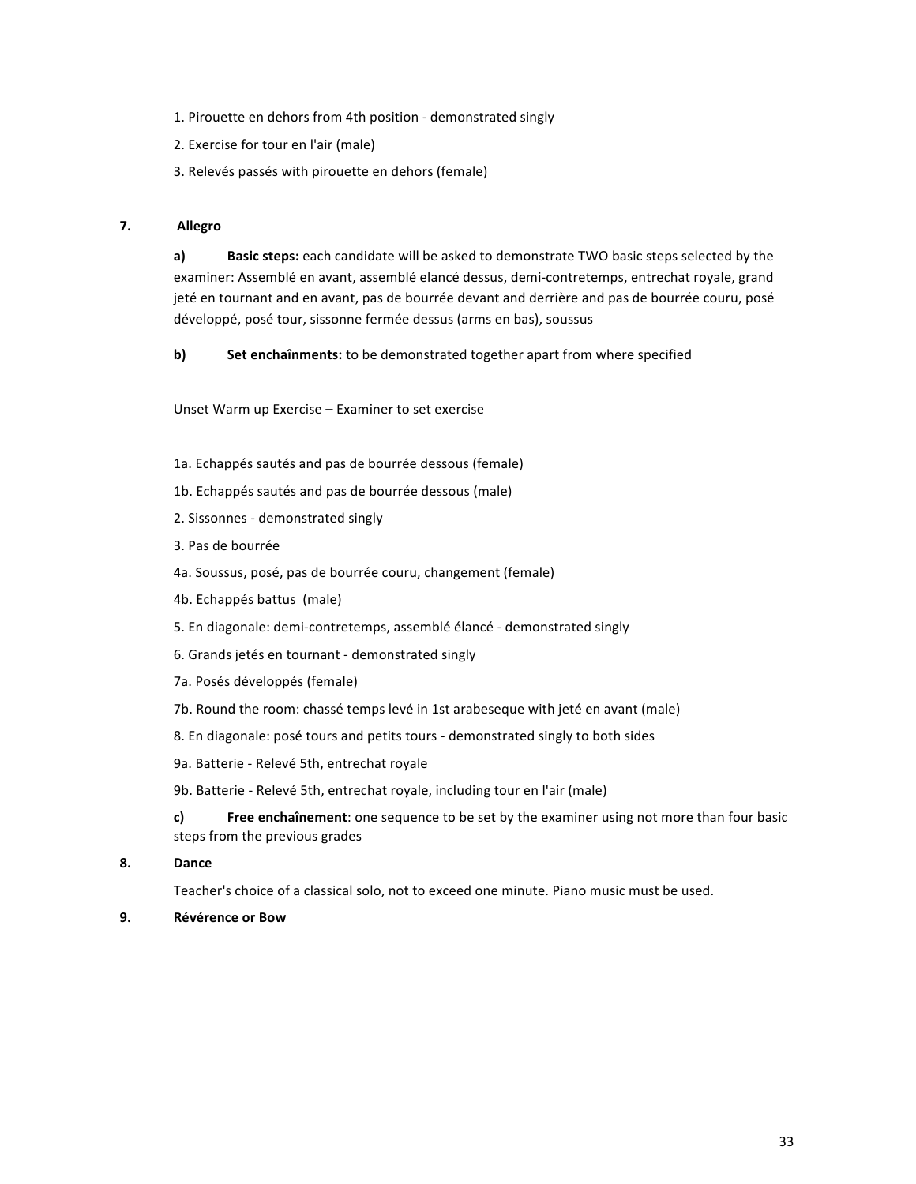1. Pirouette en dehors from 4th position - demonstrated singly

2. Exercise for tour en l'air (male)

3. Relevés passés with pirouette en dehors (female)

**7. Allegro**

**a) Basic steps:** each candidate will be asked to demonstrate TWO basic steps selected by the examiner: Assemblé en avant, assemblé elancé dessus, demi-contretemps, entrechat royale, grand jeté en tournant and en avant, pas de bourrée devant and derrière and pas de bourrée couru, posé développé, posé tour, sissonne fermée dessus (arms en bas), soussus

**b) Set enchaînments:** to be demonstrated together apart from where specified

Unset Warm up Exercise – Examiner to set exercise

1a. Echappés sautés and pas de bourrée dessous (female)

1b. Echappés sautés and pas de bourrée dessous (male)

2. Sissonnes - demonstrated singly

3. Pas de bourrée

4a. Soussus, posé, pas de bourrée couru, changement (female)

4b. Echappés battus (male)

5. En diagonale: demi-contretemps, assemblé élancé - demonstrated singly

6. Grands jetés en tournant - demonstrated singly

7a. Posés développés (female)

7b. Round the room: chassé temps levé in 1st arabeseque with jeté en avant (male)

8. En diagonale: posé tours and petits tours - demonstrated singly to both sides

9a. Batterie - Relevé 5th, entrechat royale

9b. Batterie - Relevé 5th, entrechat royale, including tour en l'air (male)

**c) Free enchaînement**: one sequence to be set by the examiner using not more than four basic steps from the previous grades

**8. Dance**

Teacher's choice of a classical solo, not to exceed one minute. Piano music must be used.

**9. Révérence or Bow**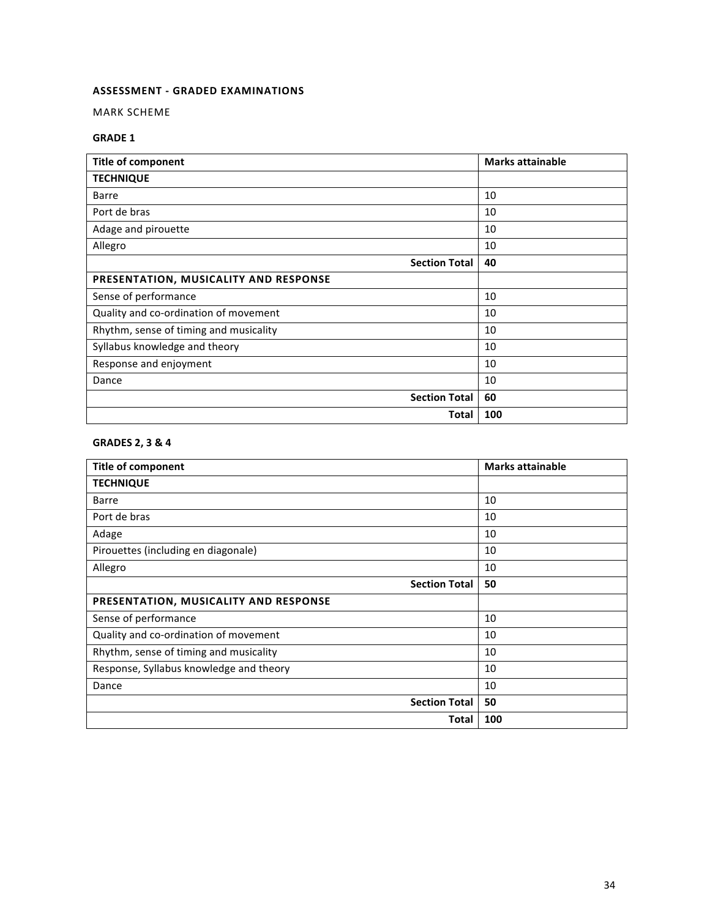## ASSESSMENT - GRADED EXAMINATIONS

MARK SCHEME

### GRADE 1

| Title of component | Marks attainable |
| --- | --- |
| **TECHNIQUE** | |
| Barre | 10 |
| Port de bras | 10 |
| Adage and pirouette | 10 |
| Allegro | 10 |
| **Section Total** | **40** |
| **PRESENTATION, MUSICALITY AND RESPONSE** | |
| Sense of performance | 10 |
| Quality and co-ordination of movement | 10 |
| Rhythm, sense of timing and musicality | 10 |
| Syllabus knowledge and theory | 10 |
| Response and enjoyment | 10 |
| Dance | 10 |
| **Section Total** | **60** |
| **Total** | **100** |

### GRADES 2, 3 & 4

| Title of component | Marks attainable |
| --- | --- |
| **TECHNIQUE** | |
| Barre | 10 |
| Port de bras | 10 |
| Adage | 10 |
| Pirouettes (including en diagonale) | 10 |
| Allegro | 10 |
| **Section Total** | **50** |
| **PRESENTATION, MUSICALITY AND RESPONSE** | |
| Sense of performance | 10 |
| Quality and co-ordination of movement | 10 |
| Rhythm, sense of timing and musicality | 10 |
| Response, Syllabus knowledge and theory | 10 |
| Dance | 10 |
| **Section Total** | **50** |
| **Total** | **100** |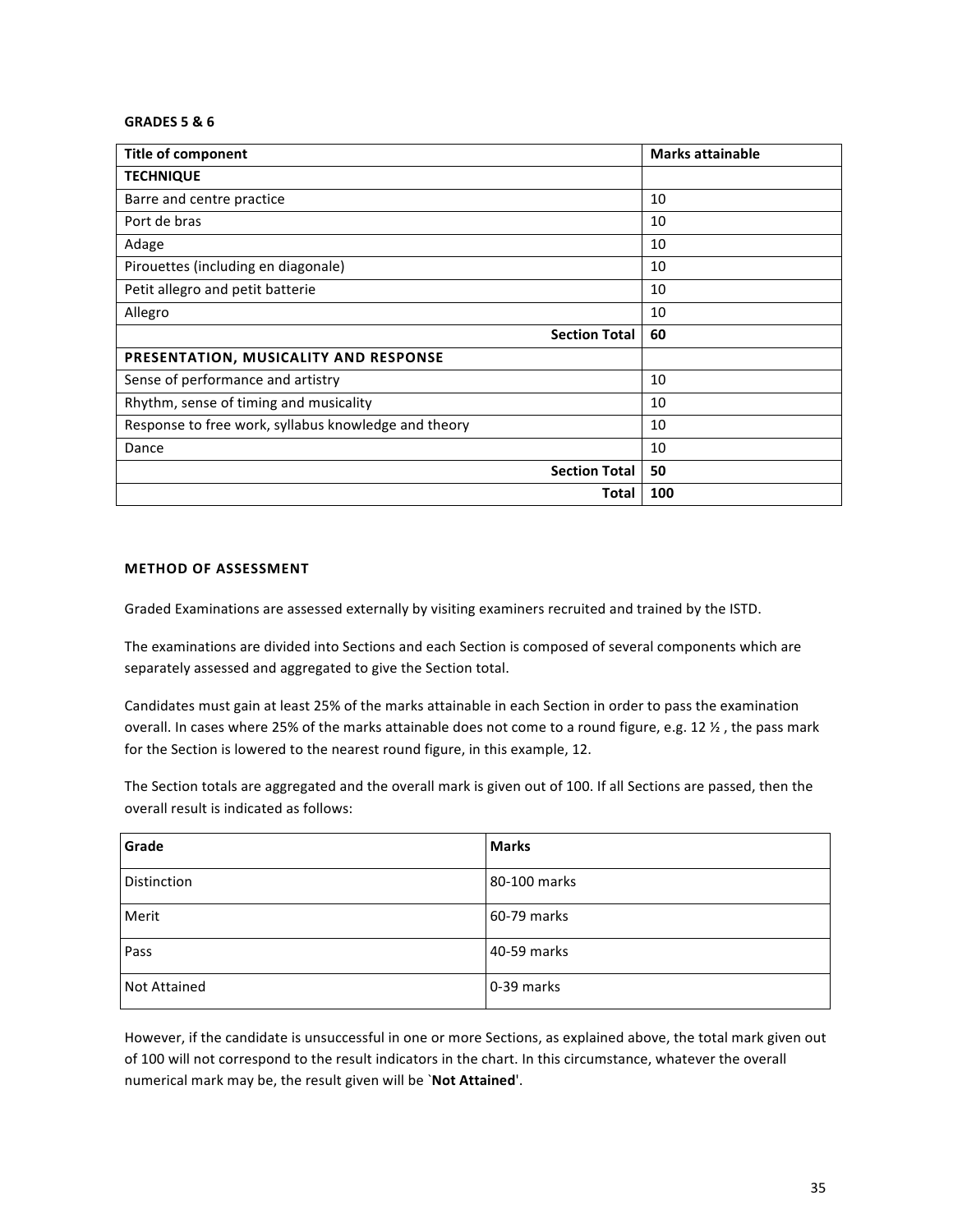**GRADES 5 & 6**

| Title of component | Marks attainable |
|---|---|
| **TECHNIQUE** | |
| Barre and centre practice | 10 |
| Port de bras | 10 |
| Adage | 10 |
| Pirouettes (including en diagonale) | 10 |
| Petit allegro and petit batterie | 10 |
| Allegro | 10 |
| **Section Total** | **60** |
| **PRESENTATION, MUSICALITY AND RESPONSE** | |
| Sense of performance and artistry | 10 |
| Rhythm, sense of timing and musicality | 10 |
| Response to free work, syllabus knowledge and theory | 10 |
| Dance | 10 |
| **Section Total** | **50** |
| **Total** | **100** |

**METHOD OF ASSESSMENT**

Graded Examinations are assessed externally by visiting examiners recruited and trained by the ISTD.

The examinations are divided into Sections and each Section is composed of several components which are separately assessed and aggregated to give the Section total.

Candidates must gain at least 25% of the marks attainable in each Section in order to pass the examination overall. In cases where 25% of the marks attainable does not come to a round figure, e.g. 12 ½ , the pass mark for the Section is lowered to the nearest round figure, in this example, 12.

The Section totals are aggregated and the overall mark is given out of 100. If all Sections are passed, then the overall result is indicated as follows:

| Grade | Marks |
|---|---|
| Distinction | 80-100 marks |
| Merit | 60-79 marks |
| Pass | 40-59 marks |
| Not Attained | 0-39 marks |

However, if the candidate is unsuccessful in one or more Sections, as explained above, the total mark given out of 100 will not correspond to the result indicators in the chart. In this circumstance, whatever the overall numerical mark may be, the result given will be `**Not Attained**'.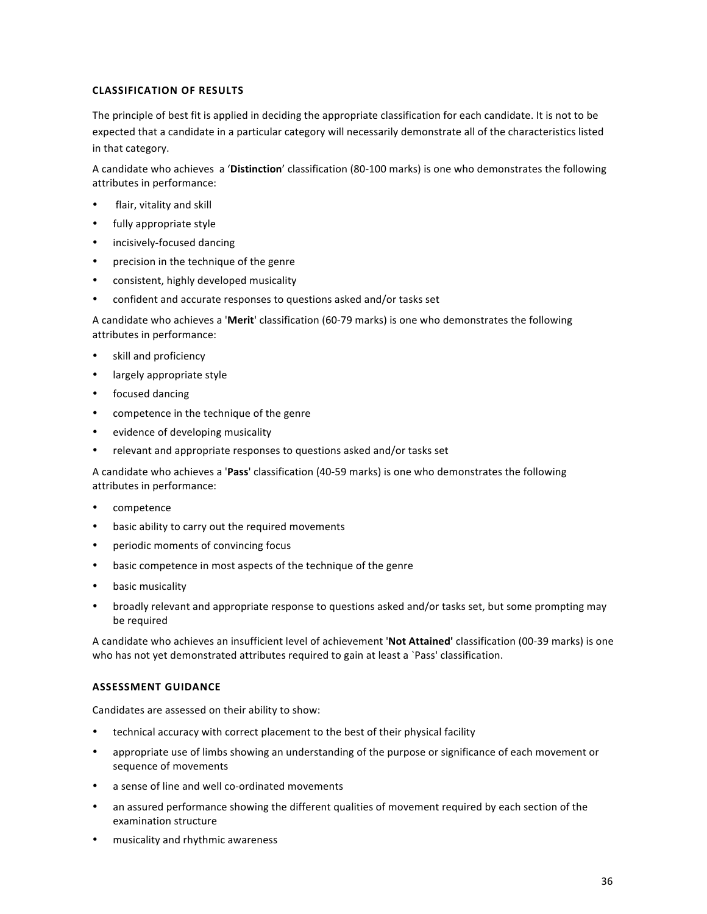## CLASSIFICATION OF RESULTS

The principle of best fit is applied in deciding the appropriate classification for each candidate. It is not to be expected that a candidate in a particular category will necessarily demonstrate all of the characteristics listed in that category.

A candidate who achieves a '**Distinction**' classification (80-100 marks) is one who demonstrates the following attributes in performance:

- flair, vitality and skill
- fully appropriate style
- incisively-focused dancing
- precision in the technique of the genre
- consistent, highly developed musicality
- confident and accurate responses to questions asked and/or tasks set

A candidate who achieves a '**Merit**' classification (60-79 marks) is one who demonstrates the following attributes in performance:

- skill and proficiency
- largely appropriate style
- focused dancing
- competence in the technique of the genre
- evidence of developing musicality
- relevant and appropriate responses to questions asked and/or tasks set

A candidate who achieves a '**Pass**' classification (40-59 marks) is one who demonstrates the following attributes in performance:

- competence
- basic ability to carry out the required movements
- periodic moments of convincing focus
- basic competence in most aspects of the technique of the genre
- basic musicality
- broadly relevant and appropriate response to questions asked and/or tasks set, but some prompting may be required

A candidate who achieves an insufficient level of achievement '**Not Attained'** classification (00-39 marks) is one who has not yet demonstrated attributes required to gain at least a `Pass' classification.

## ASSESSMENT GUIDANCE

Candidates are assessed on their ability to show:

- technical accuracy with correct placement to the best of their physical facility
- appropriate use of limbs showing an understanding of the purpose or significance of each movement or sequence of movements
- a sense of line and well co-ordinated movements
- an assured performance showing the different qualities of movement required by each section of the examination structure
- musicality and rhythmic awareness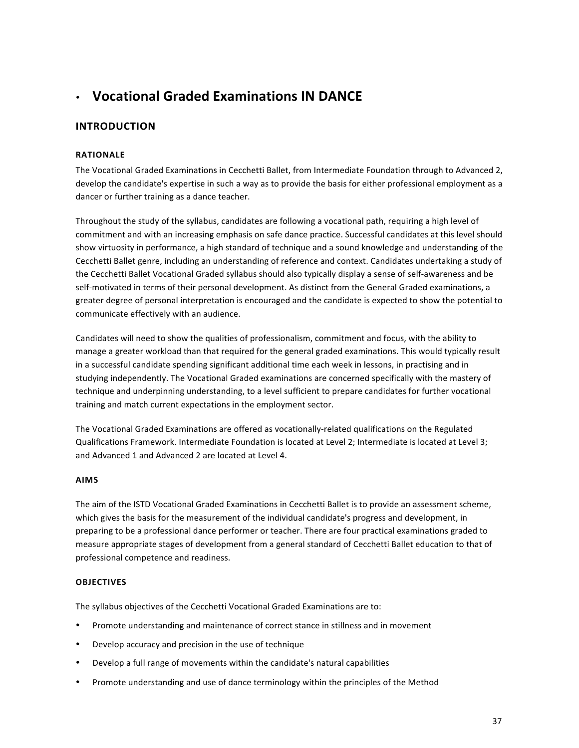# Vocational Graded Examinations IN DANCE

## INTRODUCTION

### RATIONALE

The Vocational Graded Examinations in Cecchetti Ballet, from Intermediate Foundation through to Advanced 2, develop the candidate's expertise in such a way as to provide the basis for either professional employment as a dancer or further training as a dance teacher.

Throughout the study of the syllabus, candidates are following a vocational path, requiring a high level of commitment and with an increasing emphasis on safe dance practice. Successful candidates at this level should show virtuosity in performance, a high standard of technique and a sound knowledge and understanding of the Cecchetti Ballet genre, including an understanding of reference and context. Candidates undertaking a study of the Cecchetti Ballet Vocational Graded syllabus should also typically display a sense of self-awareness and be self-motivated in terms of their personal development. As distinct from the General Graded examinations, a greater degree of personal interpretation is encouraged and the candidate is expected to show the potential to communicate effectively with an audience.

Candidates will need to show the qualities of professionalism, commitment and focus, with the ability to manage a greater workload than that required for the general graded examinations. This would typically result in a successful candidate spending significant additional time each week in lessons, in practising and in studying independently. The Vocational Graded examinations are concerned specifically with the mastery of technique and underpinning understanding, to a level sufficient to prepare candidates for further vocational training and match current expectations in the employment sector.

The Vocational Graded Examinations are offered as vocationally-related qualifications on the Regulated Qualifications Framework. Intermediate Foundation is located at Level 2; Intermediate is located at Level 3; and Advanced 1 and Advanced 2 are located at Level 4.

### AIMS

The aim of the ISTD Vocational Graded Examinations in Cecchetti Ballet is to provide an assessment scheme, which gives the basis for the measurement of the individual candidate's progress and development, in preparing to be a professional dance performer or teacher. There are four practical examinations graded to measure appropriate stages of development from a general standard of Cecchetti Ballet education to that of professional competence and readiness.

### OBJECTIVES

The syllabus objectives of the Cecchetti Vocational Graded Examinations are to:

- Promote understanding and maintenance of correct stance in stillness and in movement
- Develop accuracy and precision in the use of technique
- Develop a full range of movements within the candidate's natural capabilities
- Promote understanding and use of dance terminology within the principles of the Method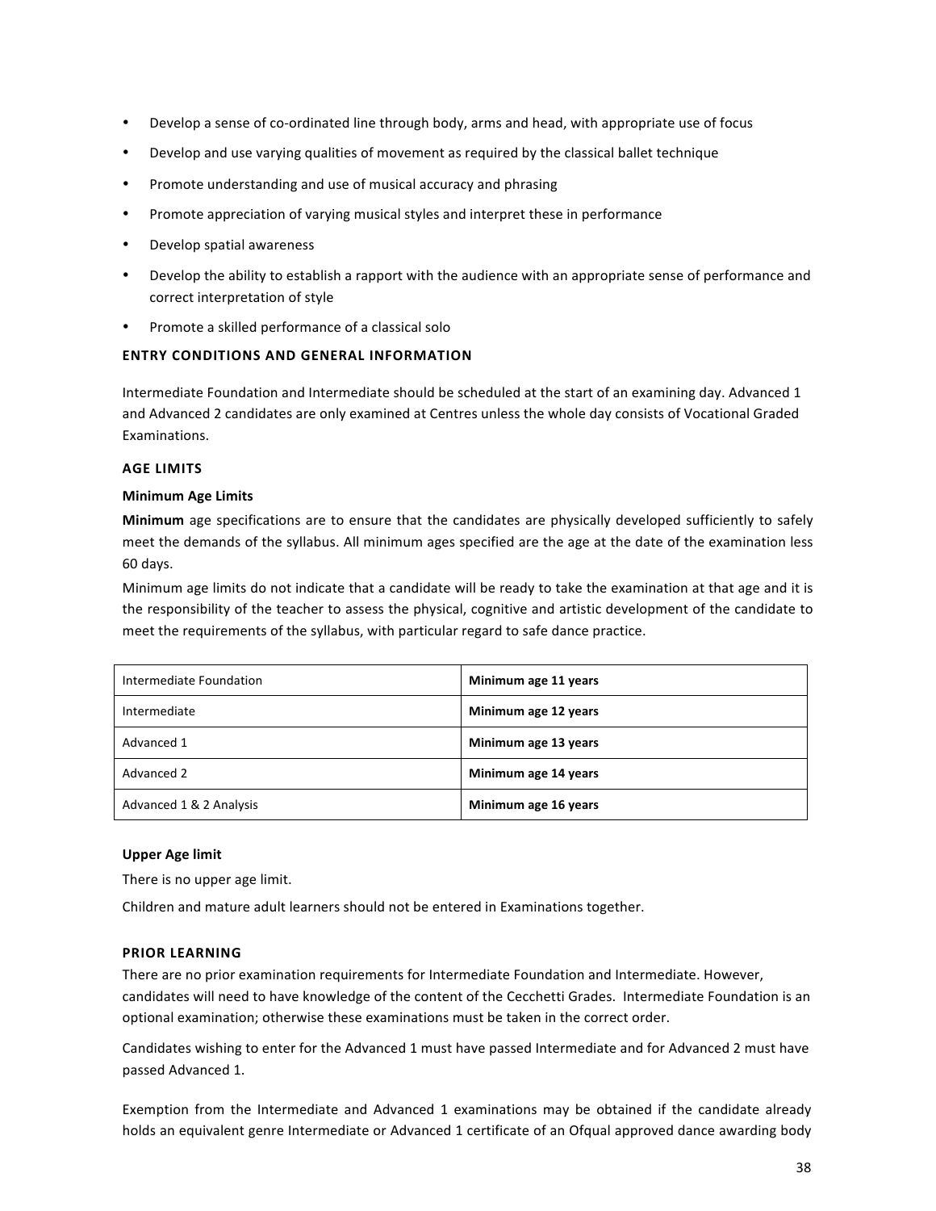- Develop a sense of co-ordinated line through body, arms and head, with appropriate use of focus
- Develop and use varying qualities of movement as required by the classical ballet technique
- Promote understanding and use of musical accuracy and phrasing
- Promote appreciation of varying musical styles and interpret these in performance
- Develop spatial awareness
- Develop the ability to establish a rapport with the audience with an appropriate sense of performance and correct interpretation of style
- Promote a skilled performance of a classical solo

## ENTRY CONDITIONS AND GENERAL INFORMATION

Intermediate Foundation and Intermediate should be scheduled at the start of an examining day. Advanced 1 and Advanced 2 candidates are only examined at Centres unless the whole day consists of Vocational Graded Examinations.

## AGE LIMITS

### Minimum Age Limits

**Minimum** age specifications are to ensure that the candidates are physically developed sufficiently to safely meet the demands of the syllabus. All minimum ages specified are the age at the date of the examination less 60 days.

Minimum age limits do not indicate that a candidate will be ready to take the examination at that age and it is the responsibility of the teacher to assess the physical, cognitive and artistic development of the candidate to meet the requirements of the syllabus, with particular regard to safe dance practice.

| Examination | Minimum Age |
|---|---|
| Intermediate Foundation | **Minimum age 11 years** |
| Intermediate | **Minimum age 12 years** |
| Advanced 1 | **Minimum age 13 years** |
| Advanced 2 | **Minimum age 14 years** |
| Advanced 1 & 2 Analysis | **Minimum age 16 years** |

### Upper Age limit

There is no upper age limit.

Children and mature adult learners should not be entered in Examinations together.

## PRIOR LEARNING

There are no prior examination requirements for Intermediate Foundation and Intermediate. However, candidates will need to have knowledge of the content of the Cecchetti Grades. Intermediate Foundation is an optional examination; otherwise these examinations must be taken in the correct order.

Candidates wishing to enter for the Advanced 1 must have passed Intermediate and for Advanced 2 must have passed Advanced 1.

Exemption from the Intermediate and Advanced 1 examinations may be obtained if the candidate already holds an equivalent genre Intermediate or Advanced 1 certificate of an Ofqual approved dance awarding body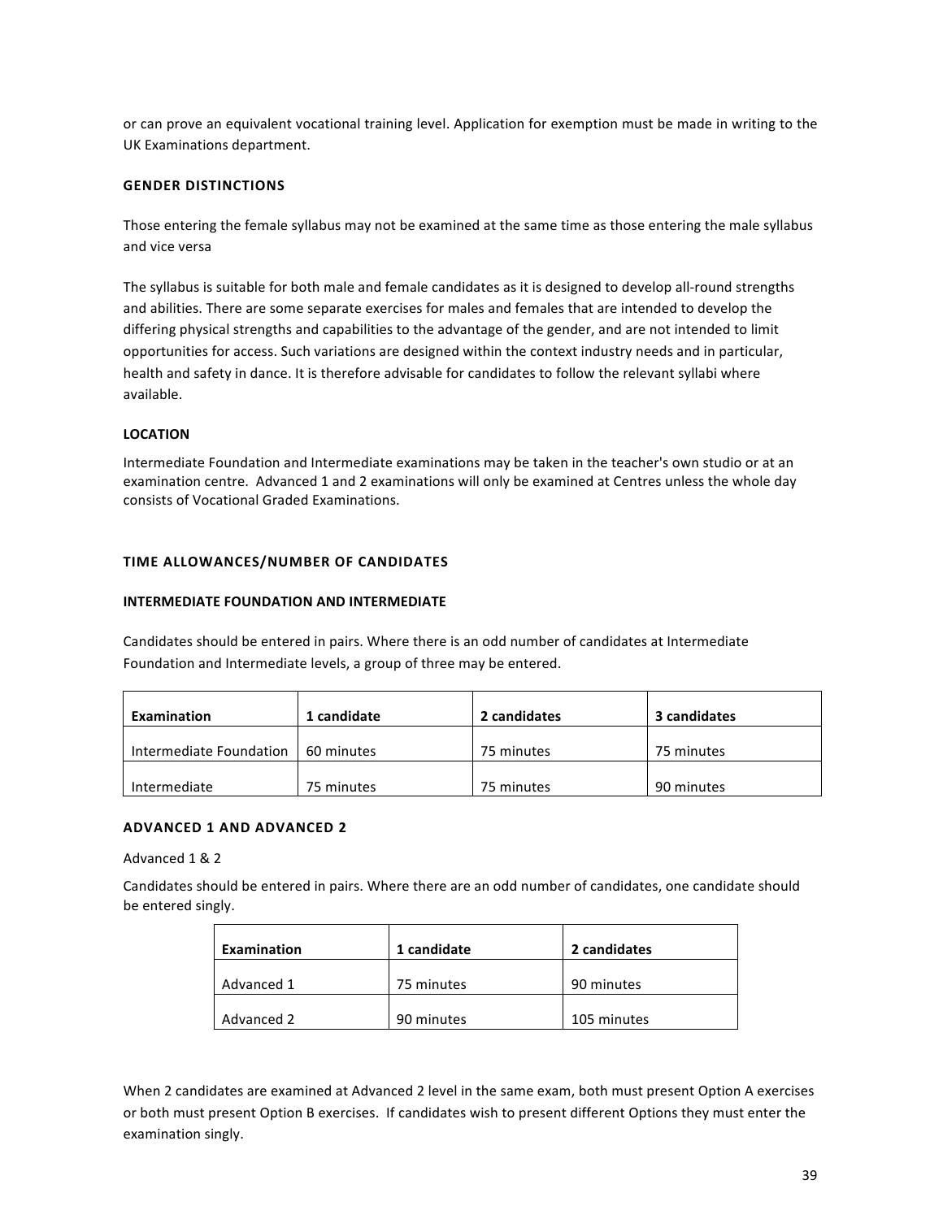or can prove an equivalent vocational training level. Application for exemption must be made in writing to the UK Examinations department.

### GENDER DISTINCTIONS

Those entering the female syllabus may not be examined at the same time as those entering the male syllabus and vice versa

The syllabus is suitable for both male and female candidates as it is designed to develop all-round strengths and abilities. There are some separate exercises for males and females that are intended to develop the differing physical strengths and capabilities to the advantage of the gender, and are not intended to limit opportunities for access. Such variations are designed within the context industry needs and in particular, health and safety in dance. It is therefore advisable for candidates to follow the relevant syllabi where available.

### LOCATION

Intermediate Foundation and Intermediate examinations may be taken in the teacher's own studio or at an examination centre. Advanced 1 and 2 examinations will only be examined at Centres unless the whole day consists of Vocational Graded Examinations.

### TIME ALLOWANCES/NUMBER OF CANDIDATES

#### INTERMEDIATE FOUNDATION AND INTERMEDIATE

Candidates should be entered in pairs. Where there is an odd number of candidates at Intermediate Foundation and Intermediate levels, a group of three may be entered.

| Examination | 1 candidate | 2 candidates | 3 candidates |
|---|---|---|---|
| Intermediate Foundation | 60 minutes | 75 minutes | 75 minutes |
| Intermediate | 75 minutes | 75 minutes | 90 minutes |

#### ADVANCED 1 AND ADVANCED 2

Advanced 1 & 2

Candidates should be entered in pairs. Where there are an odd number of candidates, one candidate should be entered singly.

| Examination | 1 candidate | 2 candidates |
|---|---|---|
| Advanced 1 | 75 minutes | 90 minutes |
| Advanced 2 | 90 minutes | 105 minutes |

When 2 candidates are examined at Advanced 2 level in the same exam, both must present Option A exercises or both must present Option B exercises. If candidates wish to present different Options they must enter the examination singly.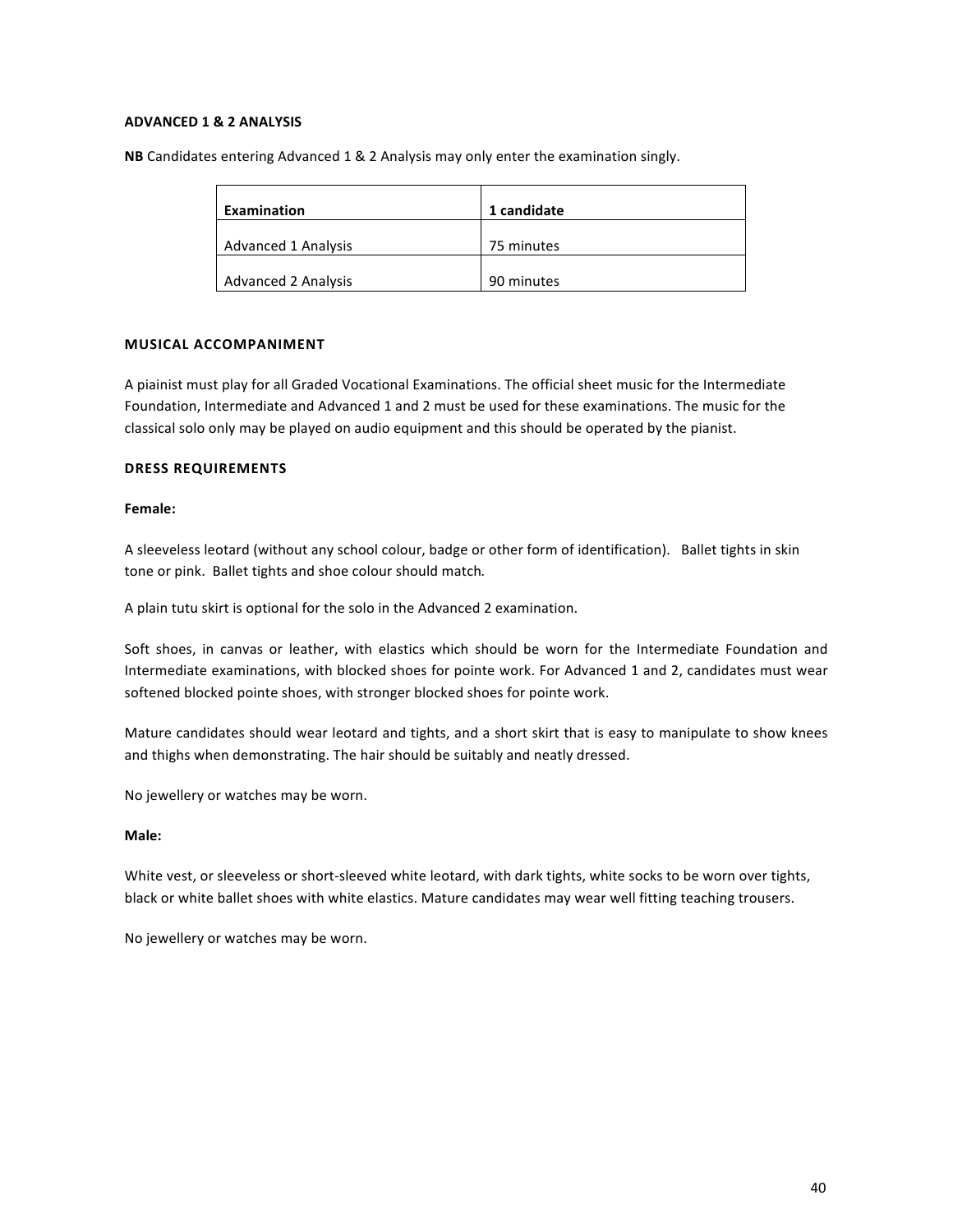**ADVANCED 1 & 2 ANALYSIS**

**NB** Candidates entering Advanced 1 & 2 Analysis may only enter the examination singly.

| Examination | 1 candidate |
|---|---|
| Advanced 1 Analysis | 75 minutes |
| Advanced 2 Analysis | 90 minutes |

**MUSICAL ACCOMPANIMENT**

A piainist must play for all Graded Vocational Examinations. The official sheet music for the Intermediate Foundation, Intermediate and Advanced 1 and 2 must be used for these examinations. The music for the classical solo only may be played on audio equipment and this should be operated by the pianist.

**DRESS REQUIREMENTS**

**Female:**

A sleeveless leotard (without any school colour, badge or other form of identification). Ballet tights in skin tone or pink. Ballet tights and shoe colour should match.

A plain tutu skirt is optional for the solo in the Advanced 2 examination.

Soft shoes, in canvas or leather, with elastics which should be worn for the Intermediate Foundation and Intermediate examinations, with blocked shoes for pointe work. For Advanced 1 and 2, candidates must wear softened blocked pointe shoes, with stronger blocked shoes for pointe work.

Mature candidates should wear leotard and tights, and a short skirt that is easy to manipulate to show knees and thighs when demonstrating. The hair should be suitably and neatly dressed.

No jewellery or watches may be worn.

**Male:**

White vest, or sleeveless or short-sleeved white leotard, with dark tights, white socks to be worn over tights, black or white ballet shoes with white elastics. Mature candidates may wear well fitting teaching trousers.

No jewellery or watches may be worn.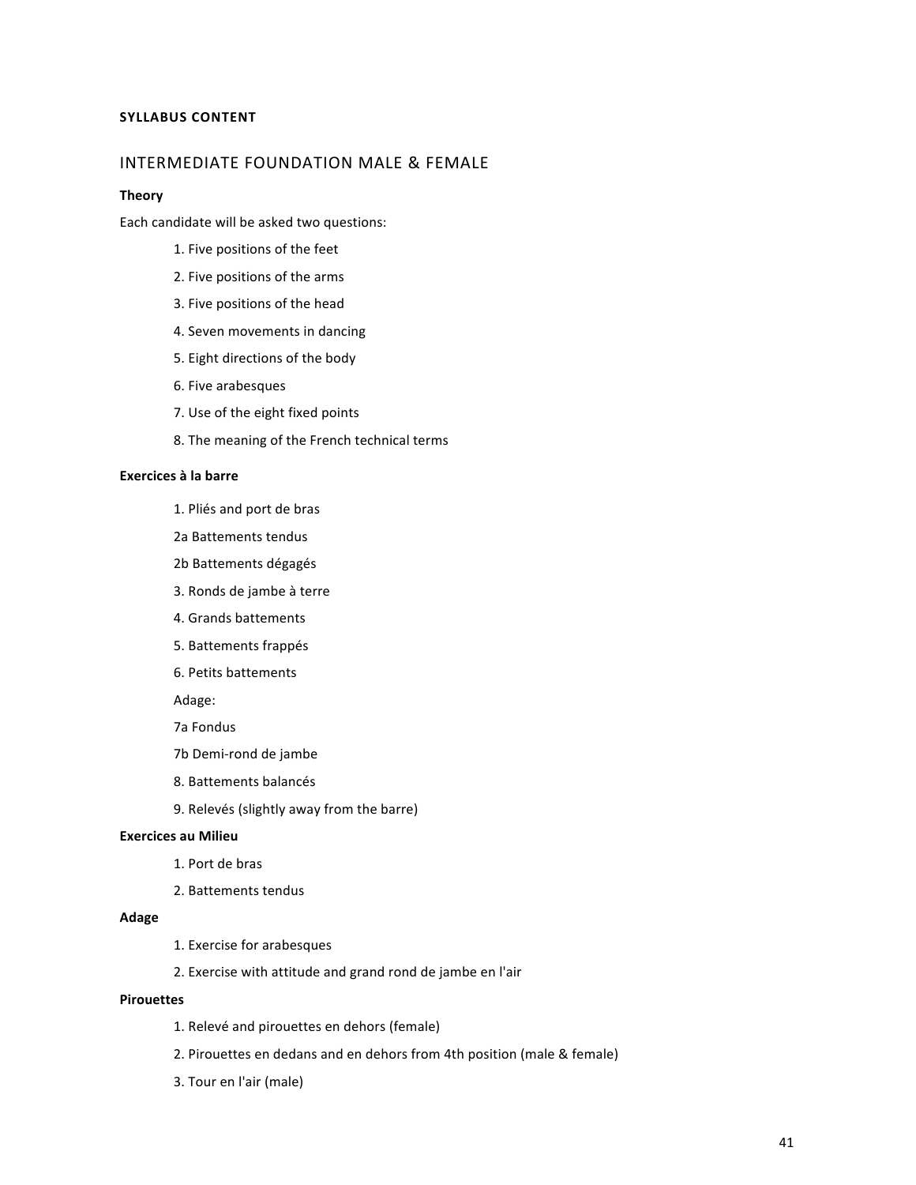**SYLLABUS CONTENT**

## INTERMEDIATE FOUNDATION MALE & FEMALE

**Theory**

Each candidate will be asked two questions:

1. Five positions of the feet
2. Five positions of the arms
3. Five positions of the head
4. Seven movements in dancing
5. Eight directions of the body
6. Five arabesques
7. Use of the eight fixed points
8. The meaning of the French technical terms

**Exercices à la barre**

1. Pliés and port de bras

2a Battements tendus

2b Battements dégagés

3. Ronds de jambe à terre
4. Grands battements
5. Battements frappés
6. Petits battements

Adage:

7a Fondus

7b Demi-rond de jambe

8. Battements balancés
9. Relevés (slightly away from the barre)

**Exercices au Milieu**

1. Port de bras
2. Battements tendus

**Adage**

1. Exercise for arabesques
2. Exercise with attitude and grand rond de jambe en l'air

**Pirouettes**

1. Relevé and pirouettes en dehors (female)
2. Pirouettes en dedans and en dehors from 4th position (male & female)
3. Tour en l'air (male)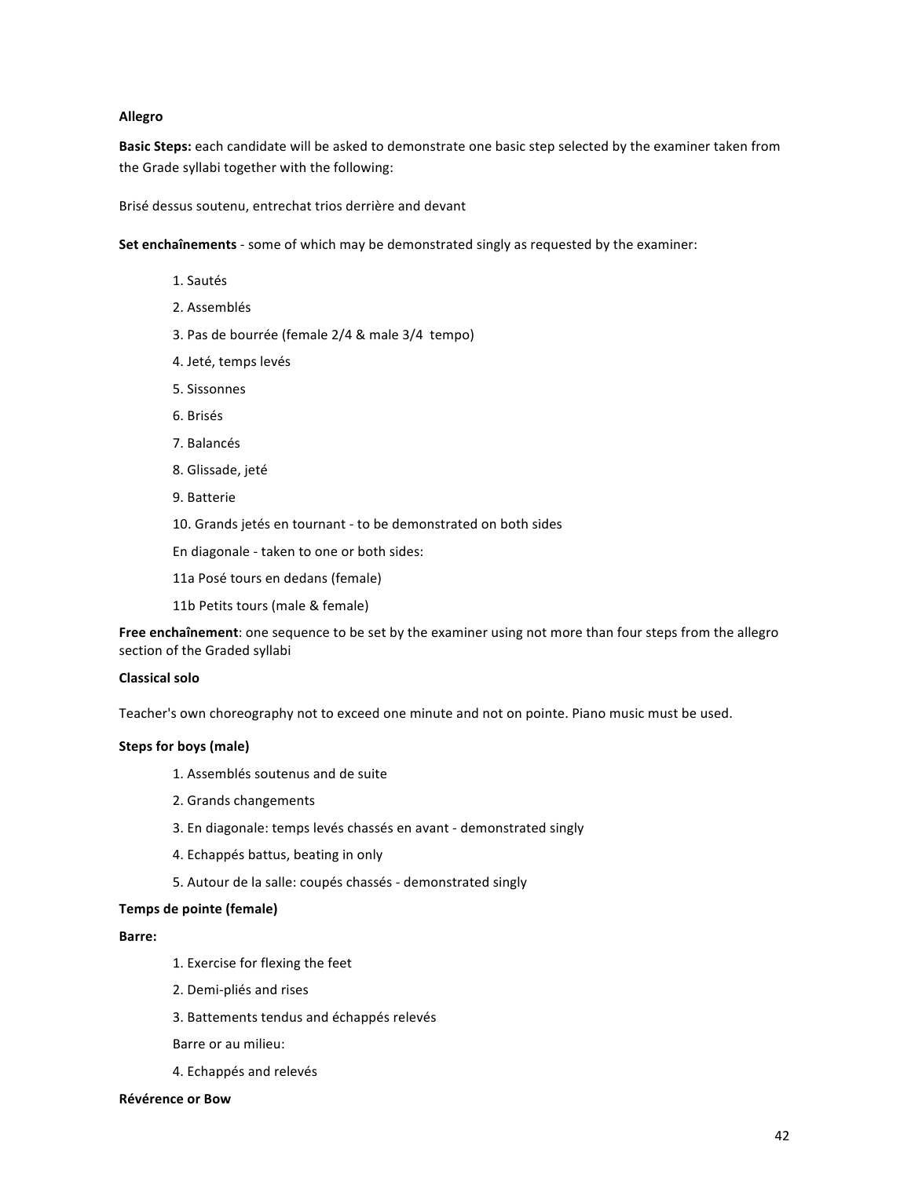**Allegro**

**Basic Steps:** each candidate will be asked to demonstrate one basic step selected by the examiner taken from the Grade syllabi together with the following:

Brisé dessus soutenu, entrechat trios derrière and devant

**Set enchaînements** - some of which may be demonstrated singly as requested by the examiner:

1. Sautés
2. Assemblés
3. Pas de bourrée (female 2/4 & male 3/4 tempo)
4. Jeté, temps levés
5. Sissonnes
6. Brisés
7. Balancés
8. Glissade, jeté
9. Batterie
10. Grands jetés en tournant - to be demonstrated on both sides

En diagonale - taken to one or both sides:

11a Posé tours en dedans (female)

11b Petits tours (male & female)

**Free enchaînement**: one sequence to be set by the examiner using not more than four steps from the allegro section of the Graded syllabi

**Classical solo**

Teacher's own choreography not to exceed one minute and not on pointe. Piano music must be used.

**Steps for boys (male)**

1. Assemblés soutenus and de suite
2. Grands changements
3. En diagonale: temps levés chassés en avant - demonstrated singly
4. Echappés battus, beating in only
5. Autour de la salle: coupés chassés - demonstrated singly

**Temps de pointe (female)**

**Barre:**

1. Exercise for flexing the feet
2. Demi-pliés and rises
3. Battements tendus and échappés relevés

Barre or au milieu:

4. Echappés and relevés

**Révérence or Bow**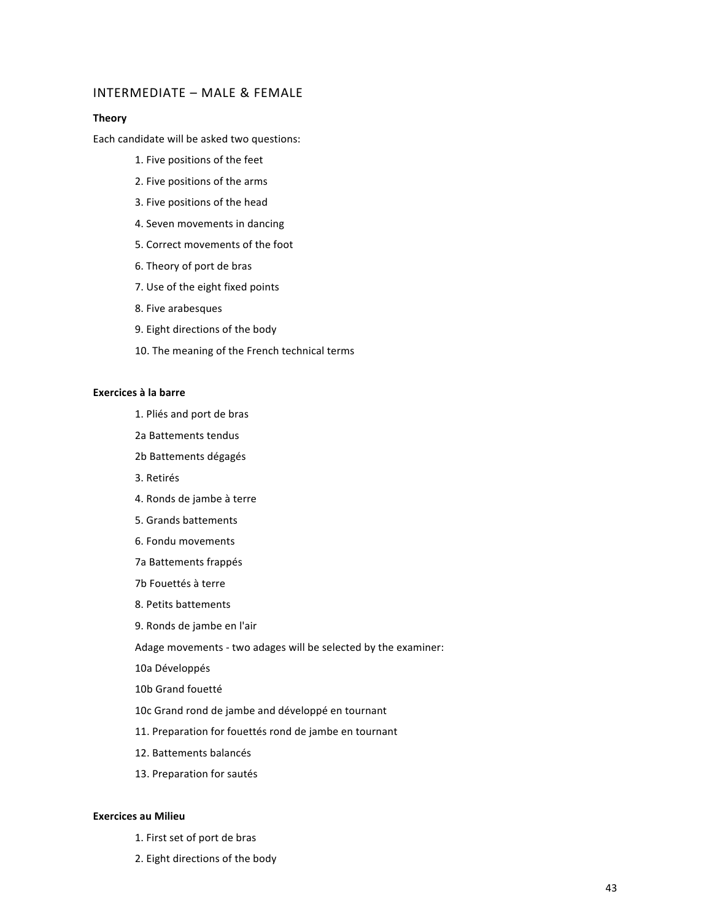## INTERMEDIATE – MALE & FEMALE

**Theory**

Each candidate will be asked two questions:

1. Five positions of the feet
2. Five positions of the arms
3. Five positions of the head
4. Seven movements in dancing
5. Correct movements of the foot
6. Theory of port de bras
7. Use of the eight fixed points
8. Five arabesques
9. Eight directions of the body
10. The meaning of the French technical terms

**Exercices à la barre**

1. Pliés and port de bras

2a Battements tendus

2b Battements dégagés

3. Retirés
4. Ronds de jambe à terre
5. Grands battements
6. Fondu movements

7a Battements frappés

7b Fouettés à terre

8. Petits battements
9. Ronds de jambe en l'air

Adage movements - two adages will be selected by the examiner:

10a Développés

10b Grand fouetté

10c Grand rond de jambe and développé en tournant

11. Preparation for fouettés rond de jambe en tournant
12. Battements balancés
13. Preparation for sautés

**Exercices au Milieu**

1. First set of port de bras
2. Eight directions of the body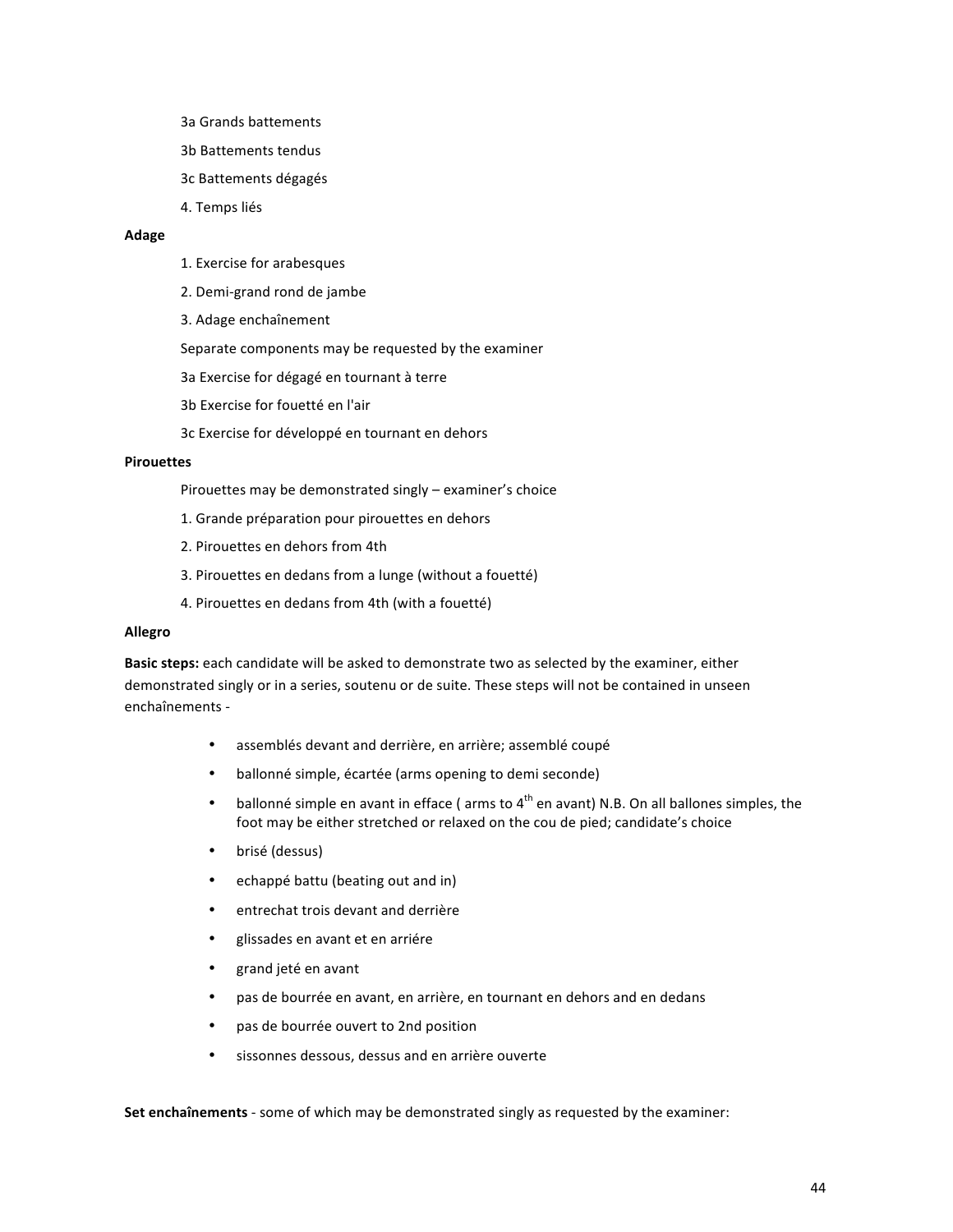3a Grands battements

3b Battements tendus

3c Battements dégagés

4. Temps liés

**Adage**

1. Exercise for arabesques

2. Demi-grand rond de jambe

3. Adage enchaînement

Separate components may be requested by the examiner

3a Exercise for dégagé en tournant à terre

3b Exercise for fouetté en l'air

3c Exercise for développé en tournant en dehors

**Pirouettes**

Pirouettes may be demonstrated singly – examiner's choice

1. Grande préparation pour pirouettes en dehors

2. Pirouettes en dehors from 4th

3. Pirouettes en dedans from a lunge (without a fouetté)

4. Pirouettes en dedans from 4th (with a fouetté)

**Allegro**

**Basic steps:** each candidate will be asked to demonstrate two as selected by the examiner, either demonstrated singly or in a series, soutenu or de suite. These steps will not be contained in unseen enchaînements -

- assemblés devant and derrière, en arrière; assemblé coupé
- ballonné simple, écartée (arms opening to demi seconde)
- ballonné simple en avant in efface ( arms to 4th en avant) N.B. On all ballones simples, the foot may be either stretched or relaxed on the cou de pied; candidate's choice
- brisé (dessus)
- echappé battu (beating out and in)
- entrechat trois devant and derrière
- glissades en avant et en arriére
- grand jeté en avant
- pas de bourrée en avant, en arrière, en tournant en dehors and en dedans
- pas de bourrée ouvert to 2nd position
- sissonnes dessous, dessus and en arrière ouverte

**Set enchaînements** - some of which may be demonstrated singly as requested by the examiner: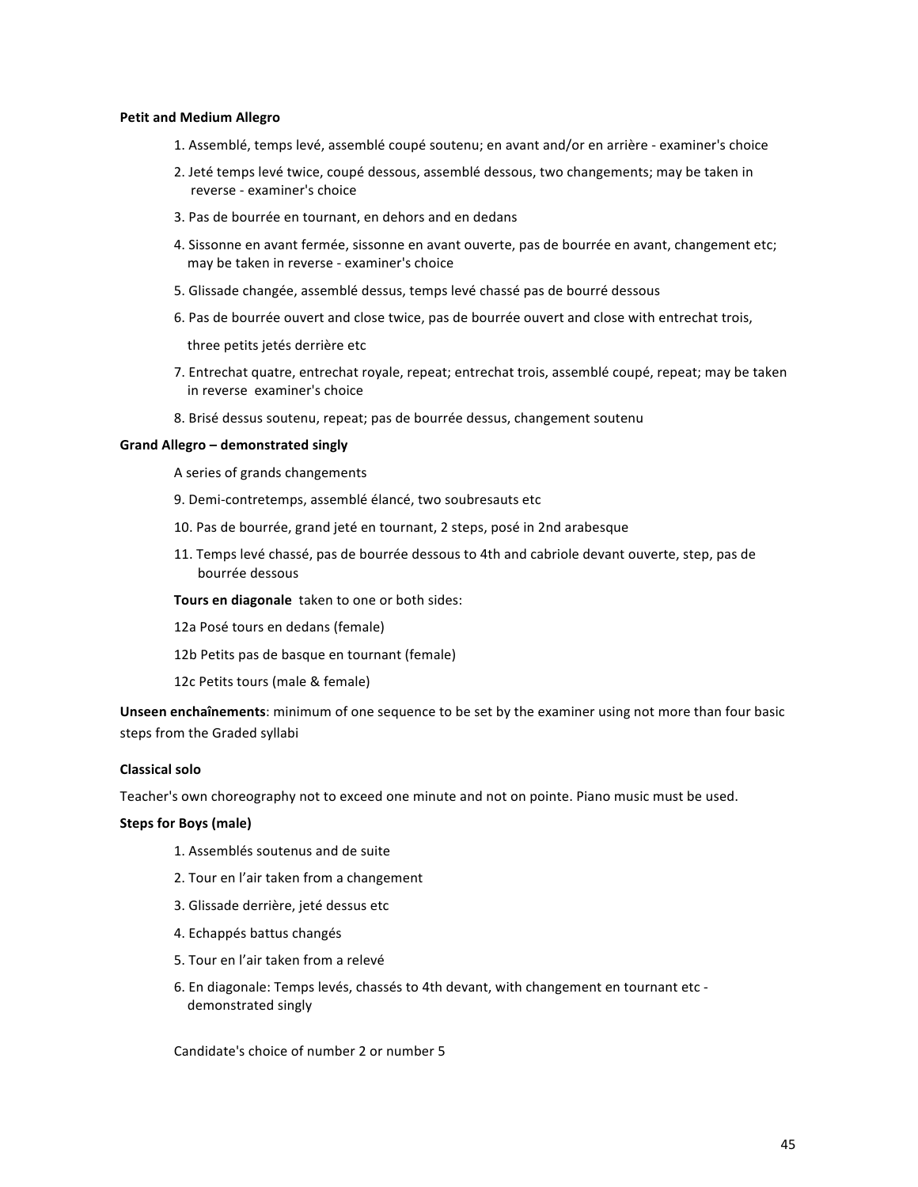**Petit and Medium Allegro**

1. Assemblé, temps levé, assemblé coupé soutenu; en avant and/or en arrière - examiner's choice
2. Jeté temps levé twice, coupé dessous, assemblé dessous, two changements; may be taken in reverse - examiner's choice
3. Pas de bourrée en tournant, en dehors and en dedans
4. Sissonne en avant fermée, sissonne en avant ouverte, pas de bourrée en avant, changement etc; may be taken in reverse - examiner's choice
5. Glissade changée, assemblé dessus, temps levé chassé pas de bourré dessous
6. Pas de bourrée ouvert and close twice, pas de bourrée ouvert and close with entrechat trois,

   three petits jetés derrière etc
7. Entrechat quatre, entrechat royale, repeat; entrechat trois, assemblé coupé, repeat; may be taken in reverse examiner's choice
8. Brisé dessus soutenu, repeat; pas de bourrée dessus, changement soutenu

**Grand Allegro – demonstrated singly**

A series of grands changements

9. Demi-contretemps, assemblé élancé, two soubresauts etc
10. Pas de bourrée, grand jeté en tournant, 2 steps, posé in 2nd arabesque
11. Temps levé chassé, pas de bourrée dessous to 4th and cabriole devant ouverte, step, pas de bourrée dessous

**Tours en diagonale** taken to one or both sides:

12a Posé tours en dedans (female)

12b Petits pas de basque en tournant (female)

12c Petits tours (male & female)

**Unseen enchaînements**: minimum of one sequence to be set by the examiner using not more than four basic steps from the Graded syllabi

**Classical solo**

Teacher's own choreography not to exceed one minute and not on pointe. Piano music must be used.

**Steps for Boys (male)**

1. Assemblés soutenus and de suite
2. Tour en l'air taken from a changement
3. Glissade derrière, jeté dessus etc
4. Echappés battus changés
5. Tour en l'air taken from a relevé
6. En diagonale: Temps levés, chassés to 4th devant, with changement en tournant etc - demonstrated singly

Candidate's choice of number 2 or number 5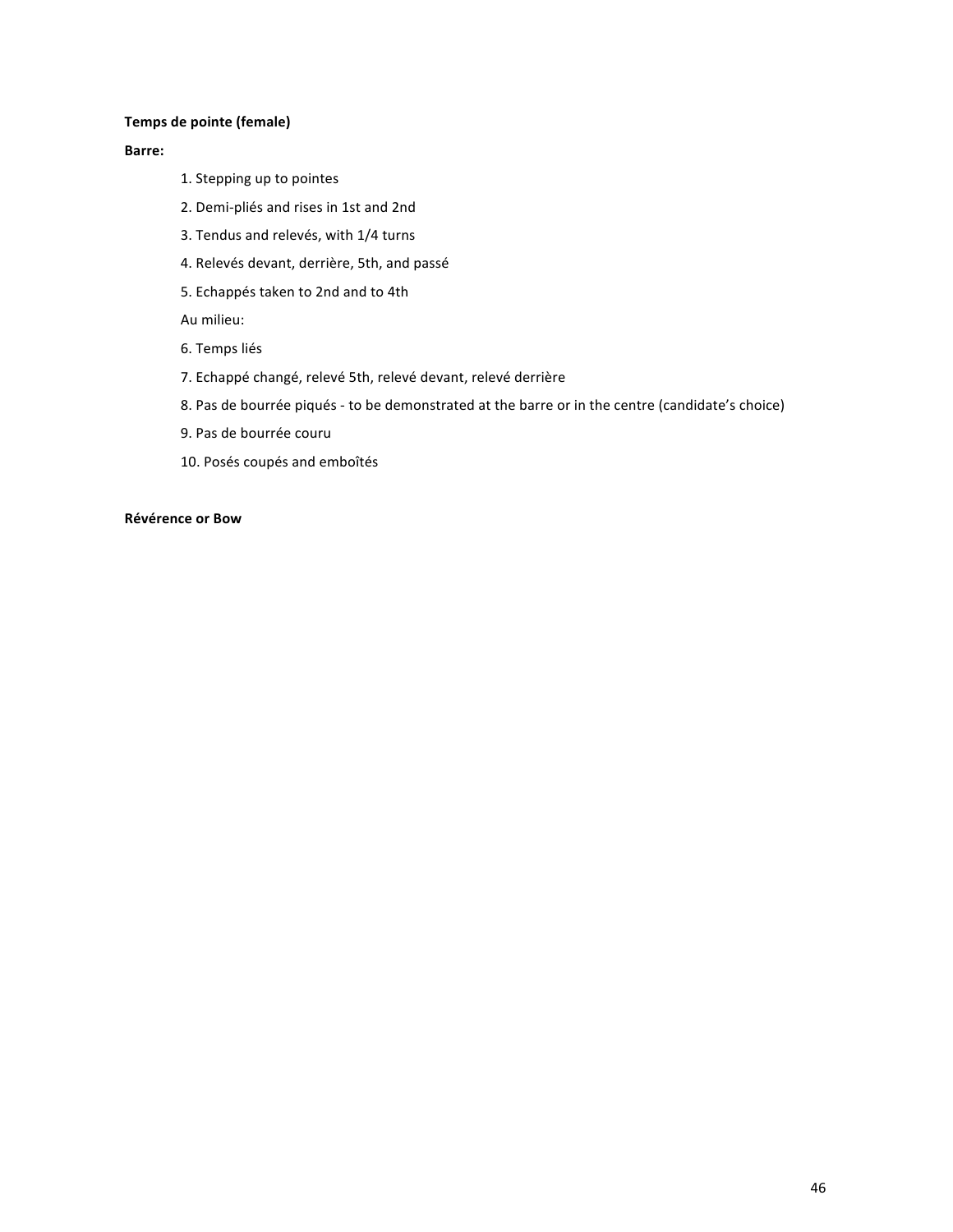**Temps de pointe (female)**

**Barre:**

1. Stepping up to pointes
2. Demi-pliés and rises in 1st and 2nd
3. Tendus and relevés, with 1/4 turns
4. Relevés devant, derrière, 5th, and passé
5. Echappés taken to 2nd and to 4th

Au milieu:

6. Temps liés
7. Echappé changé, relevé 5th, relevé devant, relevé derrière
8. Pas de bourrée piqués - to be demonstrated at the barre or in the centre (candidate's choice)
9. Pas de bourrée couru
10. Posés coupés and emboîtés

**Révérence or Bow**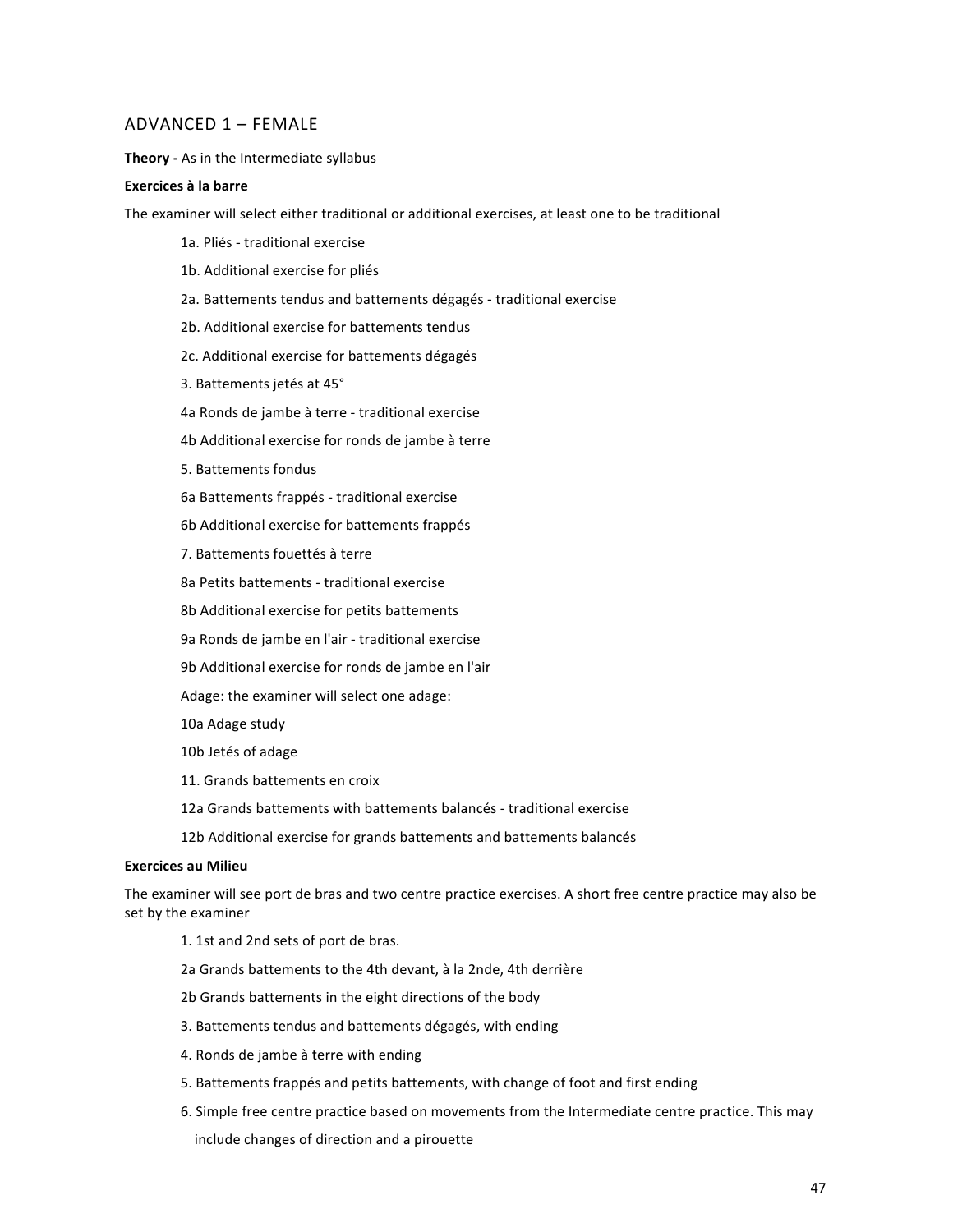## ADVANCED 1 – FEMALE

**Theory -** As in the Intermediate syllabus

**Exercices à la barre**

The examiner will select either traditional or additional exercises, at least one to be traditional

- 1a. Pliés - traditional exercise
- 1b. Additional exercise for pliés
- 2a. Battements tendus and battements dégagés - traditional exercise
- 2b. Additional exercise for battements tendus
- 2c. Additional exercise for battements dégagés
- 3. Battements jetés at 45°
- 4a Ronds de jambe à terre - traditional exercise
- 4b Additional exercise for ronds de jambe à terre
- 5. Battements fondus
- 6a Battements frappés - traditional exercise
- 6b Additional exercise for battements frappés
- 7. Battements fouettés à terre
- 8a Petits battements - traditional exercise
- 8b Additional exercise for petits battements
- 9a Ronds de jambe en l'air - traditional exercise
- 9b Additional exercise for ronds de jambe en l'air
- Adage: the examiner will select one adage:
- 10a Adage study
- 10b Jetés of adage
- 11. Grands battements en croix
- 12a Grands battements with battements balancés - traditional exercise
- 12b Additional exercise for grands battements and battements balancés

**Exercices au Milieu**

The examiner will see port de bras and two centre practice exercises. A short free centre practice may also be set by the examiner

- 1. 1st and 2nd sets of port de bras.
- 2a Grands battements to the 4th devant, à la 2nde, 4th derrière
- 2b Grands battements in the eight directions of the body
- 3. Battements tendus and battements dégagés, with ending
- 4. Ronds de jambe à terre with ending
- 5. Battements frappés and petits battements, with change of foot and first ending
- 6. Simple free centre practice based on movements from the Intermediate centre practice. This may include changes of direction and a pirouette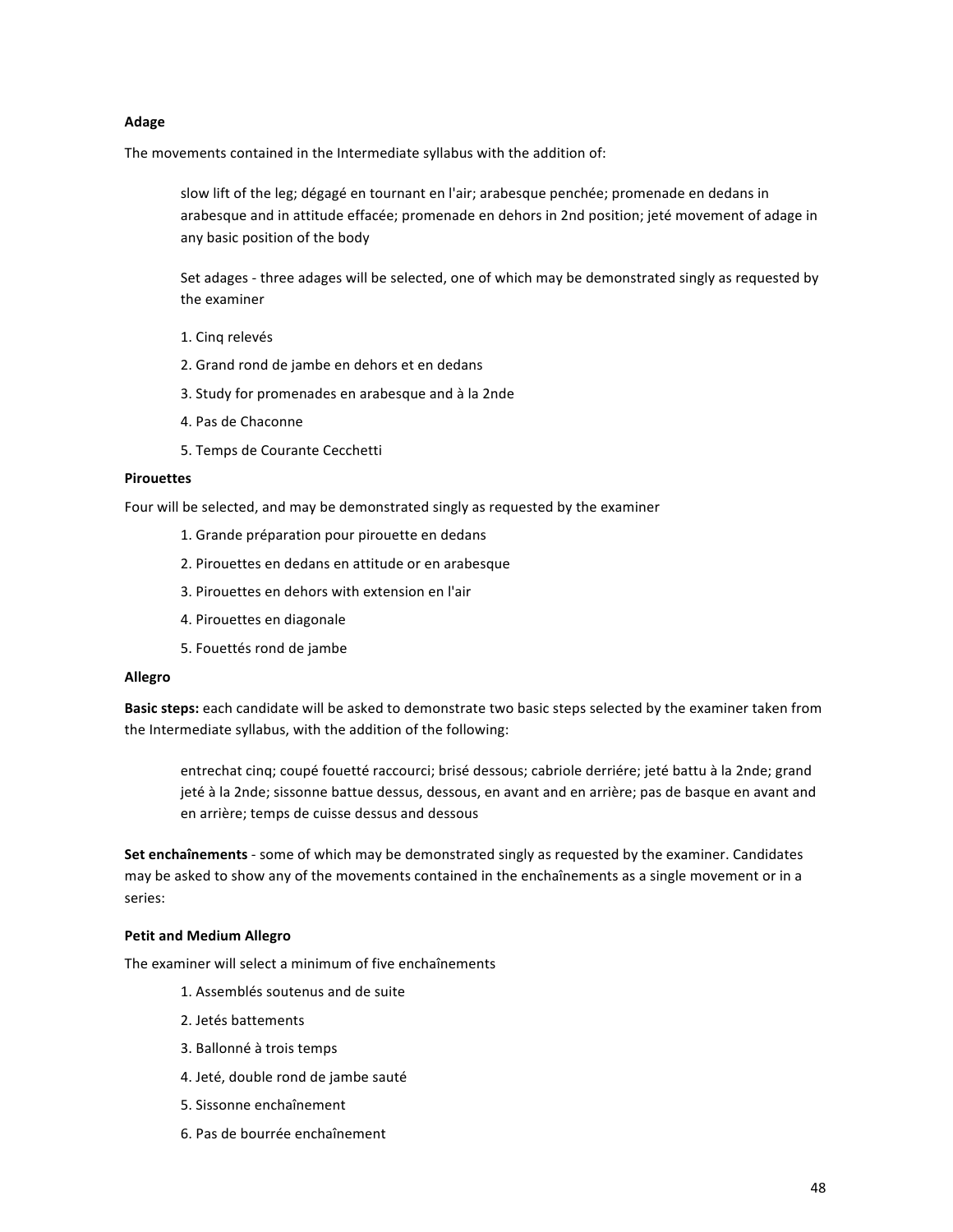**Adage**

The movements contained in the Intermediate syllabus with the addition of:

> slow lift of the leg; dégagé en tournant en l'air; arabesque penchée; promenade en dedans in arabesque and in attitude effacée; promenade en dehors in 2nd position; jeté movement of adage in any basic position of the body
>
> Set adages - three adages will be selected, one of which may be demonstrated singly as requested by the examiner
>
> 1. Cinq relevés
> 2. Grand rond de jambe en dehors et en dedans
> 3. Study for promenades en arabesque and à la 2nde
> 4. Pas de Chaconne
> 5. Temps de Courante Cecchetti

**Pirouettes**

Four will be selected, and may be demonstrated singly as requested by the examiner

> 1. Grande préparation pour pirouette en dedans
> 2. Pirouettes en dedans en attitude or en arabesque
> 3. Pirouettes en dehors with extension en l'air
> 4. Pirouettes en diagonale
> 5. Fouettés rond de jambe

**Allegro**

**Basic steps:** each candidate will be asked to demonstrate two basic steps selected by the examiner taken from the Intermediate syllabus, with the addition of the following:

> entrechat cinq; coupé fouetté raccourci; brisé dessous; cabriole derriére; jeté battu à la 2nde; grand jeté à la 2nde; sissonne battue dessus, dessous, en avant and en arrière; pas de basque en avant and en arrière; temps de cuisse dessus and dessous

**Set enchaînements** - some of which may be demonstrated singly as requested by the examiner. Candidates may be asked to show any of the movements contained in the enchaînements as a single movement or in a series:

**Petit and Medium Allegro**

The examiner will select a minimum of five enchaînements

> 1. Assemblés soutenus and de suite
> 2. Jetés battements
> 3. Ballonné à trois temps
> 4. Jeté, double rond de jambe sauté
> 5. Sissonne enchaînement
> 6. Pas de bourrée enchaînement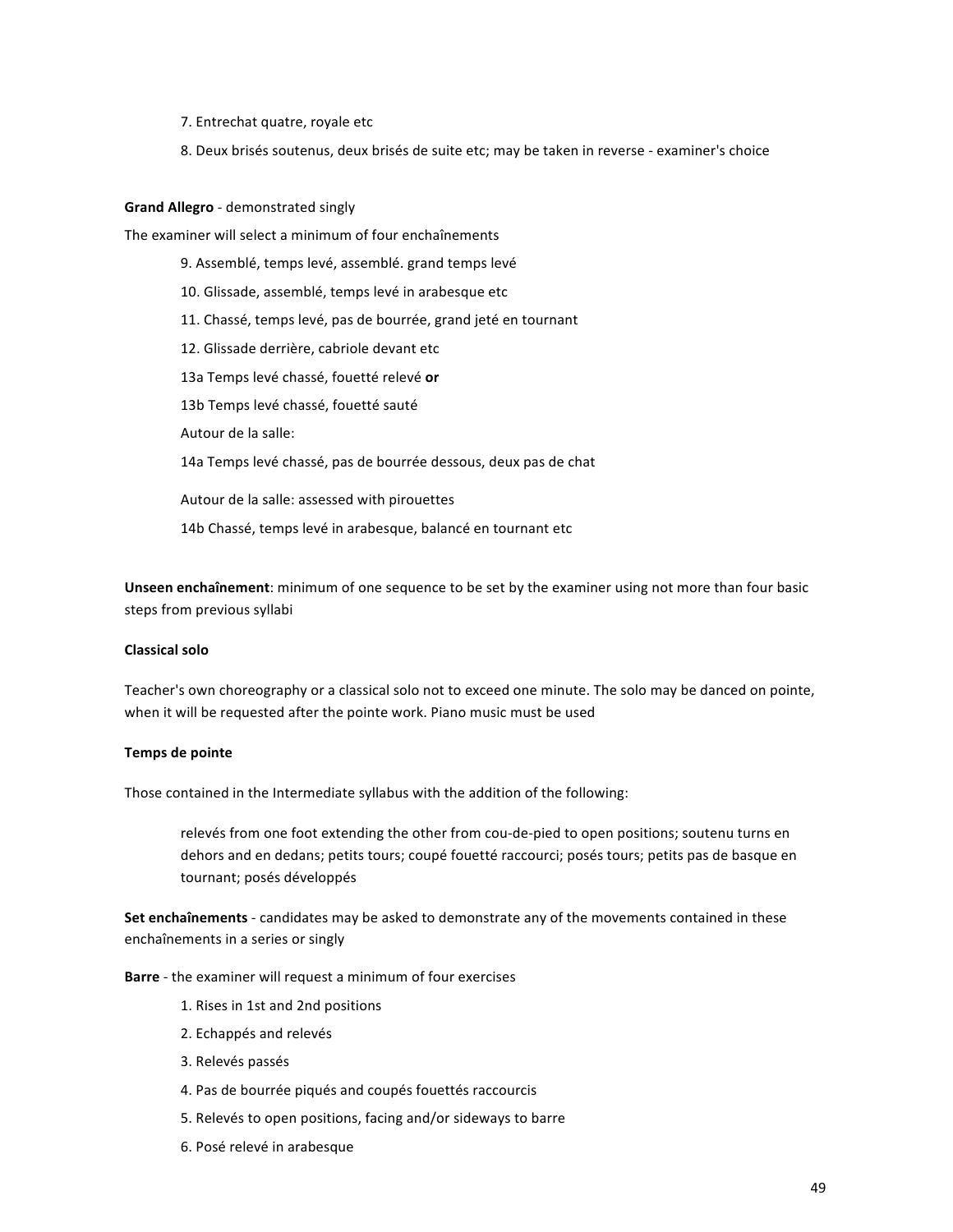7. Entrechat quatre, royale etc

8. Deux brisés soutenus, deux brisés de suite etc; may be taken in reverse - examiner's choice

**Grand Allegro** - demonstrated singly

The examiner will select a minimum of four enchaînements

9. Assemblé, temps levé, assemblé. grand temps levé

10. Glissade, assemblé, temps levé in arabesque etc

11. Chassé, temps levé, pas de bourrée, grand jeté en tournant

12. Glissade derrière, cabriole devant etc

13a Temps levé chassé, fouetté relevé **or**

13b Temps levé chassé, fouetté sauté

Autour de la salle:

14a Temps levé chassé, pas de bourrée dessous, deux pas de chat

Autour de la salle: assessed with pirouettes

14b Chassé, temps levé in arabesque, balancé en tournant etc

**Unseen enchaînement**: minimum of one sequence to be set by the examiner using not more than four basic steps from previous syllabi

**Classical solo**

Teacher's own choreography or a classical solo not to exceed one minute. The solo may be danced on pointe, when it will be requested after the pointe work. Piano music must be used

**Temps de pointe**

Those contained in the Intermediate syllabus with the addition of the following:

> relevés from one foot extending the other from cou-de-pied to open positions; soutenu turns en dehors and en dedans; petits tours; coupé fouetté raccourci; posés tours; petits pas de basque en tournant; posés développés

**Set enchaînements** - candidates may be asked to demonstrate any of the movements contained in these enchaînements in a series or singly

**Barre** - the examiner will request a minimum of four exercises

1. Rises in 1st and 2nd positions
2. Echappés and relevés
3. Relevés passés
4. Pas de bourrée piqués and coupés fouettés raccourcis
5. Relevés to open positions, facing and/or sideways to barre
6. Posé relevé in arabesque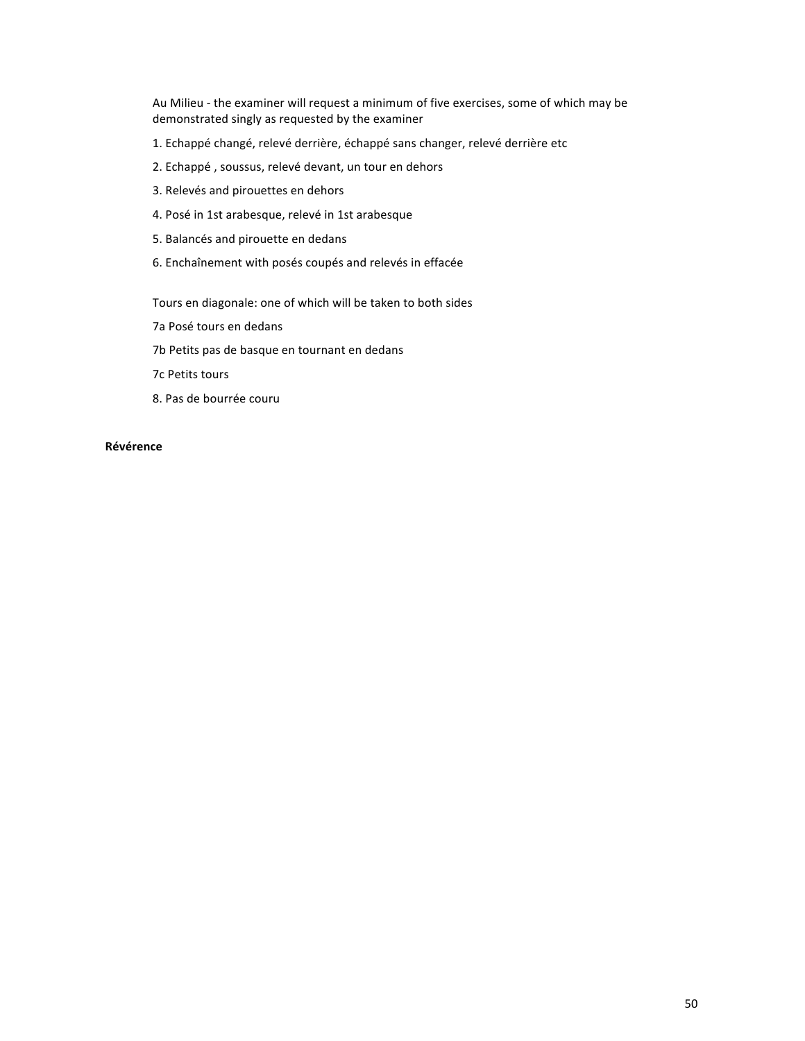Au Milieu - the examiner will request a minimum of five exercises, some of which may be demonstrated singly as requested by the examiner

1. Echappé changé, relevé derrière, échappé sans changer, relevé derrière etc
2. Echappé , soussus, relevé devant, un tour en dehors
3. Relevés and pirouettes en dehors
4. Posé in 1st arabesque, relevé in 1st arabesque
5. Balancés and pirouette en dedans
6. Enchaînement with posés coupés and relevés in effacée

Tours en diagonale: one of which will be taken to both sides

7a Posé tours en dedans

7b Petits pas de basque en tournant en dedans

7c Petits tours

8. Pas de bourrée couru

**Révérence**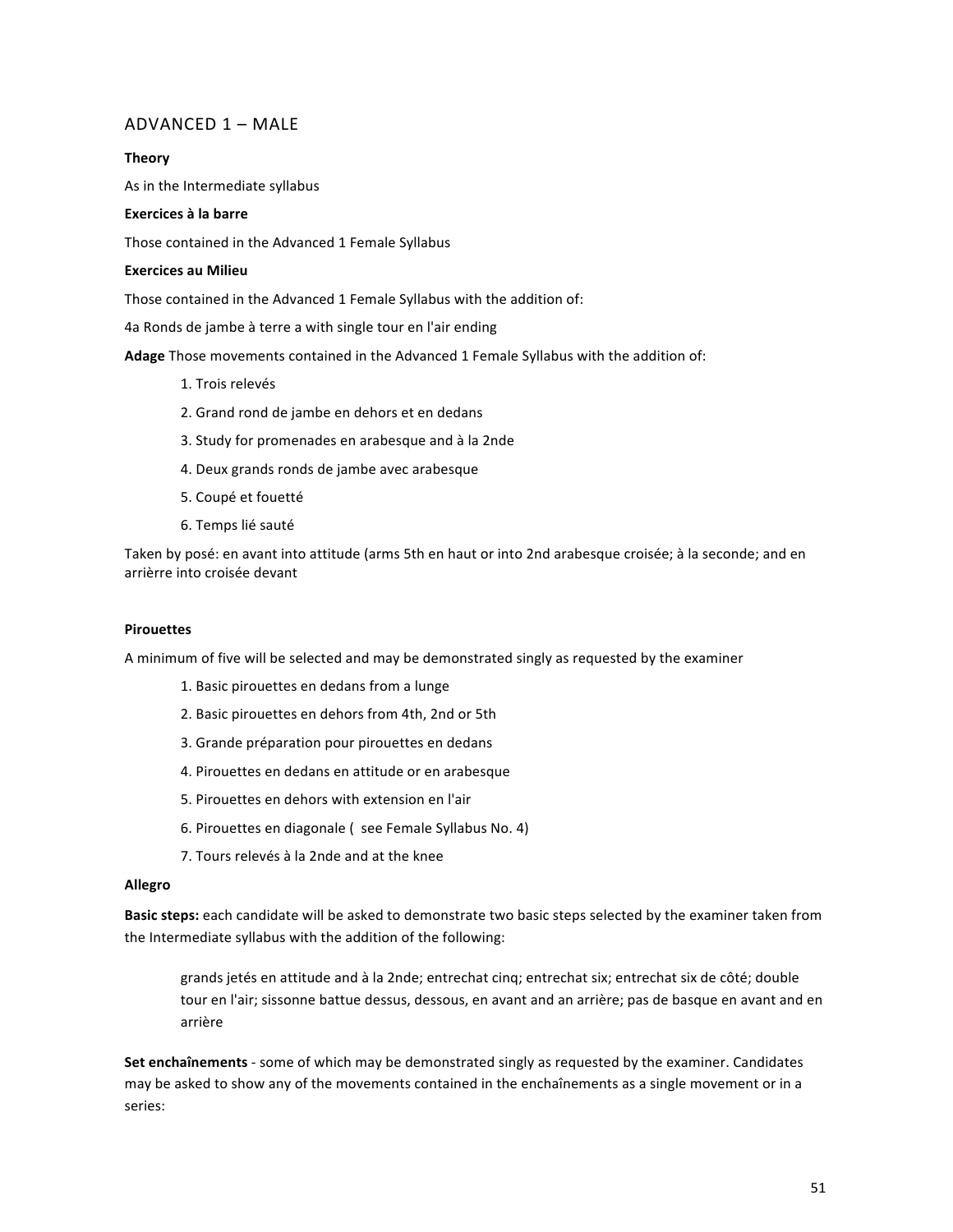## ADVANCED 1 – MALE

**Theory**

As in the Intermediate syllabus

**Exercices à la barre**

Those contained in the Advanced 1 Female Syllabus

**Exercices au Milieu**

Those contained in the Advanced 1 Female Syllabus with the addition of:

4a Ronds de jambe à terre a with single tour en l'air ending

**Adage** Those movements contained in the Advanced 1 Female Syllabus with the addition of:

1. Trois relevés
2. Grand rond de jambe en dehors et en dedans
3. Study for promenades en arabesque and à la 2nde
4. Deux grands ronds de jambe avec arabesque
5. Coupé et fouetté
6. Temps lié sauté

Taken by posé: en avant into attitude (arms 5th en haut or into 2nd arabesque croisée; à la seconde; and en arrièrre into croisée devant

**Pirouettes**

A minimum of five will be selected and may be demonstrated singly as requested by the examiner

1. Basic pirouettes en dedans from a lunge
2. Basic pirouettes en dehors from 4th, 2nd or 5th
3. Grande préparation pour pirouettes en dedans
4. Pirouettes en dedans en attitude or en arabesque
5. Pirouettes en dehors with extension en l'air
6. Pirouettes en diagonale ( see Female Syllabus No. 4)
7. Tours relevés à la 2nde and at the knee

**Allegro**

**Basic steps:** each candidate will be asked to demonstrate two basic steps selected by the examiner taken from the Intermediate syllabus with the addition of the following:

> grands jetés en attitude and à la 2nde; entrechat cinq; entrechat six; entrechat six de côté; double tour en l'air; sissonne battue dessus, dessous, en avant and an arrière; pas de basque en avant and en arrière

**Set enchaînements** - some of which may be demonstrated singly as requested by the examiner. Candidates may be asked to show any of the movements contained in the enchaînements as a single movement or in a series: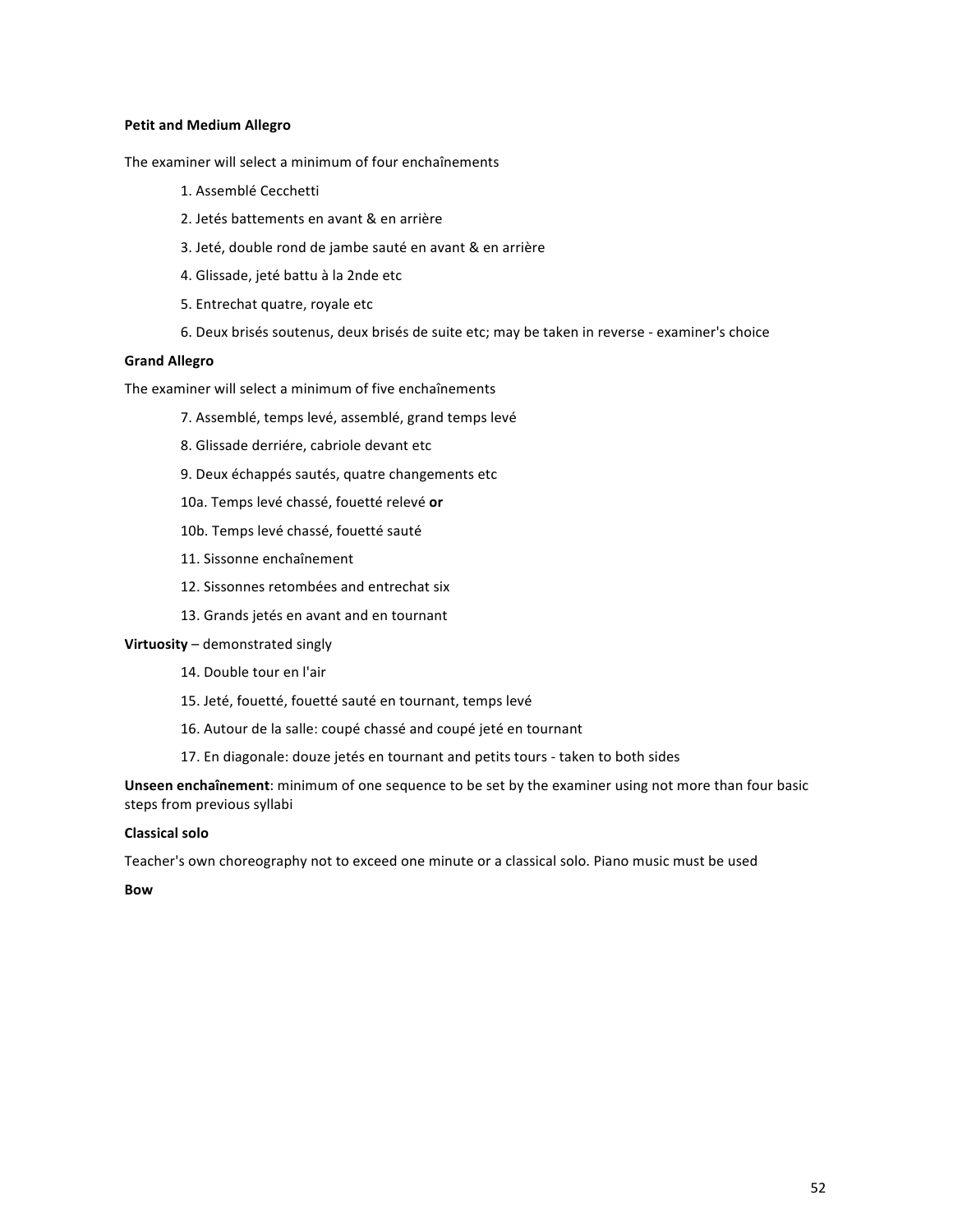**Petit and Medium Allegro**

The examiner will select a minimum of four enchaînements

1. Assemblé Cecchetti
2. Jetés battements en avant & en arrière
3. Jeté, double rond de jambe sauté en avant & en arrière
4. Glissade, jeté battu à la 2nde etc
5. Entrechat quatre, royale etc
6. Deux brisés soutenus, deux brisés de suite etc; may be taken in reverse - examiner's choice

**Grand Allegro**

The examiner will select a minimum of five enchaînements

7. Assemblé, temps levé, assemblé, grand temps levé
8. Glissade derriére, cabriole devant etc
9. Deux échappés sautés, quatre changements etc

10a. Temps levé chassé, fouetté relevé **or**

10b. Temps levé chassé, fouetté sauté

11. Sissonne enchaînement
12. Sissonnes retombées and entrechat six
13. Grands jetés en avant and en tournant

**Virtuosity** – demonstrated singly

14. Double tour en l'air
15. Jeté, fouetté, fouetté sauté en tournant, temps levé
16. Autour de la salle: coupé chassé and coupé jeté en tournant
17. En diagonale: douze jetés en tournant and petits tours - taken to both sides

**Unseen enchaînement**: minimum of one sequence to be set by the examiner using not more than four basic steps from previous syllabi

**Classical solo**

Teacher's own choreography not to exceed one minute or a classical solo. Piano music must be used

**Bow**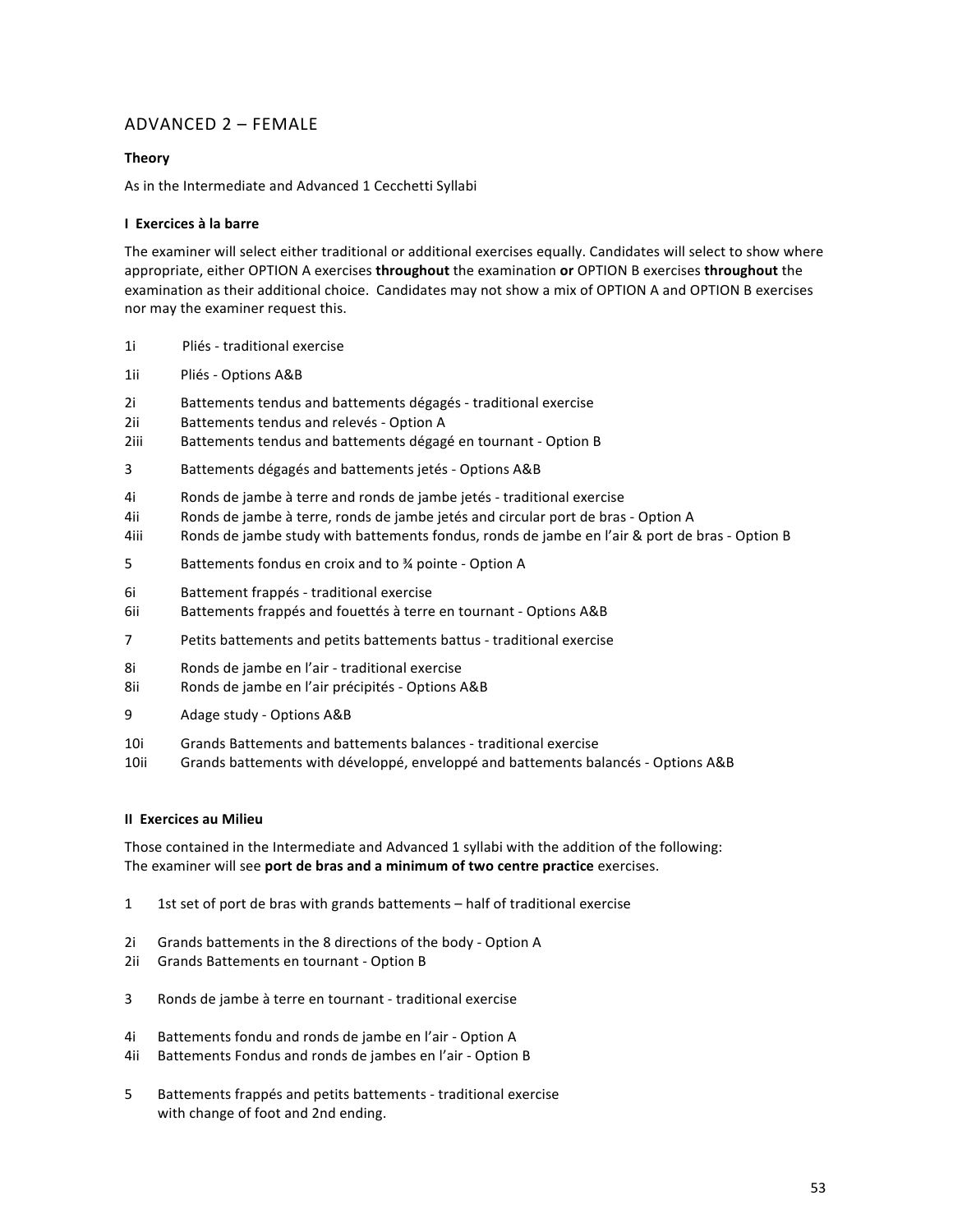## ADVANCED 2 – FEMALE

**Theory**

As in the Intermediate and Advanced 1 Cecchetti Syllabi

**I Exercices à la barre**

The examiner will select either traditional or additional exercises equally. Candidates will select to show where appropriate, either OPTION A exercises **throughout** the examination **or** OPTION B exercises **throughout** the examination as their additional choice. Candidates may not show a mix of OPTION A and OPTION B exercises nor may the examiner request this.

1i Pliés - traditional exercise

1ii Pliés - Options A&B

2i Battements tendus and battements dégagés - traditional exercise
2ii Battements tendus and relevés - Option A
2iii Battements tendus and battements dégagé en tournant - Option B

3 Battements dégagés and battements jetés - Options A&B

4i Ronds de jambe à terre and ronds de jambe jetés - traditional exercise
4ii Ronds de jambe à terre, ronds de jambe jetés and circular port de bras - Option A
4iii Ronds de jambe study with battements fondus, ronds de jambe en l'air & port de bras - Option B

5 Battements fondus en croix and to ¾ pointe - Option A

6i Battement frappés - traditional exercise
6ii Battements frappés and fouettés à terre en tournant - Options A&B

7 Petits battements and petits battements battus - traditional exercise

8i Ronds de jambe en l'air - traditional exercise
8ii Ronds de jambe en l'air précipités - Options A&B

9 Adage study - Options A&B

10i Grands Battements and battements balances - traditional exercise
10ii Grands battements with développé, enveloppé and battements balancés - Options A&B

**II Exercices au Milieu**

Those contained in the Intermediate and Advanced 1 syllabi with the addition of the following:
The examiner will see **port de bras and a minimum of two centre practice** exercises.

1 1st set of port de bras with grands battements – half of traditional exercise

2i Grands battements in the 8 directions of the body - Option A
2ii Grands Battements en tournant - Option B

3 Ronds de jambe à terre en tournant - traditional exercise

4i Battements fondu and ronds de jambe en l'air - Option A
4ii Battements Fondus and ronds de jambes en l'air - Option B

5 Battements frappés and petits battements - traditional exercise
with change of foot and 2nd ending.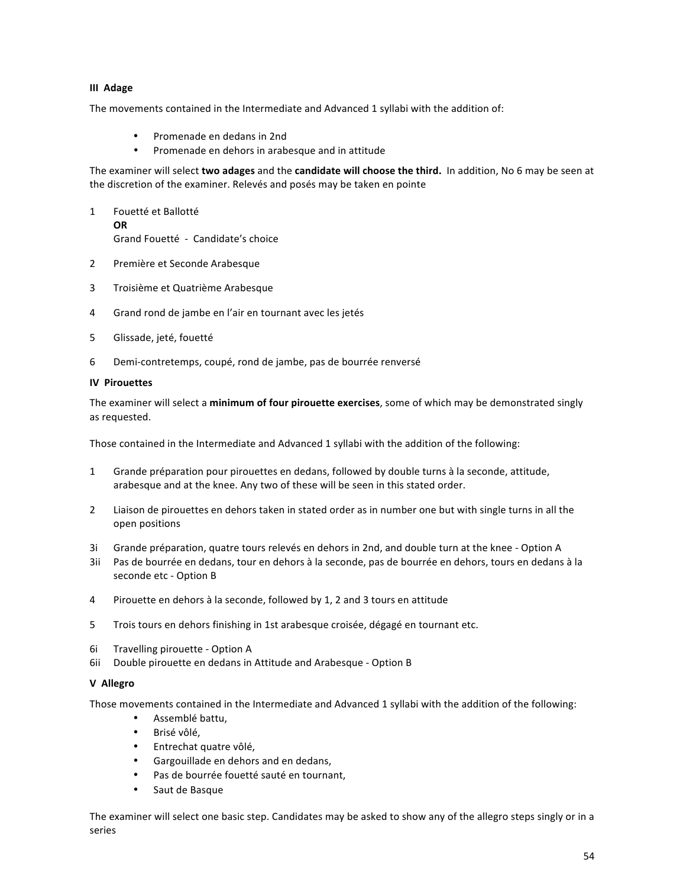### III Adage

The movements contained in the Intermediate and Advanced 1 syllabi with the addition of:

- Promenade en dedans in 2nd
- Promenade en dehors in arabesque and in attitude

The examiner will select **two adages** and the **candidate will choose the third.** In addition, No 6 may be seen at the discretion of the examiner. Relevés and posés may be taken en pointe

1. Fouetté et Ballotté
   **OR**
   Grand Fouetté - Candidate's choice
2. Première et Seconde Arabesque
3. Troisième et Quatrième Arabesque
4. Grand rond de jambe en l'air en tournant avec les jetés
5. Glissade, jeté, fouetté
6. Demi-contretemps, coupé, rond de jambe, pas de bourrée renversé

### IV Pirouettes

The examiner will select a **minimum of four pirouette exercises**, some of which may be demonstrated singly as requested.

Those contained in the Intermediate and Advanced 1 syllabi with the addition of the following:

1. Grande préparation pour pirouettes en dedans, followed by double turns à la seconde, attitude, arabesque and at the knee. Any two of these will be seen in this stated order.
2. Liaison de pirouettes en dehors taken in stated order as in number one but with single turns in all the open positions

3i Grande préparation, quatre tours relevés en dehors in 2nd, and double turn at the knee - Option A
3ii Pas de bourrée en dedans, tour en dehors à la seconde, pas de bourrée en dehors, tours en dedans à la seconde etc - Option B

4 Pirouette en dehors à la seconde, followed by 1, 2 and 3 tours en attitude

5 Trois tours en dehors finishing in 1st arabesque croisée, dégagé en tournant etc.

6i Travelling pirouette - Option A
6ii Double pirouette en dedans in Attitude and Arabesque - Option B

### V Allegro

Those movements contained in the Intermediate and Advanced 1 syllabi with the addition of the following:

- Assemblé battu,
- Brisé vôlé,
- Entrechat quatre vôlé,
- Gargouillade en dehors and en dedans,
- Pas de bourrée fouetté sauté en tournant,
- Saut de Basque

The examiner will select one basic step. Candidates may be asked to show any of the allegro steps singly or in a series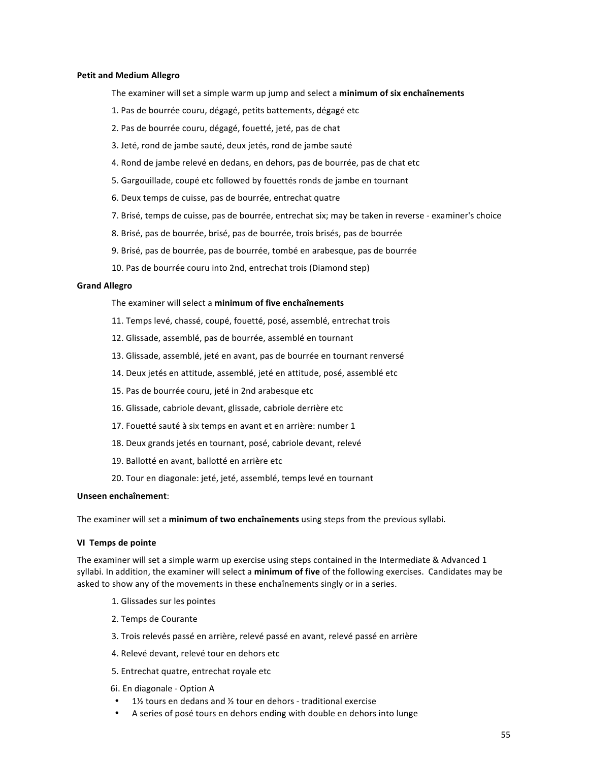**Petit and Medium Allegro**

The examiner will set a simple warm up jump and select a **minimum of six enchaînements**

1. Pas de bourrée couru, dégagé, petits battements, dégagé etc
2. Pas de bourrée couru, dégagé, fouetté, jeté, pas de chat
3. Jeté, rond de jambe sauté, deux jetés, rond de jambe sauté
4. Rond de jambe relevé en dedans, en dehors, pas de bourrée, pas de chat etc
5. Gargouillade, coupé etc followed by fouettés ronds de jambe en tournant
6. Deux temps de cuisse, pas de bourrée, entrechat quatre
7. Brisé, temps de cuisse, pas de bourrée, entrechat six; may be taken in reverse - examiner's choice
8. Brisé, pas de bourrée, brisé, pas de bourrée, trois brisés, pas de bourrée
9. Brisé, pas de bourrée, pas de bourrée, tombé en arabesque, pas de bourrée
10. Pas de bourrée couru into 2nd, entrechat trois (Diamond step)

**Grand Allegro**

The examiner will select a **minimum of five enchaînements**

11. Temps levé, chassé, coupé, fouetté, posé, assemblé, entrechat trois
12. Glissade, assemblé, pas de bourrée, assemblé en tournant
13. Glissade, assemblé, jeté en avant, pas de bourrée en tournant renversé
14. Deux jetés en attitude, assemblé, jeté en attitude, posé, assemblé etc
15. Pas de bourrée couru, jeté in 2nd arabesque etc
16. Glissade, cabriole devant, glissade, cabriole derrière etc
17. Fouetté sauté à six temps en avant et en arrière: number 1
18. Deux grands jetés en tournant, posé, cabriole devant, relevé
19. Ballotté en avant, ballotté en arrière etc
20. Tour en diagonale: jeté, jeté, assemblé, temps levé en tournant

**Unseen enchaînement**:

The examiner will set a **minimum of two enchaînements** using steps from the previous syllabi.

**VI Temps de pointe**

The examiner will set a simple warm up exercise using steps contained in the Intermediate & Advanced 1 syllabi. In addition, the examiner will select a **minimum of five** of the following exercises. Candidates may be asked to show any of the movements in these enchaînements singly or in a series.

1. Glissades sur les pointes
2. Temps de Courante
3. Trois relevés passé en arrière, relevé passé en avant, relevé passé en arrière
4. Relevé devant, relevé tour en dehors etc
5. Entrechat quatre, entrechat royale etc

6i. En diagonale - Option A

- 1½ tours en dedans and ½ tour en dehors - traditional exercise
- A series of posé tours en dehors ending with double en dehors into lunge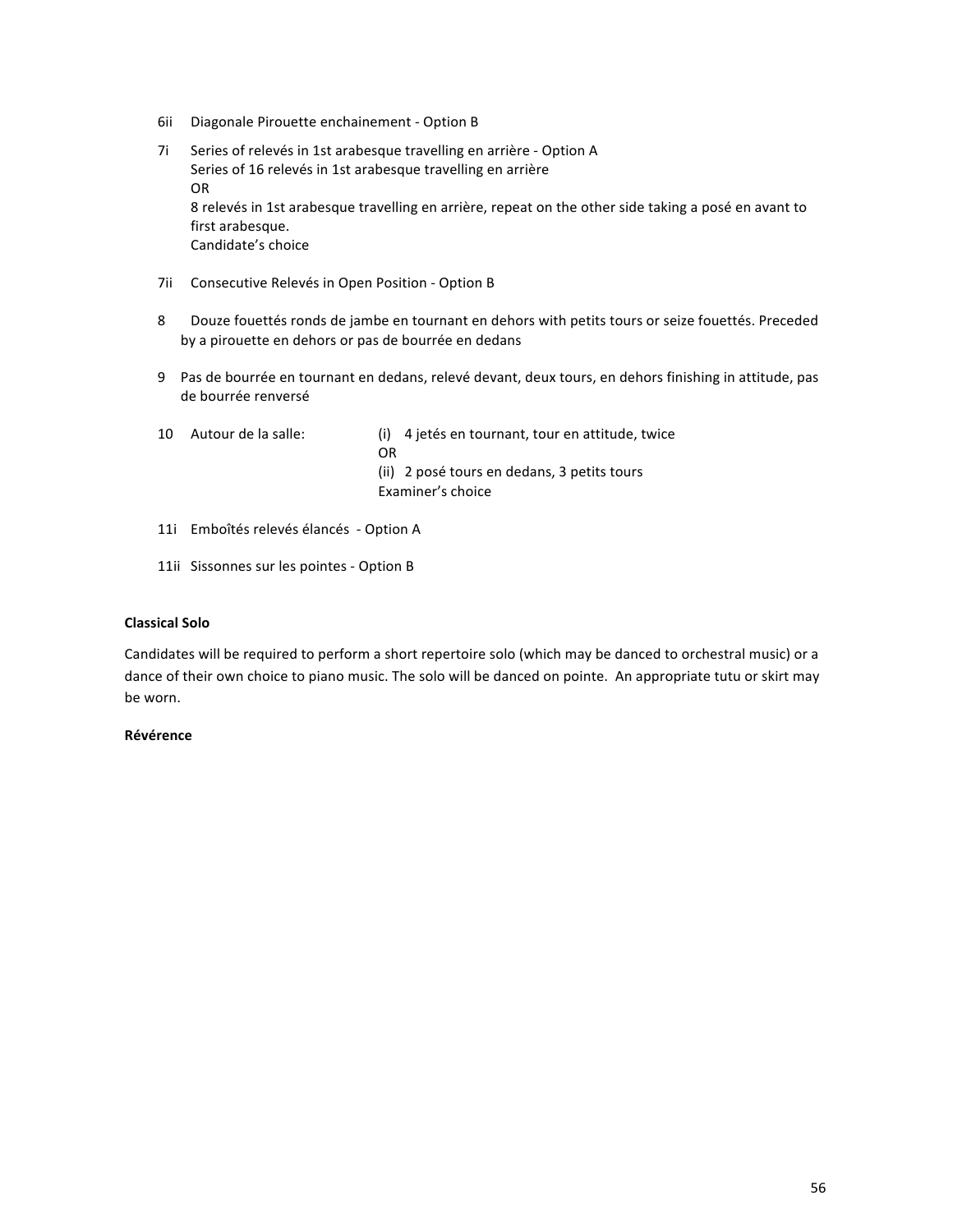6ii Diagonale Pirouette enchainement - Option B

7i Series of relevés in 1st arabesque travelling en arrière - Option A
Series of 16 relevés in 1st arabesque travelling en arrière
OR
8 relevés in 1st arabesque travelling en arrière, repeat on the other side taking a posé en avant to first arabesque.
Candidate's choice

7ii Consecutive Relevés in Open Position - Option B

8 Douze fouettés ronds de jambe en tournant en dehors with petits tours or seize fouettés. Preceded by a pirouette en dehors or pas de bourrée en dedans

9 Pas de bourrée en tournant en dedans, relevé devant, deux tours, en dehors finishing in attitude, pas de bourrée renversé

10 Autour de la salle: (i) 4 jetés en tournant, tour en attitude, twice
OR
(ii) 2 posé tours en dedans, 3 petits tours
Examiner's choice

11i Emboîtés relevés élancés - Option A

11ii Sissonnes sur les pointes - Option B

**Classical Solo**

Candidates will be required to perform a short repertoire solo (which may be danced to orchestral music) or a dance of their own choice to piano music. The solo will be danced on pointe. An appropriate tutu or skirt may be worn.

**Révérence**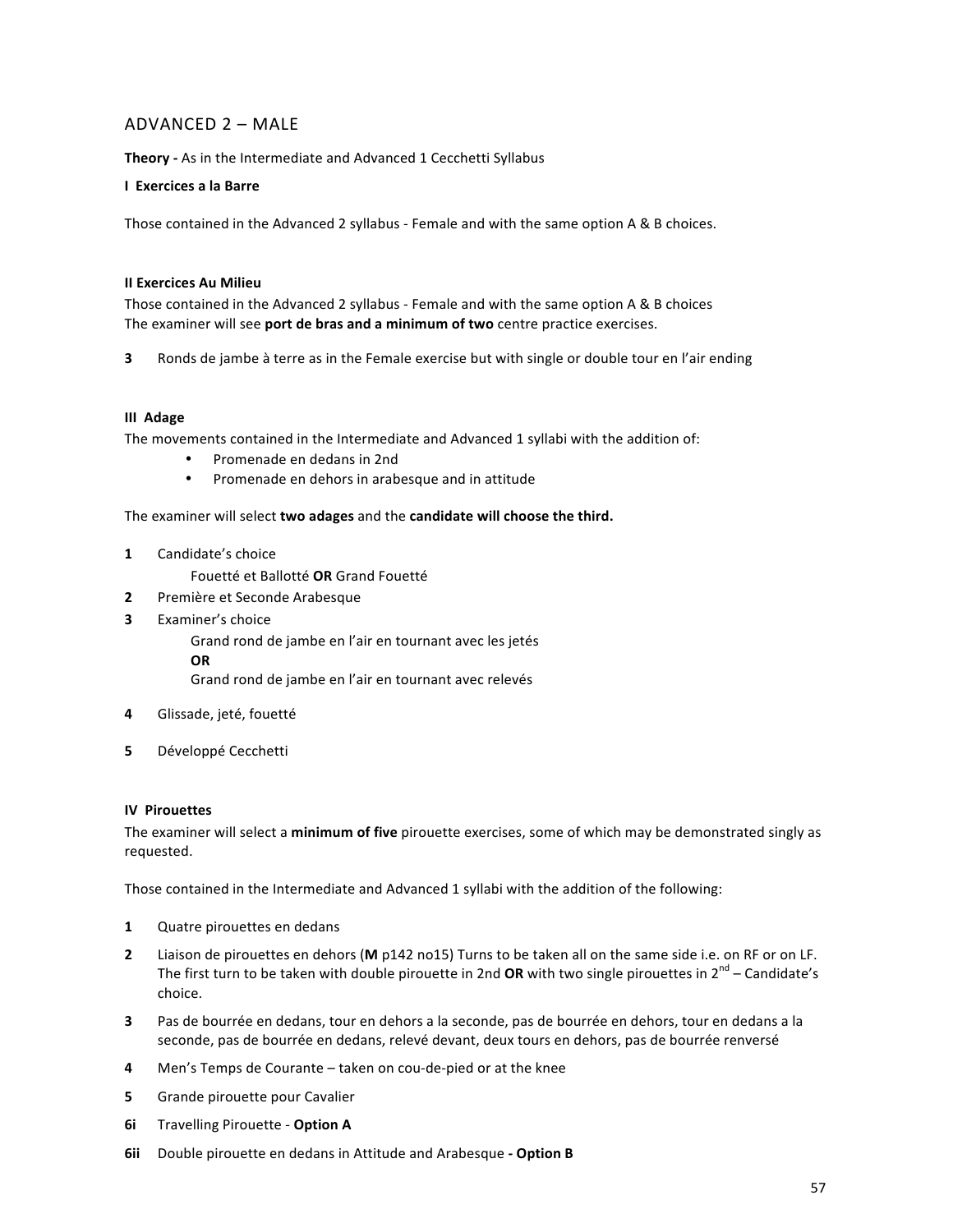## ADVANCED 2 – MALE

**Theory -** As in the Intermediate and Advanced 1 Cecchetti Syllabus

### I Exercices a la Barre

Those contained in the Advanced 2 syllabus - Female and with the same option A & B choices.

### II Exercices Au Milieu

Those contained in the Advanced 2 syllabus - Female and with the same option A & B choices
The examiner will see **port de bras and a minimum of two** centre practice exercises.

**3** Ronds de jambe à terre as in the Female exercise but with single or double tour en l'air ending

### III Adage

The movements contained in the Intermediate and Advanced 1 syllabi with the addition of:

- Promenade en dedans in 2nd
- Promenade en dehors in arabesque and in attitude

The examiner will select **two adages** and the **candidate will choose the third.**

**1** Candidate's choice
  Fouetté et Ballotté **OR** Grand Fouetté

**2** Première et Seconde Arabesque

**3** Examiner's choice
  Grand rond de jambe en l'air en tournant avec les jetés
  **OR**
  Grand rond de jambe en l'air en tournant avec relevés

**4** Glissade, jeté, fouetté

**5** Développé Cecchetti

### IV Pirouettes

The examiner will select a **minimum of five** pirouette exercises, some of which may be demonstrated singly as requested.

Those contained in the Intermediate and Advanced 1 syllabi with the addition of the following:

**1** Quatre pirouettes en dedans

**2** Liaison de pirouettes en dehors (**M** p142 no15) Turns to be taken all on the same side i.e. on RF or on LF. The first turn to be taken with double pirouette in 2nd **OR** with two single pirouettes in 2nd – Candidate's choice.

**3** Pas de bourrée en dedans, tour en dehors a la seconde, pas de bourrée en dehors, tour en dedans a la seconde, pas de bourrée en dedans, relevé devant, deux tours en dehors, pas de bourrée renversé

**4** Men's Temps de Courante – taken on cou-de-pied or at the knee

**5** Grande pirouette pour Cavalier

**6i** Travelling Pirouette - **Option A**

**6ii** Double pirouette en dedans in Attitude and Arabesque **- Option B**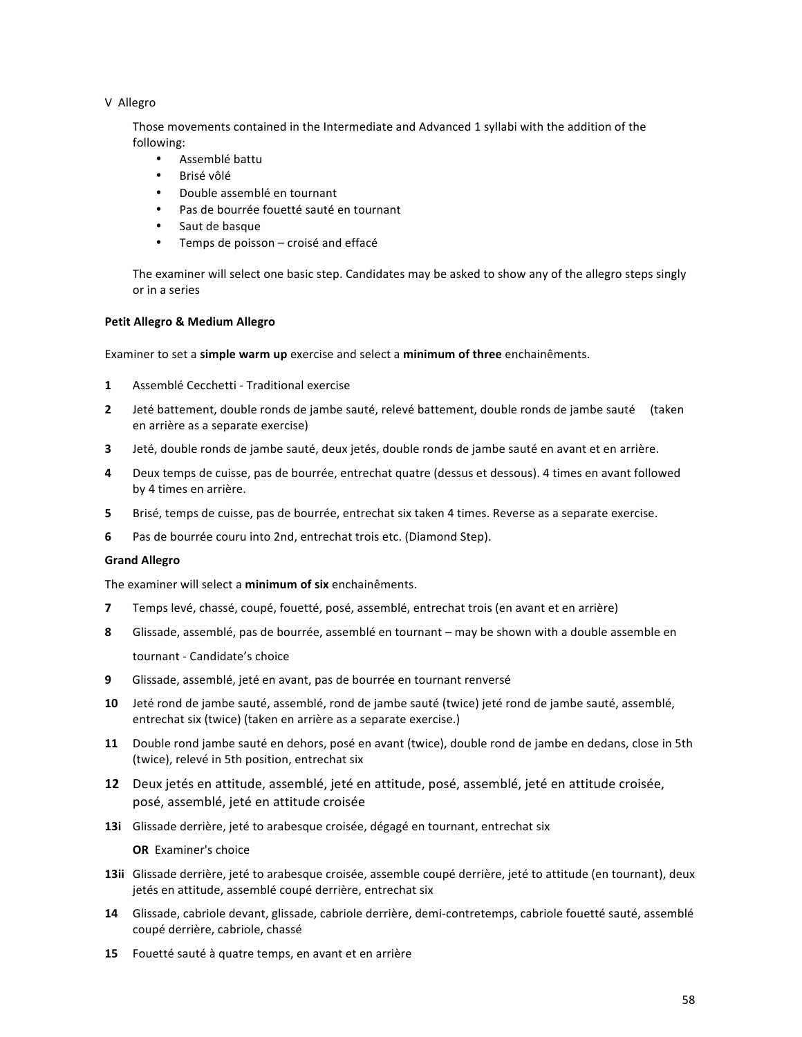V Allegro

Those movements contained in the Intermediate and Advanced 1 syllabi with the addition of the following:

- Assemblé battu
- Brisé vôlé
- Double assemblé en tournant
- Pas de bourrée fouetté sauté en tournant
- Saut de basque
- Temps de poisson – croisé and effacé

The examiner will select one basic step. Candidates may be asked to show any of the allegro steps singly or in a series

**Petit Allegro & Medium Allegro**

Examiner to set a **simple warm up** exercise and select a **minimum of three** enchainêments.

**1** Assemblé Cecchetti - Traditional exercise

**2** Jeté battement, double ronds de jambe sauté, relevé battement, double ronds de jambe sauté (taken en arrière as a separate exercise)

**3** Jeté, double ronds de jambe sauté, deux jetés, double ronds de jambe sauté en avant et en arrière.

**4** Deux temps de cuisse, pas de bourrée, entrechat quatre (dessus et dessous). 4 times en avant followed by 4 times en arrière.

**5** Brisé, temps de cuisse, pas de bourrée, entrechat six taken 4 times. Reverse as a separate exercise.

**6** Pas de bourrée couru into 2nd, entrechat trois etc. (Diamond Step).

**Grand Allegro**

The examiner will select a **minimum of six** enchainêments.

**7** Temps levé, chassé, coupé, fouetté, posé, assemblé, entrechat trois (en avant et en arrière)

**8** Glissade, assemblé, pas de bourrée, assemblé en tournant – may be shown with a double assemble en tournant - Candidate's choice

**9** Glissade, assemblé, jeté en avant, pas de bourrée en tournant renversé

**10** Jeté rond de jambe sauté, assemblé, rond de jambe sauté (twice) jeté rond de jambe sauté, assemblé, entrechat six (twice) (taken en arrière as a separate exercise.)

**11** Double rond jambe sauté en dehors, posé en avant (twice), double rond de jambe en dedans, close in 5th (twice), relevé in 5th position, entrechat six

**12** Deux jetés en attitude, assemblé, jeté en attitude, posé, assemblé, jeté en attitude croisée, posé, assemblé, jeté en attitude croisée

**13i** Glissade derrière, jeté to arabesque croisée, dégagé en tournant, entrechat six

**OR** Examiner's choice

**13ii** Glissade derrière, jeté to arabesque croisée, assemble coupé derrière, jeté to attitude (en tournant), deux jetés en attitude, assemblé coupé derrière, entrechat six

**14** Glissade, cabriole devant, glissade, cabriole derrière, demi-contretemps, cabriole fouetté sauté, assemblé coupé derrière, cabriole, chassé

**15** Fouetté sauté à quatre temps, en avant et en arrière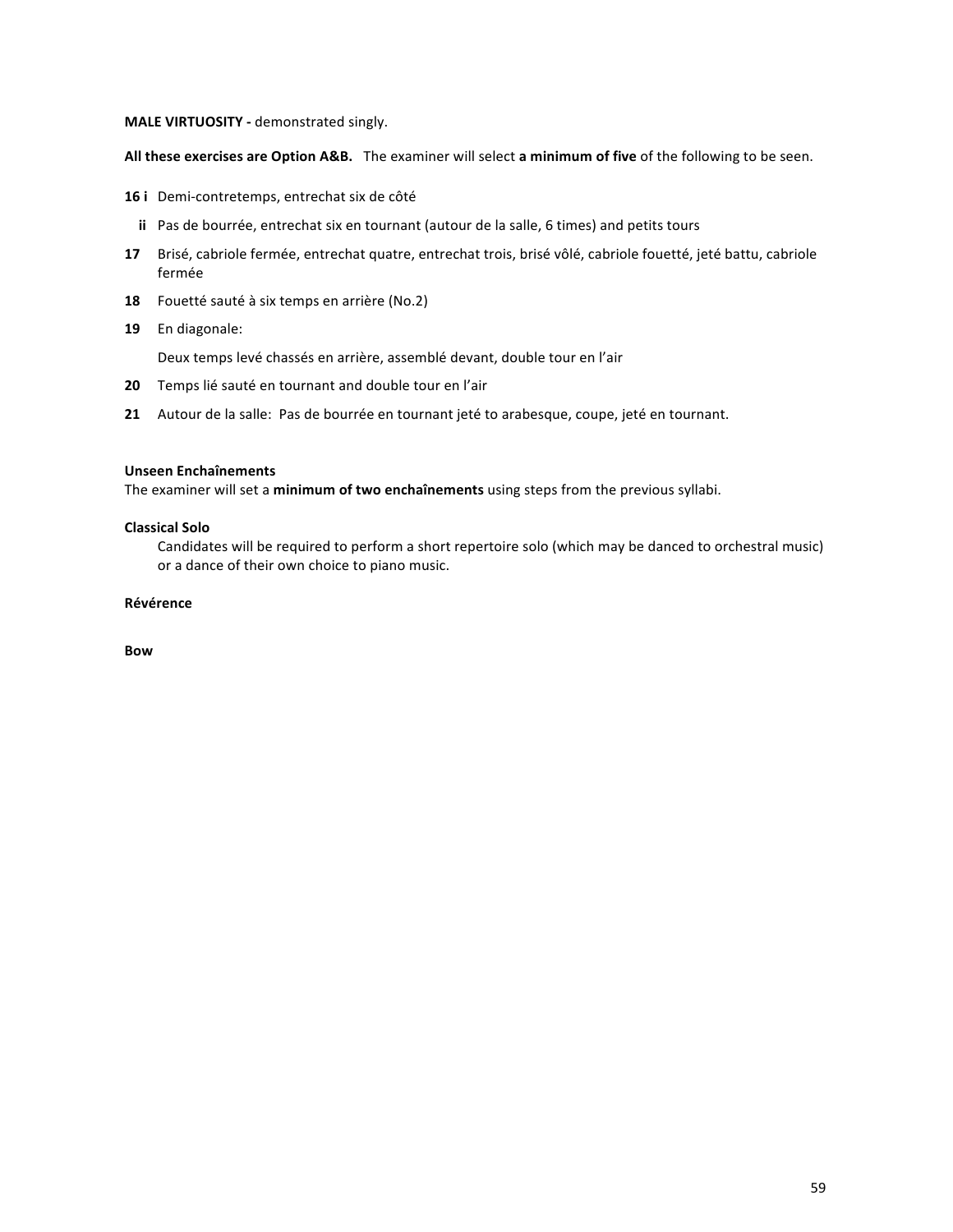**MALE VIRTUOSITY -** demonstrated singly.

**All these exercises are Option A&B.** The examiner will select **a minimum of five** of the following to be seen.

**16 i** Demi-contretemps, entrechat six de côté

**ii** Pas de bourrée, entrechat six en tournant (autour de la salle, 6 times) and petits tours

**17** Brisé, cabriole fermée, entrechat quatre, entrechat trois, brisé vôlé, cabriole fouetté, jeté battu, cabriole fermée

**18** Fouetté sauté à six temps en arrière (No.2)

**19** En diagonale:

Deux temps levé chassés en arrière, assemblé devant, double tour en l'air

**20** Temps lié sauté en tournant and double tour en l'air

**21** Autour de la salle: Pas de bourrée en tournant jeté to arabesque, coupe, jeté en tournant.

**Unseen Enchaînements**

The examiner will set a **minimum of two enchaînements** using steps from the previous syllabi.

**Classical Solo**

Candidates will be required to perform a short repertoire solo (which may be danced to orchestral music) or a dance of their own choice to piano music.

**Révérence**

**Bow**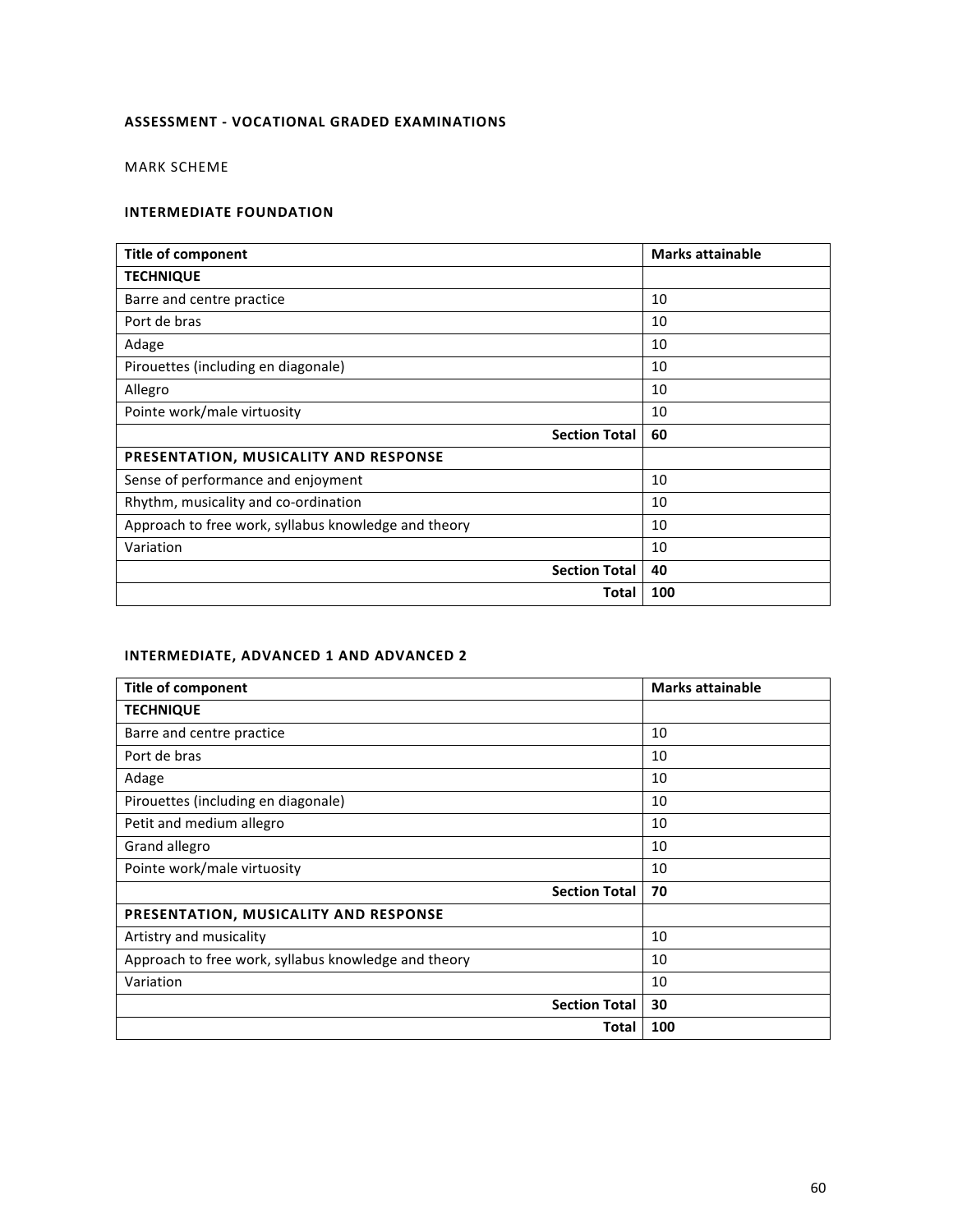**ASSESSMENT - VOCATIONAL GRADED EXAMINATIONS**

MARK SCHEME

**INTERMEDIATE FOUNDATION**

| Title of component | Marks attainable |
|---|---|
| **TECHNIQUE** | |
| Barre and centre practice | 10 |
| Port de bras | 10 |
| Adage | 10 |
| Pirouettes (including en diagonale) | 10 |
| Allegro | 10 |
| Pointe work/male virtuosity | 10 |
| **Section Total** | **60** |
| **PRESENTATION, MUSICALITY AND RESPONSE** | |
| Sense of performance and enjoyment | 10 |
| Rhythm, musicality and co-ordination | 10 |
| Approach to free work, syllabus knowledge and theory | 10 |
| Variation | 10 |
| **Section Total** | **40** |
| **Total** | **100** |

**INTERMEDIATE, ADVANCED 1 AND ADVANCED 2**

| Title of component | Marks attainable |
|---|---|
| **TECHNIQUE** | |
| Barre and centre practice | 10 |
| Port de bras | 10 |
| Adage | 10 |
| Pirouettes (including en diagonale) | 10 |
| Petit and medium allegro | 10 |
| Grand allegro | 10 |
| Pointe work/male virtuosity | 10 |
| **Section Total** | **70** |
| **PRESENTATION, MUSICALITY AND RESPONSE** | |
| Artistry and musicality | 10 |
| Approach to free work, syllabus knowledge and theory | 10 |
| Variation | 10 |
| **Section Total** | **30** |
| **Total** | **100** |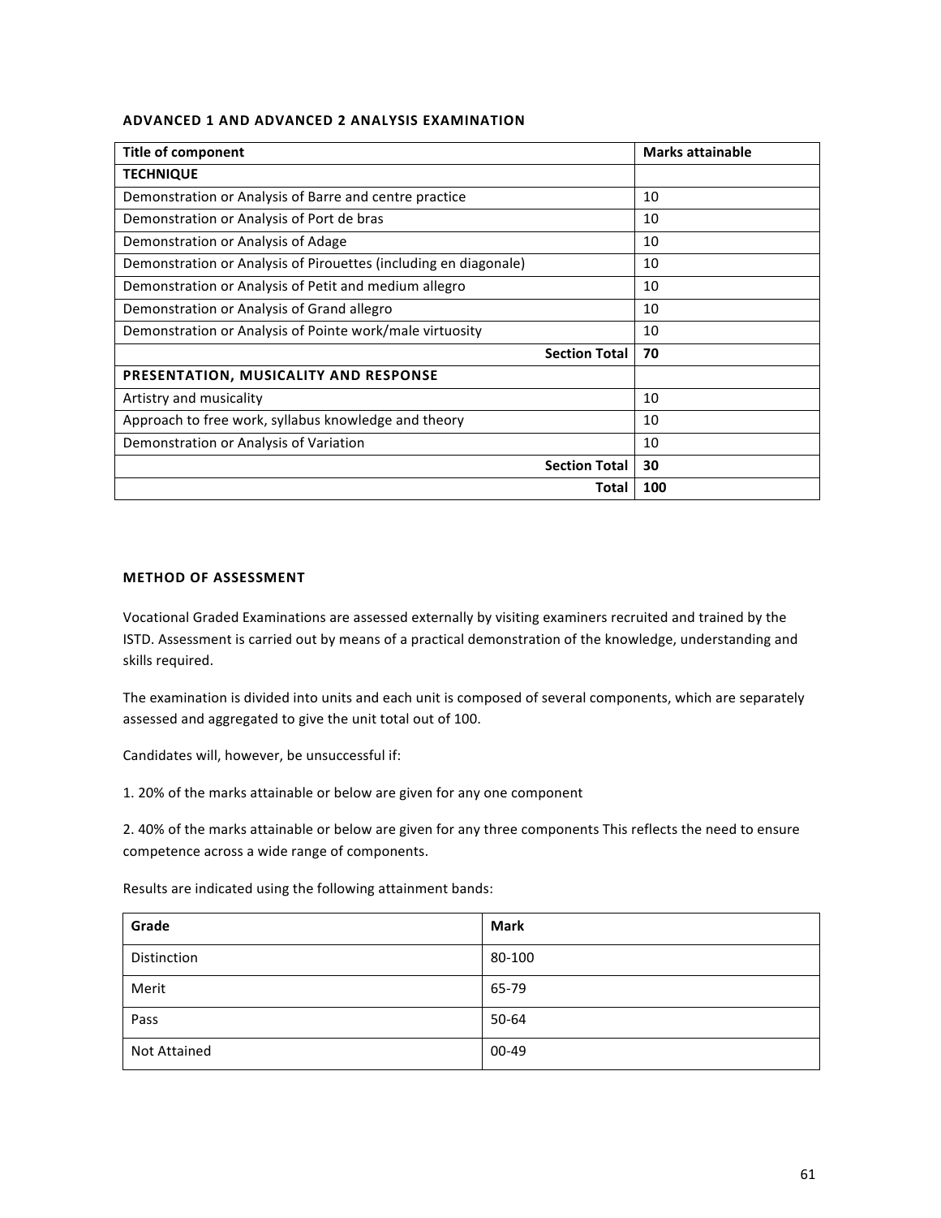### ADVANCED 1 AND ADVANCED 2 ANALYSIS EXAMINATION

| Title of component | Marks attainable |
|---|---|
| **TECHNIQUE** | |
| Demonstration or Analysis of Barre and centre practice | 10 |
| Demonstration or Analysis of Port de bras | 10 |
| Demonstration or Analysis of Adage | 10 |
| Demonstration or Analysis of Pirouettes (including en diagonale) | 10 |
| Demonstration or Analysis of Petit and medium allegro | 10 |
| Demonstration or Analysis of Grand allegro | 10 |
| Demonstration or Analysis of Pointe work/male virtuosity | 10 |
| **Section Total** | **70** |
| **PRESENTATION, MUSICALITY AND RESPONSE** | |
| Artistry and musicality | 10 |
| Approach to free work, syllabus knowledge and theory | 10 |
| Demonstration or Analysis of Variation | 10 |
| **Section Total** | **30** |
| **Total** | **100** |

### METHOD OF ASSESSMENT

Vocational Graded Examinations are assessed externally by visiting examiners recruited and trained by the ISTD. Assessment is carried out by means of a practical demonstration of the knowledge, understanding and skills required.

The examination is divided into units and each unit is composed of several components, which are separately assessed and aggregated to give the unit total out of 100.

Candidates will, however, be unsuccessful if:

1. 20% of the marks attainable or below are given for any one component

2. 40% of the marks attainable or below are given for any three components This reflects the need to ensure competence across a wide range of components.

Results are indicated using the following attainment bands:

| Grade | Mark |
|---|---|
| Distinction | 80-100 |
| Merit | 65-79 |
| Pass | 50-64 |
| Not Attained | 00-49 |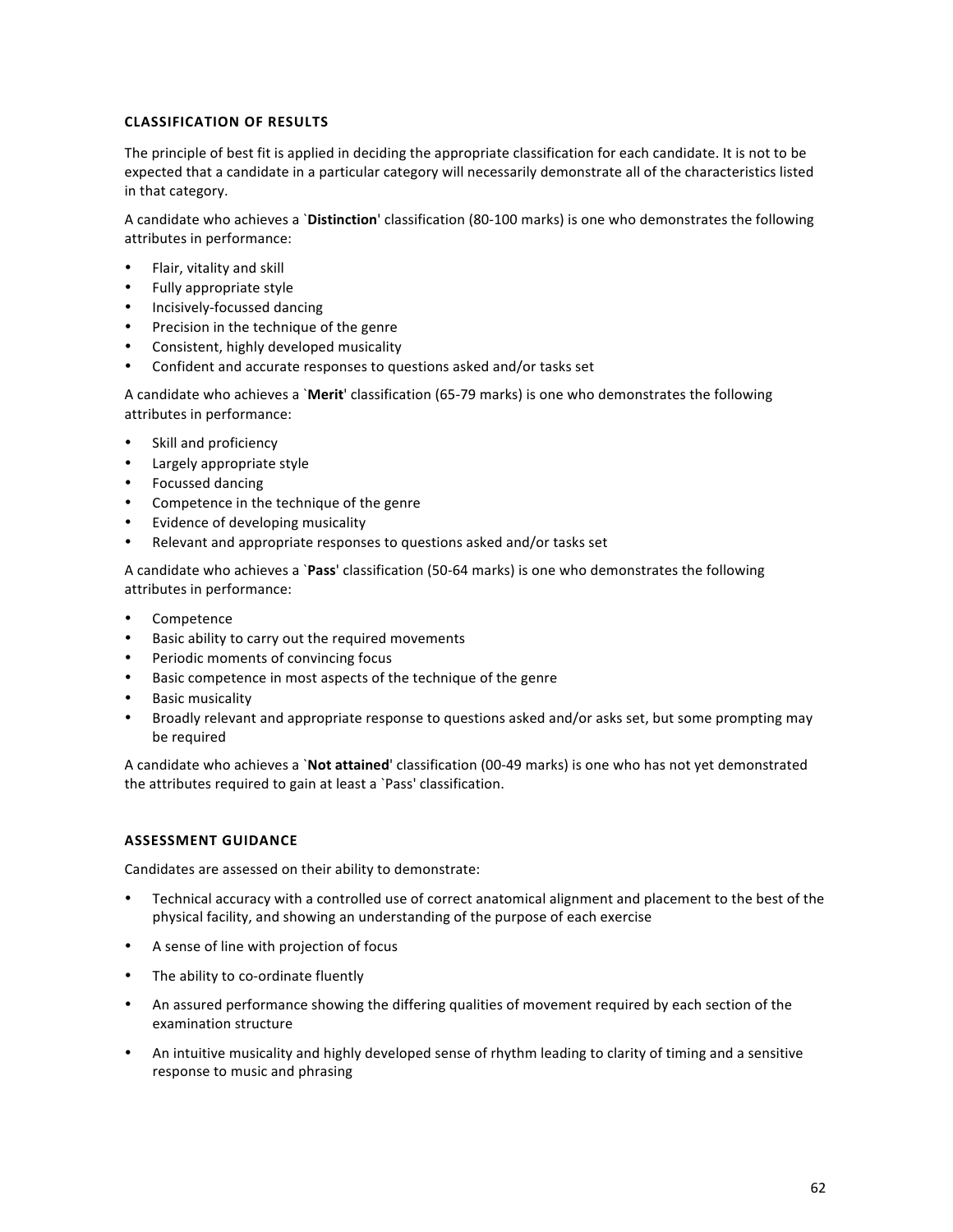## CLASSIFICATION OF RESULTS

The principle of best fit is applied in deciding the appropriate classification for each candidate. It is not to be expected that a candidate in a particular category will necessarily demonstrate all of the characteristics listed in that category.

A candidate who achieves a `**Distinction**' classification (80-100 marks) is one who demonstrates the following attributes in performance:

- Flair, vitality and skill
- Fully appropriate style
- Incisively-focussed dancing
- Precision in the technique of the genre
- Consistent, highly developed musicality
- Confident and accurate responses to questions asked and/or tasks set

A candidate who achieves a `**Merit**' classification (65-79 marks) is one who demonstrates the following attributes in performance:

- Skill and proficiency
- Largely appropriate style
- Focussed dancing
- Competence in the technique of the genre
- Evidence of developing musicality
- Relevant and appropriate responses to questions asked and/or tasks set

A candidate who achieves a `**Pass**' classification (50-64 marks) is one who demonstrates the following attributes in performance:

- Competence
- Basic ability to carry out the required movements
- Periodic moments of convincing focus
- Basic competence in most aspects of the technique of the genre
- Basic musicality
- Broadly relevant and appropriate response to questions asked and/or asks set, but some prompting may be required

A candidate who achieves a `**Not attained**' classification (00-49 marks) is one who has not yet demonstrated the attributes required to gain at least a `Pass' classification.

## ASSESSMENT GUIDANCE

Candidates are assessed on their ability to demonstrate:

- Technical accuracy with a controlled use of correct anatomical alignment and placement to the best of the physical facility, and showing an understanding of the purpose of each exercise
- A sense of line with projection of focus
- The ability to co-ordinate fluently
- An assured performance showing the differing qualities of movement required by each section of the examination structure
- An intuitive musicality and highly developed sense of rhythm leading to clarity of timing and a sensitive response to music and phrasing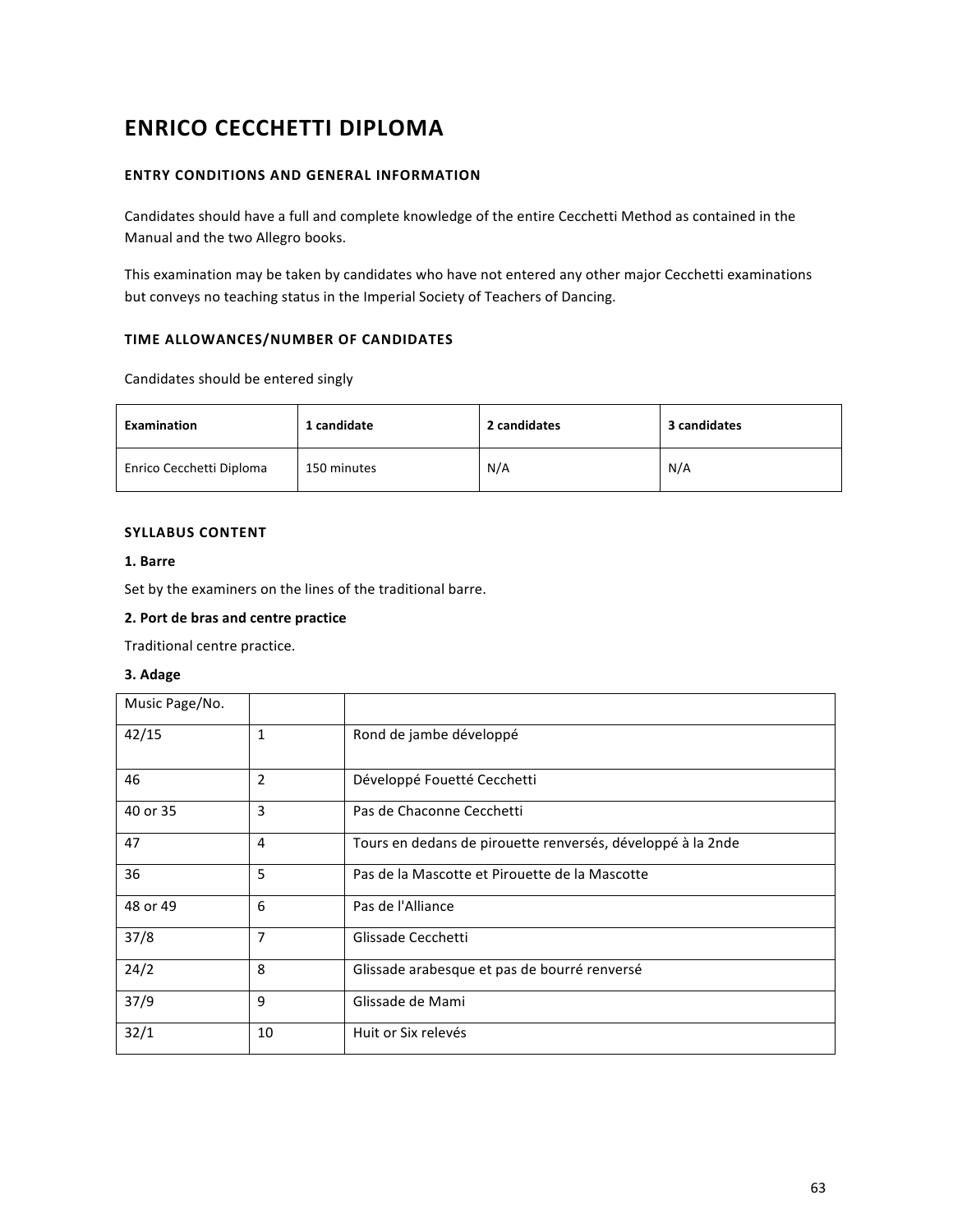# ENRICO CECCHETTI DIPLOMA

## ENTRY CONDITIONS AND GENERAL INFORMATION

Candidates should have a full and complete knowledge of the entire Cecchetti Method as contained in the Manual and the two Allegro books.

This examination may be taken by candidates who have not entered any other major Cecchetti examinations but conveys no teaching status in the Imperial Society of Teachers of Dancing.

## TIME ALLOWANCES/NUMBER OF CANDIDATES

Candidates should be entered singly

| Examination | 1 candidate | 2 candidates | 3 candidates |
|---|---|---|---|
| Enrico Cecchetti Diploma | 150 minutes | N/A | N/A |

## SYLLABUS CONTENT

**1. Barre**

Set by the examiners on the lines of the traditional barre.

**2. Port de bras and centre practice**

Traditional centre practice.

**3. Adage**

| Music Page/No. | | |
|---|---|---|
| 42/15 | 1 | Rond de jambe développé |
| 46 | 2 | Développé Fouetté Cecchetti |
| 40 or 35 | 3 | Pas de Chaconne Cecchetti |
| 47 | 4 | Tours en dedans de pirouette renversés, développé à la 2nde |
| 36 | 5 | Pas de la Mascotte et Pirouette de la Mascotte |
| 48 or 49 | 6 | Pas de l'Alliance |
| 37/8 | 7 | Glissade Cecchetti |
| 24/2 | 8 | Glissade arabesque et pas de bourré renversé |
| 37/9 | 9 | Glissade de Mami |
| 32/1 | 10 | Huit or Six relevés |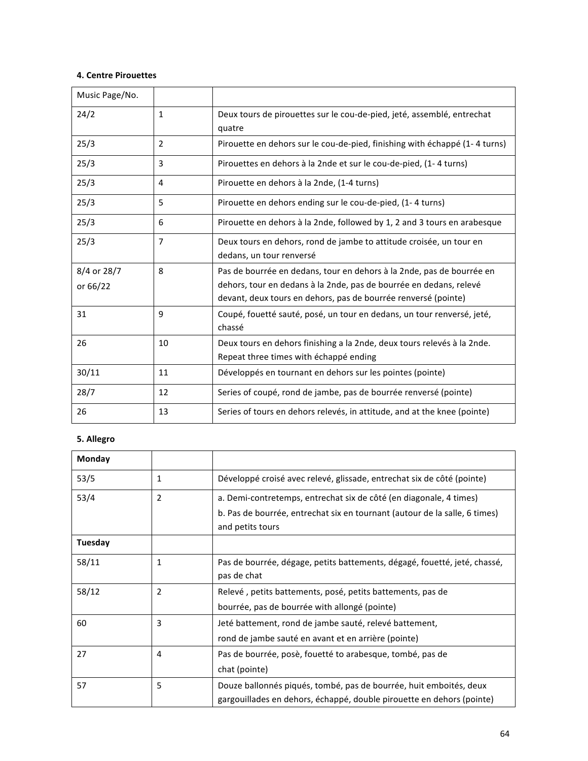**4. Centre Pirouettes**

| Music Page/No. | | |
|---|---|---|
| 24/2 | 1 | Deux tours de pirouettes sur le cou-de-pied, jeté, assemblé, entrechat quatre |
| 25/3 | 2 | Pirouette en dehors sur le cou-de-pied, finishing with échappé (1- 4 turns) |
| 25/3 | 3 | Pirouettes en dehors à la 2nde et sur le cou-de-pied, (1- 4 turns) |
| 25/3 | 4 | Pirouette en dehors à la 2nde, (1-4 turns) |
| 25/3 | 5 | Pirouette en dehors ending sur le cou-de-pied, (1- 4 turns) |
| 25/3 | 6 | Pirouette en dehors à la 2nde, followed by 1, 2 and 3 tours en arabesque |
| 25/3 | 7 | Deux tours en dehors, rond de jambe to attitude croisée, un tour en dedans, un tour renversé |
| 8/4 or 28/7 or 66/22 | 8 | Pas de bourrée en dedans, tour en dehors à la 2nde, pas de bourrée en dehors, tour en dedans à la 2nde, pas de bourrée en dedans, relevé devant, deux tours en dehors, pas de bourrée renversé (pointe) |
| 31 | 9 | Coupé, fouetté sauté, posé, un tour en dedans, un tour renversé, jeté, chassé |
| 26 | 10 | Deux tours en dehors finishing a la 2nde, deux tours relevés à la 2nde. Repeat three times with échappé ending |
| 30/11 | 11 | Développés en tournant en dehors sur les pointes (pointe) |
| 28/7 | 12 | Series of coupé, rond de jambe, pas de bourrée renversé (pointe) |
| 26 | 13 | Series of tours en dehors relevés, in attitude, and at the knee (pointe) |

**5. Allegro**

| **Monday** | | |
|---|---|---|
| 53/5 | 1 | Développé croisé avec relevé, glissade, entrechat six de côté (pointe) |
| 53/4 | 2 | a. Demi-contretemps, entrechat six de côté (en diagonale, 4 times)<br>b. Pas de bourrée, entrechat six en tournant (autour de la salle, 6 times) and petits tours |
| **Tuesday** | | |
| 58/11 | 1 | Pas de bourrée, dégage, petits battements, dégagé, fouetté, jeté, chassé, pas de chat |
| 58/12 | 2 | Relevé , petits battements, posé, petits battements, pas de bourrée, pas de bourrée with allongé (pointe) |
| 60 | 3 | Jeté battement, rond de jambe sauté, relevé battement, rond de jambe sauté en avant et en arrière (pointe) |
| 27 | 4 | Pas de bourrée, posè, fouetté to arabesque, tombé, pas de chat (pointe) |
| 57 | 5 | Douze ballonnés piqués, tombé, pas de bourrée, huit emboités, deux gargouillades en dehors, échappé, double pirouette en dehors (pointe) |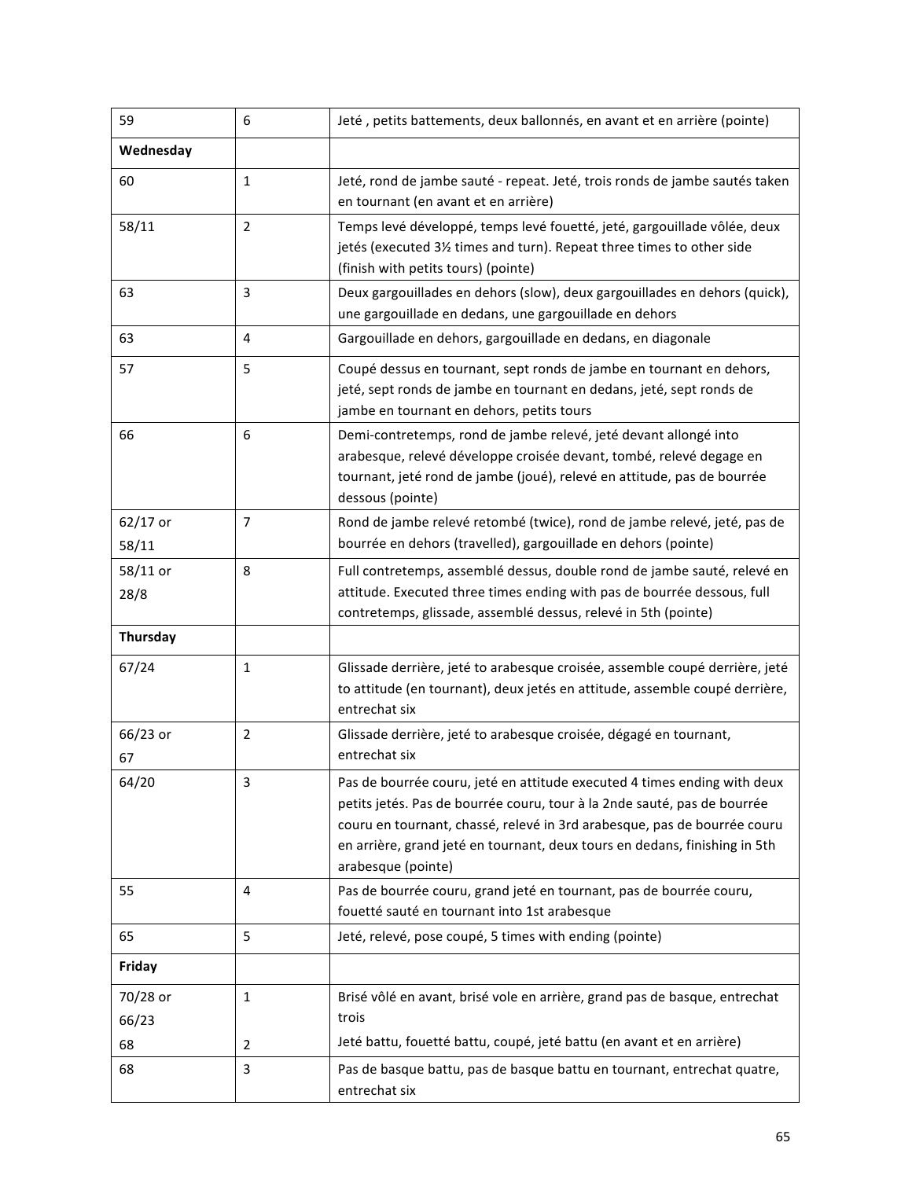| | | |
|---|---|---|
| 59 | 6 | Jeté , petits battements, deux ballonnés, en avant et en arrière (pointe) |
| **Wednesday** | | |
| 60 | 1 | Jeté, rond de jambe sauté - repeat. Jeté, trois ronds de jambe sautés taken en tournant (en avant et en arrière) |
| 58/11 | 2 | Temps levé développé, temps levé fouetté, jeté, gargouillade vôlée, deux jetés (executed 3½ times and turn). Repeat three times to other side (finish with petits tours) (pointe) |
| 63 | 3 | Deux gargouillades en dehors (slow), deux gargouillades en dehors (quick), une gargouillade en dedans, une gargouillade en dehors |
| 63 | 4 | Gargouillade en dehors, gargouillade en dedans, en diagonale |
| 57 | 5 | Coupé dessus en tournant, sept ronds de jambe en tournant en dehors, jeté, sept ronds de jambe en tournant en dedans, jeté, sept ronds de jambe en tournant en dehors, petits tours |
| 66 | 6 | Demi-contretemps, rond de jambe relevé, jeté devant allongé into arabesque, relevé développe croisée devant, tombé, relevé degage en tournant, jeté rond de jambe (joué), relevé en attitude, pas de bourrée dessous (pointe) |
| 62/17 or 58/11 | 7 | Rond de jambe relevé retombé (twice), rond de jambe relevé, jeté, pas de bourrée en dehors (travelled), gargouillade en dehors (pointe) |
| 58/11 or 28/8 | 8 | Full contretemps, assemblé dessus, double rond de jambe sauté, relevé en attitude. Executed three times ending with pas de bourrée dessous, full contretemps, glissade, assemblé dessus, relevé in 5th (pointe) |
| **Thursday** | | |
| 67/24 | 1 | Glissade derrière, jeté to arabesque croisée, assemble coupé derrière, jeté to attitude (en tournant), deux jetés en attitude, assemble coupé derrière, entrechat six |
| 66/23 or 67 | 2 | Glissade derrière, jeté to arabesque croisée, dégagé en tournant, entrechat six |
| 64/20 | 3 | Pas de bourrée couru, jeté en attitude executed 4 times ending with deux petits jetés. Pas de bourrée couru, tour à la 2nde sauté, pas de bourrée couru en tournant, chassé, relevé in 3rd arabesque, pas de bourrée couru en arrière, grand jeté en tournant, deux tours en dedans, finishing in 5th arabesque (pointe) |
| 55 | 4 | Pas de bourrée couru, grand jeté en tournant, pas de bourrée couru, fouetté sauté en tournant into 1st arabesque |
| 65 | 5 | Jeté, relevé, pose coupé, 5 times with ending (pointe) |
| **Friday** | | |
| 70/28 or 66/23 | 1 | Brisé vôlé en avant, brisé vole en arrière, grand pas de basque, entrechat trois |
| 68 | 2 | Jeté battu, fouetté battu, coupé, jeté battu (en avant et en arrière) |
| 68 | 3 | Pas de basque battu, pas de basque battu en tournant, entrechat quatre, entrechat six |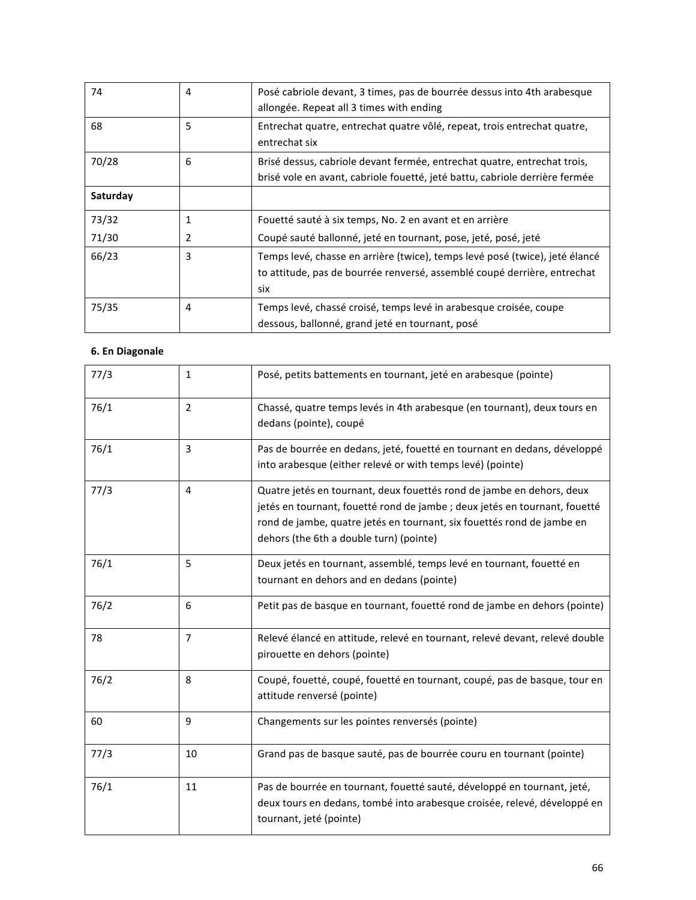| | | |
|---|---|---|
| 74 | 4 | Posé cabriole devant, 3 times, pas de bourrée dessus into 4th arabesque allongée. Repeat all 3 times with ending |
| 68 | 5 | Entrechat quatre, entrechat quatre vôlé, repeat, trois entrechat quatre, entrechat six |
| 70/28 | 6 | Brisé dessus, cabriole devant fermée, entrechat quatre, entrechat trois, brisé vole en avant, cabriole fouetté, jeté battu, cabriole derrière fermée |
| **Saturday** | | |
| 73/32<br>71/30 | 1<br>2 | Fouetté sauté à six temps, No. 2 en avant et en arrière<br>Coupé sauté ballonné, jeté en tournant, pose, jeté, posé, jeté |
| 66/23 | 3 | Temps levé, chasse en arrière (twice), temps levé posé (twice), jeté élancé to attitude, pas de bourrée renversé, assemblé coupé derrière, entrechat six |
| 75/35 | 4 | Temps levé, chassé croisé, temps levé in arabesque croisée, coupe dessous, ballonné, grand jeté en tournant, posé |

**6. En Diagonale**

| | | |
|---|---|---|
| 77/3 | 1 | Posé, petits battements en tournant, jeté en arabesque (pointe) |
| 76/1 | 2 | Chassé, quatre temps levés in 4th arabesque (en tournant), deux tours en dedans (pointe), coupé |
| 76/1 | 3 | Pas de bourrée en dedans, jeté, fouetté en tournant en dedans, développé into arabesque (either relevé or with temps levé) (pointe) |
| 77/3 | 4 | Quatre jetés en tournant, deux fouettés rond de jambe en dehors, deux jetés en tournant, fouetté rond de jambe ; deux jetés en tournant, fouetté rond de jambe, quatre jetés en tournant, six fouettés rond de jambe en dehors (the 6th a double turn) (pointe) |
| 76/1 | 5 | Deux jetés en tournant, assemblé, temps levé en tournant, fouetté en tournant en dehors and en dedans (pointe) |
| 76/2 | 6 | Petit pas de basque en tournant, fouetté rond de jambe en dehors (pointe) |
| 78 | 7 | Relevé élancé en attitude, relevé en tournant, relevé devant, relevé double pirouette en dehors (pointe) |
| 76/2 | 8 | Coupé, fouetté, coupé, fouetté en tournant, coupé, pas de basque, tour en attitude renversé (pointe) |
| 60 | 9 | Changements sur les pointes renversés (pointe) |
| 77/3 | 10 | Grand pas de basque sauté, pas de bourrée couru en tournant (pointe) |
| 76/1 | 11 | Pas de bourrée en tournant, fouetté sauté, développé en tournant, jeté, deux tours en dedans, tombé into arabesque croisée, relevé, développé en tournant, jeté (pointe) |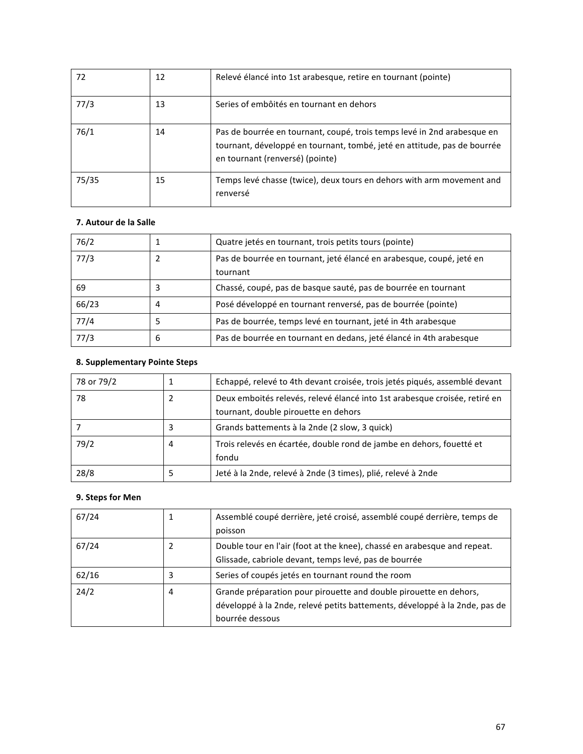| | | |
|---|---|---|
| 72 | 12 | Relevé élancé into 1st arabesque, retire en tournant (pointe) |
| 77/3 | 13 | Series of embôités en tournant en dehors |
| 76/1 | 14 | Pas de bourrée en tournant, coupé, trois temps levé in 2nd arabesque en tournant, développé en tournant, tombé, jeté en attitude, pas de bourrée en tournant (renversé) (pointe) |
| 75/35 | 15 | Temps levé chasse (twice), deux tours en dehors with arm movement and renversé |

**7. Autour de la Salle**

| | | |
|---|---|---|
| 76/2 | 1 | Quatre jetés en tournant, trois petits tours (pointe) |
| 77/3 | 2 | Pas de bourrée en tournant, jeté élancé en arabesque, coupé, jeté en tournant |
| 69 | 3 | Chassé, coupé, pas de basque sauté, pas de bourrée en tournant |
| 66/23 | 4 | Posé développé en tournant renversé, pas de bourrée (pointe) |
| 77/4 | 5 | Pas de bourrée, temps levé en tournant, jeté in 4th arabesque |
| 77/3 | 6 | Pas de bourrée en tournant en dedans, jeté élancé in 4th arabesque |

**8. Supplementary Pointe Steps**

| | | |
|---|---|---|
| 78 or 79/2 | 1 | Echappé, relevé to 4th devant croisée, trois jetés piqués, assemblé devant |
| 78 | 2 | Deux emboités relevés, relevé élancé into 1st arabesque croisée, retiré en tournant, double pirouette en dehors |
| 7 | 3 | Grands battements à la 2nde (2 slow, 3 quick) |
| 79/2 | 4 | Trois relevés en écartée, double rond de jambe en dehors, fouetté et fondu |
| 28/8 | 5 | Jeté à la 2nde, relevé à 2nde (3 times), plié, relevé à 2nde |

**9. Steps for Men**

| | | |
|---|---|---|
| 67/24 | 1 | Assemblé coupé derrière, jeté croisé, assemblé coupé derrière, temps de poisson |
| 67/24 | 2 | Double tour en l'air (foot at the knee), chassé en arabesque and repeat. Glissade, cabriole devant, temps levé, pas de bourrée |
| 62/16 | 3 | Series of coupés jetés en tournant round the room |
| 24/2 | 4 | Grande préparation pour pirouette and double pirouette en dehors, développé à la 2nde, relevé petits battements, développé à la 2nde, pas de bourrée dessous |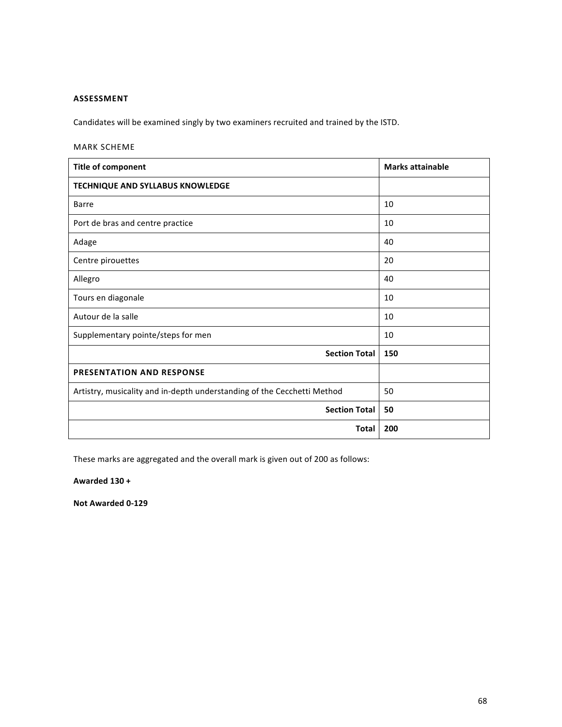## ASSESSMENT

Candidates will be examined singly by two examiners recruited and trained by the ISTD.

### MARK SCHEME

| Title of component | Marks attainable |
|---|---|
| **TECHNIQUE AND SYLLABUS KNOWLEDGE** | |
| Barre | 10 |
| Port de bras and centre practice | 10 |
| Adage | 40 |
| Centre pirouettes | 20 |
| Allegro | 40 |
| Tours en diagonale | 10 |
| Autour de la salle | 10 |
| Supplementary pointe/steps for men | 10 |
| **Section Total** | **150** |
| **PRESENTATION AND RESPONSE** | |
| Artistry, musicality and in-depth understanding of the Cecchetti Method | 50 |
| **Section Total** | **50** |
| **Total** | **200** |

These marks are aggregated and the overall mark is given out of 200 as follows:

**Awarded 130 +**

**Not Awarded 0-129**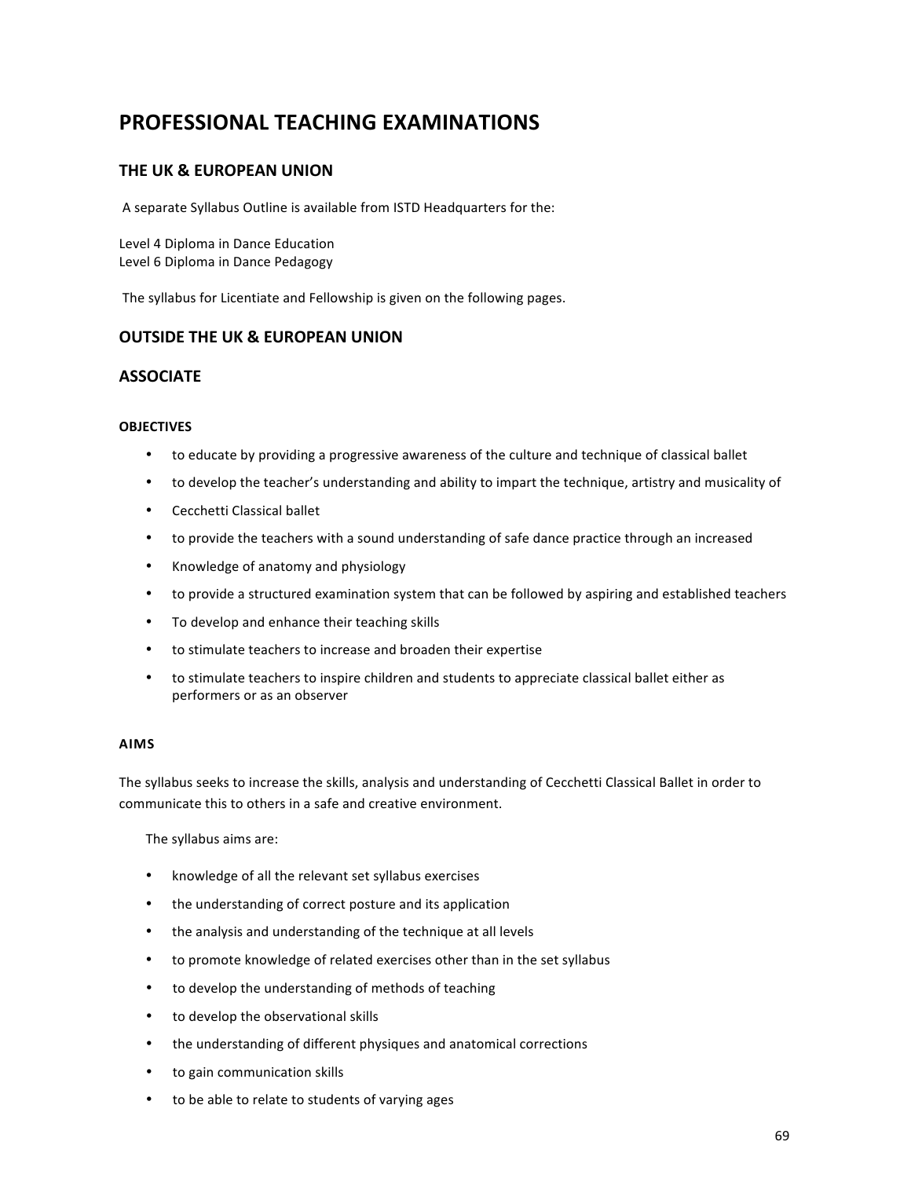# PROFESSIONAL TEACHING EXAMINATIONS

## THE UK & EUROPEAN UNION

A separate Syllabus Outline is available from ISTD Headquarters for the:

Level 4 Diploma in Dance Education
Level 6 Diploma in Dance Pedagogy

The syllabus for Licentiate and Fellowship is given on the following pages.

## OUTSIDE THE UK & EUROPEAN UNION

## ASSOCIATE

#### OBJECTIVES

- to educate by providing a progressive awareness of the culture and technique of classical ballet
- to develop the teacher's understanding and ability to impart the technique, artistry and musicality of
- Cecchetti Classical ballet
- to provide the teachers with a sound understanding of safe dance practice through an increased
- Knowledge of anatomy and physiology
- to provide a structured examination system that can be followed by aspiring and established teachers
- To develop and enhance their teaching skills
- to stimulate teachers to increase and broaden their expertise
- to stimulate teachers to inspire children and students to appreciate classical ballet either as performers or as an observer

#### AIMS

The syllabus seeks to increase the skills, analysis and understanding of Cecchetti Classical Ballet in order to communicate this to others in a safe and creative environment.

The syllabus aims are:

- knowledge of all the relevant set syllabus exercises
- the understanding of correct posture and its application
- the analysis and understanding of the technique at all levels
- to promote knowledge of related exercises other than in the set syllabus
- to develop the understanding of methods of teaching
- to develop the observational skills
- the understanding of different physiques and anatomical corrections
- to gain communication skills
- to be able to relate to students of varying ages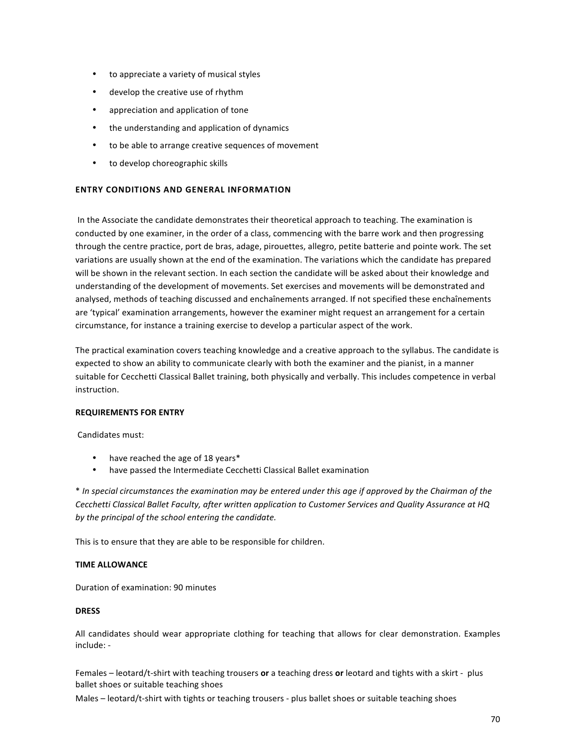- to appreciate a variety of musical styles
- develop the creative use of rhythm
- appreciation and application of tone
- the understanding and application of dynamics
- to be able to arrange creative sequences of movement
- to develop choreographic skills

## ENTRY CONDITIONS AND GENERAL INFORMATION

In the Associate the candidate demonstrates their theoretical approach to teaching. The examination is conducted by one examiner, in the order of a class, commencing with the barre work and then progressing through the centre practice, port de bras, adage, pirouettes, allegro, petite batterie and pointe work. The set variations are usually shown at the end of the examination. The variations which the candidate has prepared will be shown in the relevant section. In each section the candidate will be asked about their knowledge and understanding of the development of movements. Set exercises and movements will be demonstrated and analysed, methods of teaching discussed and enchaînements arranged. If not specified these enchaînements are 'typical' examination arrangements, however the examiner might request an arrangement for a certain circumstance, for instance a training exercise to develop a particular aspect of the work.

The practical examination covers teaching knowledge and a creative approach to the syllabus. The candidate is expected to show an ability to communicate clearly with both the examiner and the pianist, in a manner suitable for Cecchetti Classical Ballet training, both physically and verbally. This includes competence in verbal instruction.

### REQUIREMENTS FOR ENTRY

Candidates must:

- have reached the age of 18 years*
- have passed the Intermediate Cecchetti Classical Ballet examination

* *In special circumstances the examination may be entered under this age if approved by the Chairman of the Cecchetti Classical Ballet Faculty, after written application to Customer Services and Quality Assurance at HQ by the principal of the school entering the candidate.*

This is to ensure that they are able to be responsible for children.

### TIME ALLOWANCE

Duration of examination: 90 minutes

### DRESS

All candidates should wear appropriate clothing for teaching that allows for clear demonstration. Examples include: -

Females – leotard/t-shirt with teaching trousers **or** a teaching dress **or** leotard and tights with a skirt - plus ballet shoes or suitable teaching shoes

Males – leotard/t-shirt with tights or teaching trousers - plus ballet shoes or suitable teaching shoes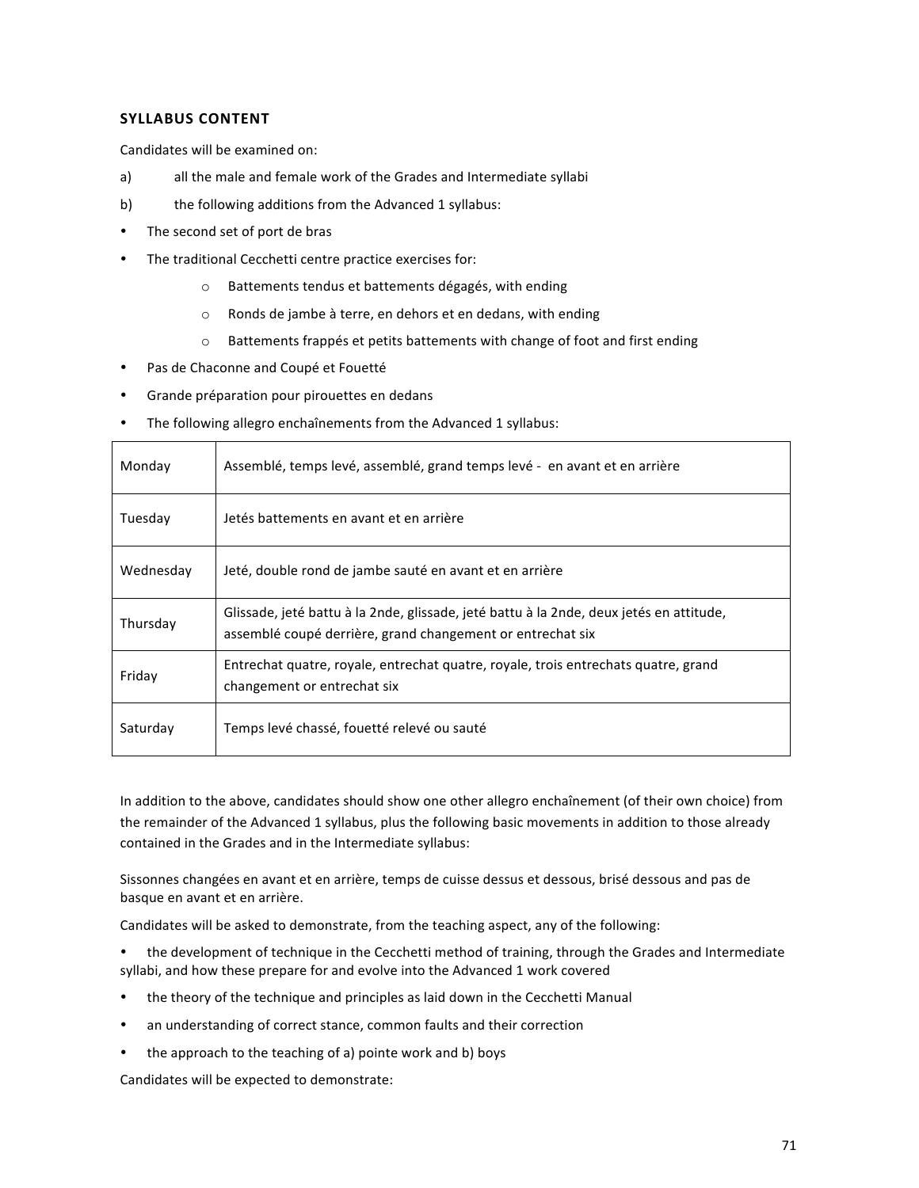## SYLLABUS CONTENT

Candidates will be examined on:

a) all the male and female work of the Grades and Intermediate syllabi

b) the following additions from the Advanced 1 syllabus:

- The second set of port de bras
- The traditional Cecchetti centre practice exercises for:
    - Battements tendus et battements dégagés, with ending
    - Ronds de jambe à terre, en dehors et en dedans, with ending
    - Battements frappés et petits battements with change of foot and first ending
- Pas de Chaconne and Coupé et Fouetté
- Grande préparation pour pirouettes en dedans
- The following allegro enchaînements from the Advanced 1 syllabus:

| | |
|---|---|
| Monday | Assemblé, temps levé, assemblé, grand temps levé - en avant et en arrière |
| Tuesday | Jetés battements en avant et en arrière |
| Wednesday | Jeté, double rond de jambe sauté en avant et en arrière |
| Thursday | Glissade, jeté battu à la 2nde, glissade, jeté battu à la 2nde, deux jetés en attitude, assemblé coupé derrière, grand changement or entrechat six |
| Friday | Entrechat quatre, royale, entrechat quatre, royale, trois entrechats quatre, grand changement or entrechat six |
| Saturday | Temps levé chassé, fouetté relevé ou sauté |

In addition to the above, candidates should show one other allegro enchaînement (of their own choice) from the remainder of the Advanced 1 syllabus, plus the following basic movements in addition to those already contained in the Grades and in the Intermediate syllabus:

Sissonnes changées en avant et en arrière, temps de cuisse dessus et dessous, brisé dessous and pas de basque en avant et en arrière.

Candidates will be asked to demonstrate, from the teaching aspect, any of the following:

- the development of technique in the Cecchetti method of training, through the Grades and Intermediate syllabi, and how these prepare for and evolve into the Advanced 1 work covered
- the theory of the technique and principles as laid down in the Cecchetti Manual
- an understanding of correct stance, common faults and their correction
- the approach to the teaching of a) pointe work and b) boys

Candidates will be expected to demonstrate: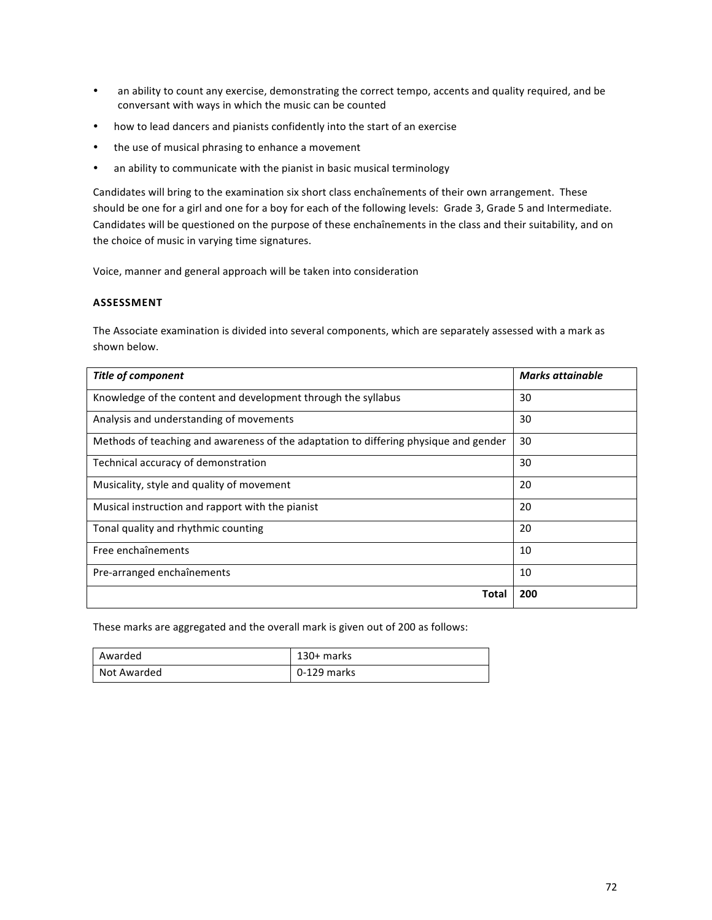- an ability to count any exercise, demonstrating the correct tempo, accents and quality required, and be conversant with ways in which the music can be counted
- how to lead dancers and pianists confidently into the start of an exercise
- the use of musical phrasing to enhance a movement
- an ability to communicate with the pianist in basic musical terminology

Candidates will bring to the examination six short class enchaînements of their own arrangement. These should be one for a girl and one for a boy for each of the following levels: Grade 3, Grade 5 and Intermediate. Candidates will be questioned on the purpose of these enchaînements in the class and their suitability, and on the choice of music in varying time signatures.

Voice, manner and general approach will be taken into consideration

**ASSESSMENT**

The Associate examination is divided into several components, which are separately assessed with a mark as shown below.

| ***Title of component*** | ***Marks attainable*** |
|---|---|
| Knowledge of the content and development through the syllabus | 30 |
| Analysis and understanding of movements | 30 |
| Methods of teaching and awareness of the adaptation to differing physique and gender | 30 |
| Technical accuracy of demonstration | 30 |
| Musicality, style and quality of movement | 20 |
| Musical instruction and rapport with the pianist | 20 |
| Tonal quality and rhythmic counting | 20 |
| Free enchaînements | 10 |
| Pre-arranged enchaînements | 10 |
| **Total** | **200** |

These marks are aggregated and the overall mark is given out of 200 as follows:

| Awarded | 130+ marks |
|---|---|
| Not Awarded | 0-129 marks |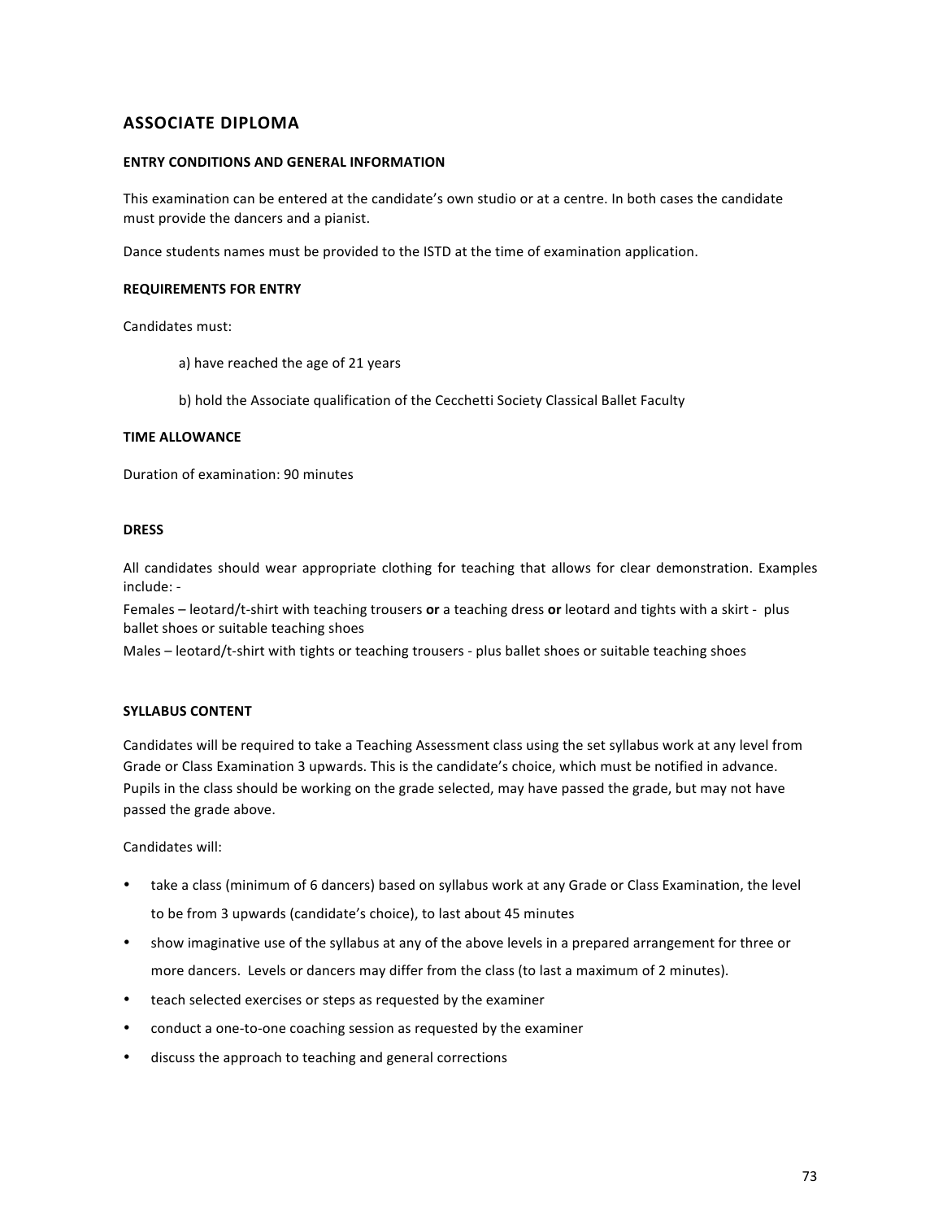## ASSOCIATE DIPLOMA

### ENTRY CONDITIONS AND GENERAL INFORMATION

This examination can be entered at the candidate's own studio or at a centre. In both cases the candidate must provide the dancers and a pianist.

Dance students names must be provided to the ISTD at the time of examination application.

### REQUIREMENTS FOR ENTRY

Candidates must:

a) have reached the age of 21 years

b) hold the Associate qualification of the Cecchetti Society Classical Ballet Faculty

### TIME ALLOWANCE

Duration of examination: 90 minutes

### DRESS

All candidates should wear appropriate clothing for teaching that allows for clear demonstration. Examples include: -

Females – leotard/t-shirt with teaching trousers **or** a teaching dress **or** leotard and tights with a skirt - plus ballet shoes or suitable teaching shoes

Males – leotard/t-shirt with tights or teaching trousers - plus ballet shoes or suitable teaching shoes

### SYLLABUS CONTENT

Candidates will be required to take a Teaching Assessment class using the set syllabus work at any level from Grade or Class Examination 3 upwards. This is the candidate's choice, which must be notified in advance. Pupils in the class should be working on the grade selected, may have passed the grade, but may not have passed the grade above.

Candidates will:

- take a class (minimum of 6 dancers) based on syllabus work at any Grade or Class Examination, the level to be from 3 upwards (candidate's choice), to last about 45 minutes
- show imaginative use of the syllabus at any of the above levels in a prepared arrangement for three or more dancers. Levels or dancers may differ from the class (to last a maximum of 2 minutes).
- teach selected exercises or steps as requested by the examiner
- conduct a one-to-one coaching session as requested by the examiner
- discuss the approach to teaching and general corrections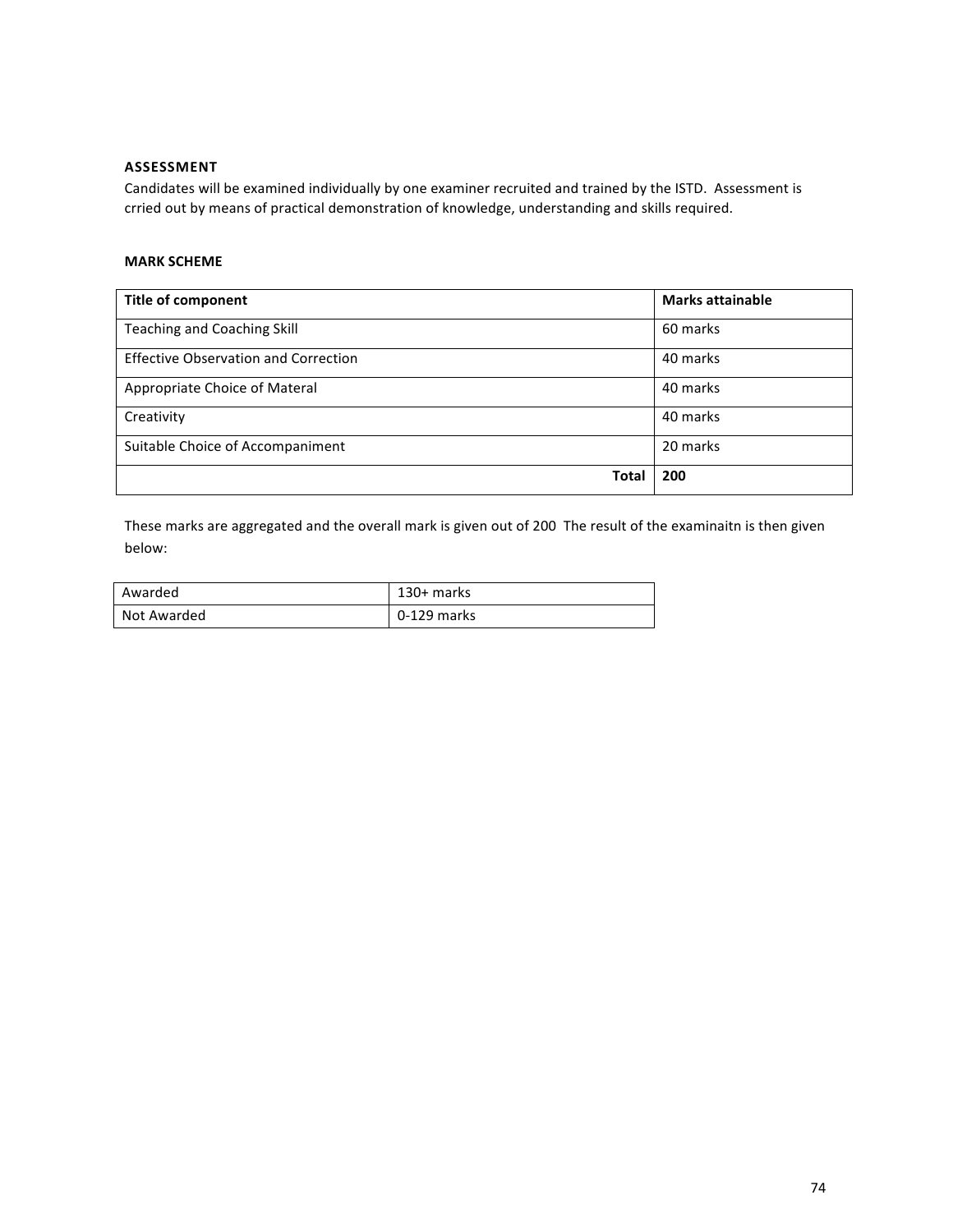### ASSESSMENT

Candidates will be examined individually by one examiner recruited and trained by the ISTD. Assessment is crried out by means of practical demonstration of knowledge, understanding and skills required.

#### MARK SCHEME

| Title of component | Marks attainable |
|---|---|
| Teaching and Coaching Skill | 60 marks |
| Effective Observation and Correction | 40 marks |
| Appropriate Choice of Materal | 40 marks |
| Creativity | 40 marks |
| Suitable Choice of Accompaniment | 20 marks |
| **Total** | **200** |

These marks are aggregated and the overall mark is given out of 200 The result of the examinaitn is then given below:

| Awarded | 130+ marks |
|---|---|
| Not Awarded | 0-129 marks |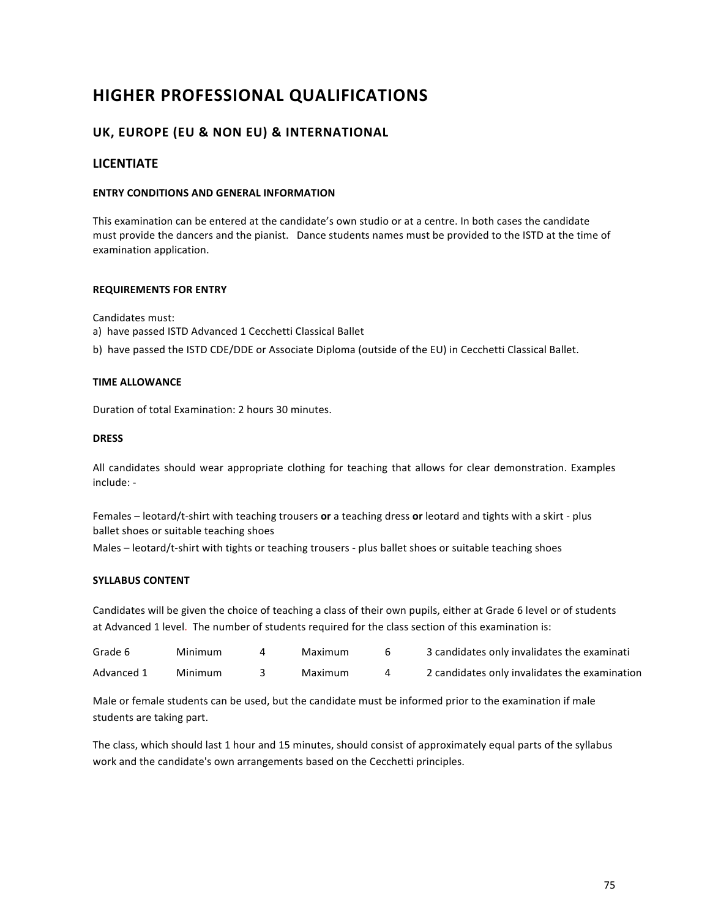# HIGHER PROFESSIONAL QUALIFICATIONS

## UK, EUROPE (EU & NON EU) & INTERNATIONAL

## LICENTIATE

#### ENTRY CONDITIONS AND GENERAL INFORMATION

This examination can be entered at the candidate's own studio or at a centre. In both cases the candidate must provide the dancers and the pianist.   Dance students names must be provided to the ISTD at the time of examination application.

#### REQUIREMENTS FOR ENTRY

Candidates must:
a)  have passed ISTD Advanced 1 Cecchetti Classical Ballet
b)  have passed the ISTD CDE/DDE or Associate Diploma (outside of the EU) in Cecchetti Classical Ballet.

#### TIME ALLOWANCE

Duration of total Examination: 2 hours 30 minutes.

#### DRESS

All candidates should wear appropriate clothing for teaching that allows for clear demonstration. Examples include: -

Females – leotard/t-shirt with teaching trousers **or** a teaching dress **or** leotard and tights with a skirt - plus ballet shoes or suitable teaching shoes

Males – leotard/t-shirt with tights or teaching trousers - plus ballet shoes or suitable teaching shoes

#### SYLLABUS CONTENT

Candidates will be given the choice of teaching a class of their own pupils, either at Grade 6 level or of students at Advanced 1 level.  The number of students required for the class section of this examination is:

| Grade 6 | Minimum | 4 | Maximum | 6 | 3 candidates only invalidates the examinati |
|---|---|---|---|---|---|
| Advanced 1 | Minimum | 3 | Maximum | 4 | 2 candidates only invalidates the examination |

Male or female students can be used, but the candidate must be informed prior to the examination if male students are taking part.

The class, which should last 1 hour and 15 minutes, should consist of approximately equal parts of the syllabus work and the candidate's own arrangements based on the Cecchetti principles.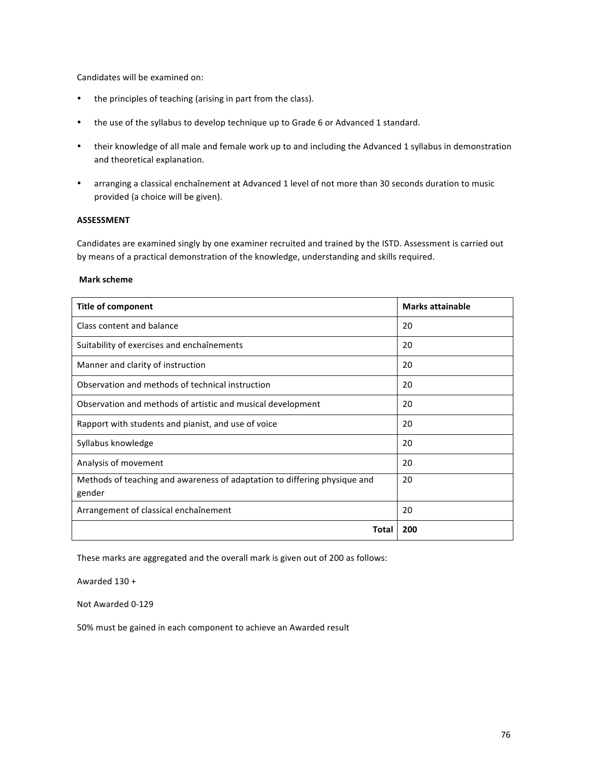Candidates will be examined on:

- the principles of teaching (arising in part from the class).
- the use of the syllabus to develop technique up to Grade 6 or Advanced 1 standard.
- their knowledge of all male and female work up to and including the Advanced 1 syllabus in demonstration and theoretical explanation.
- arranging a classical enchaînement at Advanced 1 level of not more than 30 seconds duration to music provided (a choice will be given).

**ASSESSMENT**

Candidates are examined singly by one examiner recruited and trained by the ISTD. Assessment is carried out by means of a practical demonstration of the knowledge, understanding and skills required.

**Mark scheme**

| **Title of component** | **Marks attainable** |
|---|---|
| Class content and balance | 20 |
| Suitability of exercises and enchaînements | 20 |
| Manner and clarity of instruction | 20 |
| Observation and methods of technical instruction | 20 |
| Observation and methods of artistic and musical development | 20 |
| Rapport with students and pianist, and use of voice | 20 |
| Syllabus knowledge | 20 |
| Analysis of movement | 20 |
| Methods of teaching and awareness of adaptation to differing physique and gender | 20 |
| Arrangement of classical enchaînement | 20 |
| **Total** | **200** |

These marks are aggregated and the overall mark is given out of 200 as follows:

Awarded 130 +

Not Awarded 0-129

50% must be gained in each component to achieve an Awarded result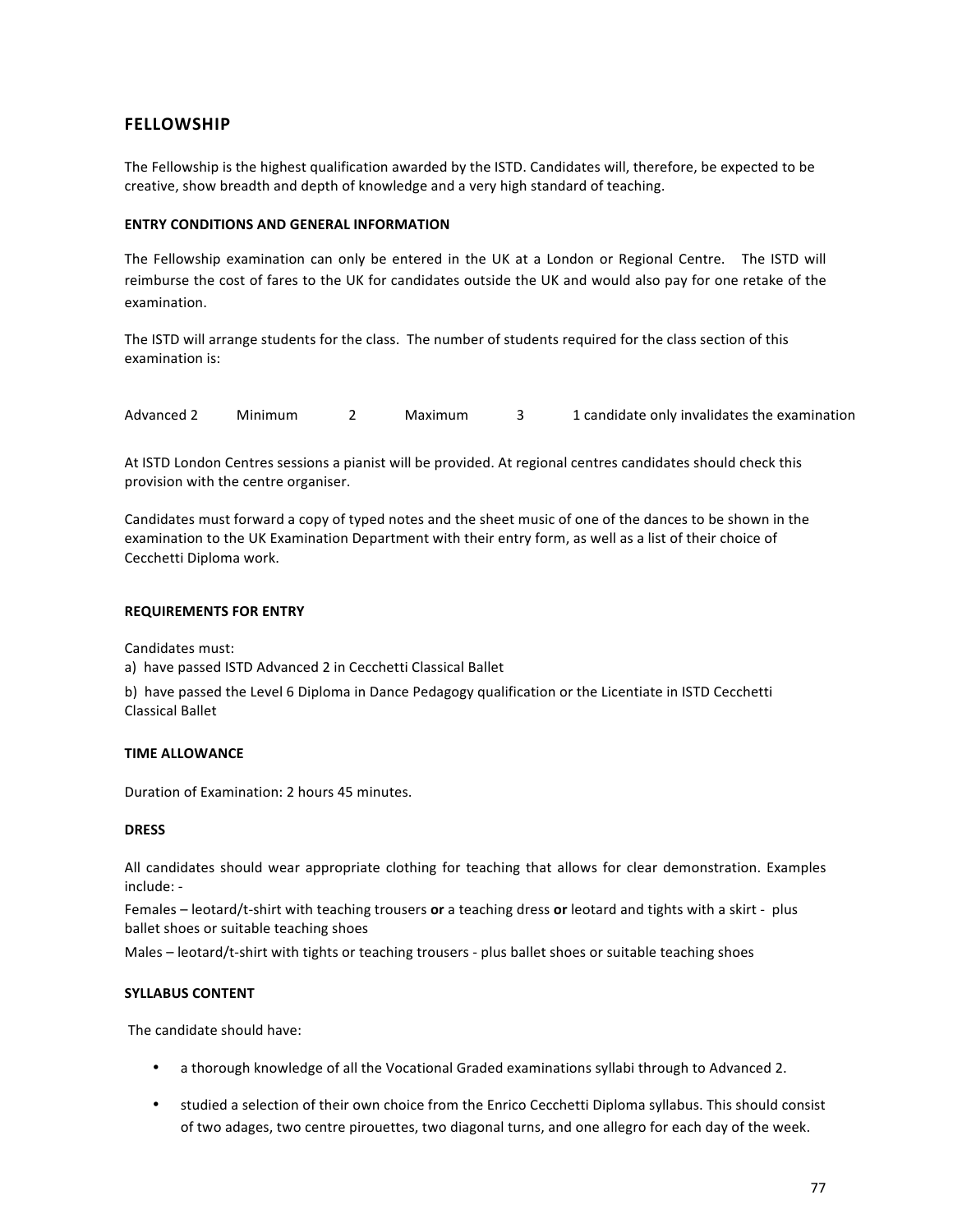## FELLOWSHIP

The Fellowship is the highest qualification awarded by the ISTD. Candidates will, therefore, be expected to be creative, show breadth and depth of knowledge and a very high standard of teaching.

### ENTRY CONDITIONS AND GENERAL INFORMATION

The Fellowship examination can only be entered in the UK at a London or Regional Centre. The ISTD will reimburse the cost of fares to the UK for candidates outside the UK and would also pay for one retake of the examination.

The ISTD will arrange students for the class. The number of students required for the class section of this examination is:

| Advanced 2 | Minimum | 2 | Maximum | 3 | 1 candidate only invalidates the examination |
|---|---|---|---|---|---|

At ISTD London Centres sessions a pianist will be provided. At regional centres candidates should check this provision with the centre organiser.

Candidates must forward a copy of typed notes and the sheet music of one of the dances to be shown in the examination to the UK Examination Department with their entry form, as well as a list of their choice of Cecchetti Diploma work.

### REQUIREMENTS FOR ENTRY

Candidates must:

a) have passed ISTD Advanced 2 in Cecchetti Classical Ballet

b) have passed the Level 6 Diploma in Dance Pedagogy qualification or the Licentiate in ISTD Cecchetti Classical Ballet

### TIME ALLOWANCE

Duration of Examination: 2 hours 45 minutes.

### DRESS

All candidates should wear appropriate clothing for teaching that allows for clear demonstration. Examples include: -

Females – leotard/t-shirt with teaching trousers **or** a teaching dress **or** leotard and tights with a skirt - plus ballet shoes or suitable teaching shoes

Males – leotard/t-shirt with tights or teaching trousers - plus ballet shoes or suitable teaching shoes

### SYLLABUS CONTENT

The candidate should have:

- a thorough knowledge of all the Vocational Graded examinations syllabi through to Advanced 2.
- studied a selection of their own choice from the Enrico Cecchetti Diploma syllabus. This should consist of two adages, two centre pirouettes, two diagonal turns, and one allegro for each day of the week.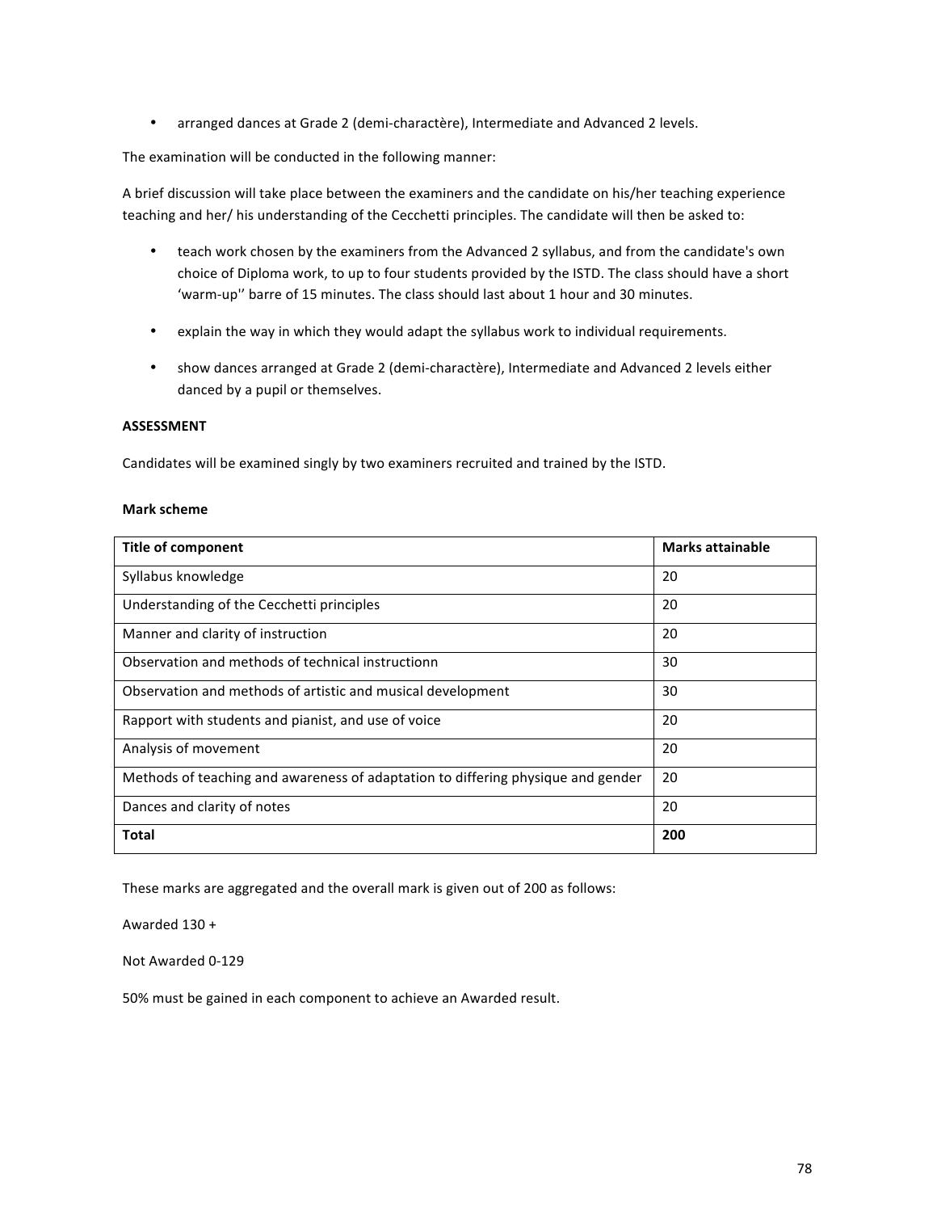- arranged dances at Grade 2 (demi-charactère), Intermediate and Advanced 2 levels.

The examination will be conducted in the following manner:

A brief discussion will take place between the examiners and the candidate on his/her teaching experience teaching and her/ his understanding of the Cecchetti principles. The candidate will then be asked to:

- teach work chosen by the examiners from the Advanced 2 syllabus, and from the candidate's own choice of Diploma work, to up to four students provided by the ISTD. The class should have a short 'warm-up'' barre of 15 minutes. The class should last about 1 hour and 30 minutes.

- explain the way in which they would adapt the syllabus work to individual requirements.

- show dances arranged at Grade 2 (demi-charactère), Intermediate and Advanced 2 levels either danced by a pupil or themselves.

**ASSESSMENT**

Candidates will be examined singly by two examiners recruited and trained by the ISTD.

**Mark scheme**

| Title of component | Marks attainable |
|---|---|
| Syllabus knowledge | 20 |
| Understanding of the Cecchetti principles | 20 |
| Manner and clarity of instruction | 20 |
| Observation and methods of technical instructionn | 30 |
| Observation and methods of artistic and musical development | 30 |
| Rapport with students and pianist, and use of voice | 20 |
| Analysis of movement | 20 |
| Methods of teaching and awareness of adaptation to differing physique and gender | 20 |
| Dances and clarity of notes | 20 |
| **Total** | **200** |

These marks are aggregated and the overall mark is given out of 200 as follows:

Awarded 130 +

Not Awarded 0-129

50% must be gained in each component to achieve an Awarded result.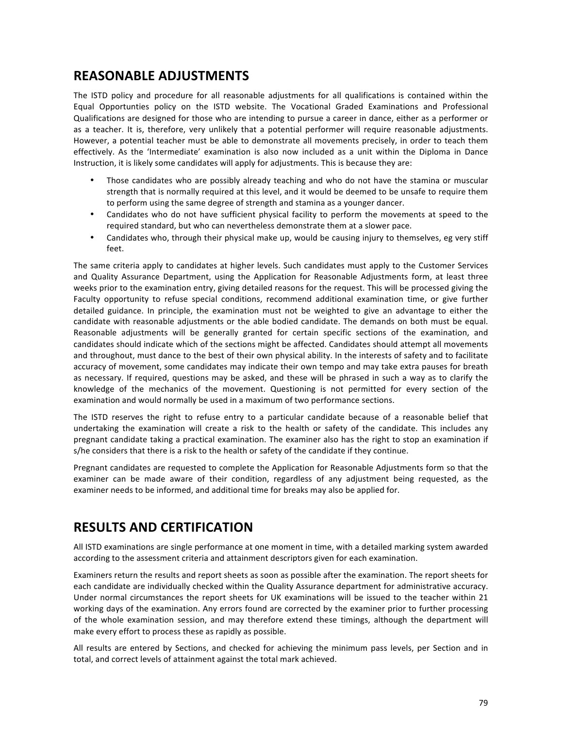## REASONABLE ADJUSTMENTS

The ISTD policy and procedure for all reasonable adjustments for all qualifications is contained within the Equal Opportunties policy on the ISTD website. The Vocational Graded Examinations and Professional Qualifications are designed for those who are intending to pursue a career in dance, either as a performer or as a teacher. It is, therefore, very unlikely that a potential performer will require reasonable adjustments. However, a potential teacher must be able to demonstrate all movements precisely, in order to teach them effectively. As the 'Intermediate' examination is also now included as a unit within the Diploma in Dance Instruction, it is likely some candidates will apply for adjustments. This is because they are:

- Those candidates who are possibly already teaching and who do not have the stamina or muscular strength that is normally required at this level, and it would be deemed to be unsafe to require them to perform using the same degree of strength and stamina as a younger dancer.
- Candidates who do not have sufficient physical facility to perform the movements at speed to the required standard, but who can nevertheless demonstrate them at a slower pace.
- Candidates who, through their physical make up, would be causing injury to themselves, eg very stiff feet.

The same criteria apply to candidates at higher levels. Such candidates must apply to the Customer Services and Quality Assurance Department, using the Application for Reasonable Adjustments form, at least three weeks prior to the examination entry, giving detailed reasons for the request. This will be processed giving the Faculty opportunity to refuse special conditions, recommend additional examination time, or give further detailed guidance. In principle, the examination must not be weighted to give an advantage to either the candidate with reasonable adjustments or the able bodied candidate. The demands on both must be equal. Reasonable adjustments will be generally granted for certain specific sections of the examination, and candidates should indicate which of the sections might be affected. Candidates should attempt all movements and throughout, must dance to the best of their own physical ability. In the interests of safety and to facilitate accuracy of movement, some candidates may indicate their own tempo and may take extra pauses for breath as necessary. If required, questions may be asked, and these will be phrased in such a way as to clarify the knowledge of the mechanics of the movement. Questioning is not permitted for every section of the examination and would normally be used in a maximum of two performance sections.

The ISTD reserves the right to refuse entry to a particular candidate because of a reasonable belief that undertaking the examination will create a risk to the health or safety of the candidate. This includes any pregnant candidate taking a practical examination. The examiner also has the right to stop an examination if s/he considers that there is a risk to the health or safety of the candidate if they continue.

Pregnant candidates are requested to complete the Application for Reasonable Adjustments form so that the examiner can be made aware of their condition, regardless of any adjustment being requested, as the examiner needs to be informed, and additional time for breaks may also be applied for.

## RESULTS AND CERTIFICATION

All ISTD examinations are single performance at one moment in time, with a detailed marking system awarded according to the assessment criteria and attainment descriptors given for each examination.

Examiners return the results and report sheets as soon as possible after the examination. The report sheets for each candidate are individually checked within the Quality Assurance department for administrative accuracy. Under normal circumstances the report sheets for UK examinations will be issued to the teacher within 21 working days of the examination. Any errors found are corrected by the examiner prior to further processing of the whole examination session, and may therefore extend these timings, although the department will make every effort to process these as rapidly as possible.

All results are entered by Sections, and checked for achieving the minimum pass levels, per Section and in total, and correct levels of attainment against the total mark achieved.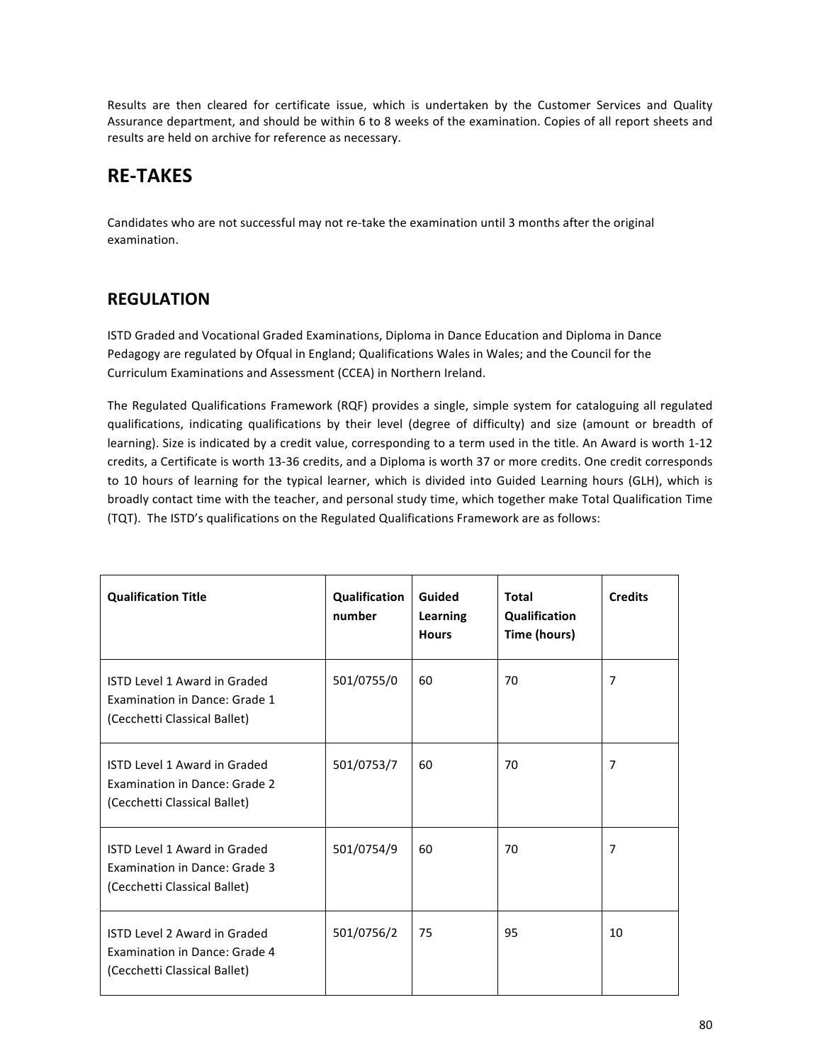Results are then cleared for certificate issue, which is undertaken by the Customer Services and Quality Assurance department, and should be within 6 to 8 weeks of the examination. Copies of all report sheets and results are held on archive for reference as necessary.

## RE-TAKES

Candidates who are not successful may not re-take the examination until 3 months after the original examination.

## REGULATION

ISTD Graded and Vocational Graded Examinations, Diploma in Dance Education and Diploma in Dance Pedagogy are regulated by Ofqual in England; Qualifications Wales in Wales; and the Council for the Curriculum Examinations and Assessment (CCEA) in Northern Ireland.

The Regulated Qualifications Framework (RQF) provides a single, simple system for cataloguing all regulated qualifications, indicating qualifications by their level (degree of difficulty) and size (amount or breadth of learning). Size is indicated by a credit value, corresponding to a term used in the title. An Award is worth 1-12 credits, a Certificate is worth 13-36 credits, and a Diploma is worth 37 or more credits. One credit corresponds to 10 hours of learning for the typical learner, which is divided into Guided Learning hours (GLH), which is broadly contact time with the teacher, and personal study time, which together make Total Qualification Time (TQT). The ISTD's qualifications on the Regulated Qualifications Framework are as follows:

| Qualification Title | Qualification number | Guided Learning Hours | Total Qualification Time (hours) | Credits |
|---|---|---|---|---|
| ISTD Level 1 Award in Graded Examination in Dance: Grade 1 (Cecchetti Classical Ballet) | 501/0755/0 | 60 | 70 | 7 |
| ISTD Level 1 Award in Graded Examination in Dance: Grade 2 (Cecchetti Classical Ballet) | 501/0753/7 | 60 | 70 | 7 |
| ISTD Level 1 Award in Graded Examination in Dance: Grade 3 (Cecchetti Classical Ballet) | 501/0754/9 | 60 | 70 | 7 |
| ISTD Level 2 Award in Graded Examination in Dance: Grade 4 (Cecchetti Classical Ballet) | 501/0756/2 | 75 | 95 | 10 |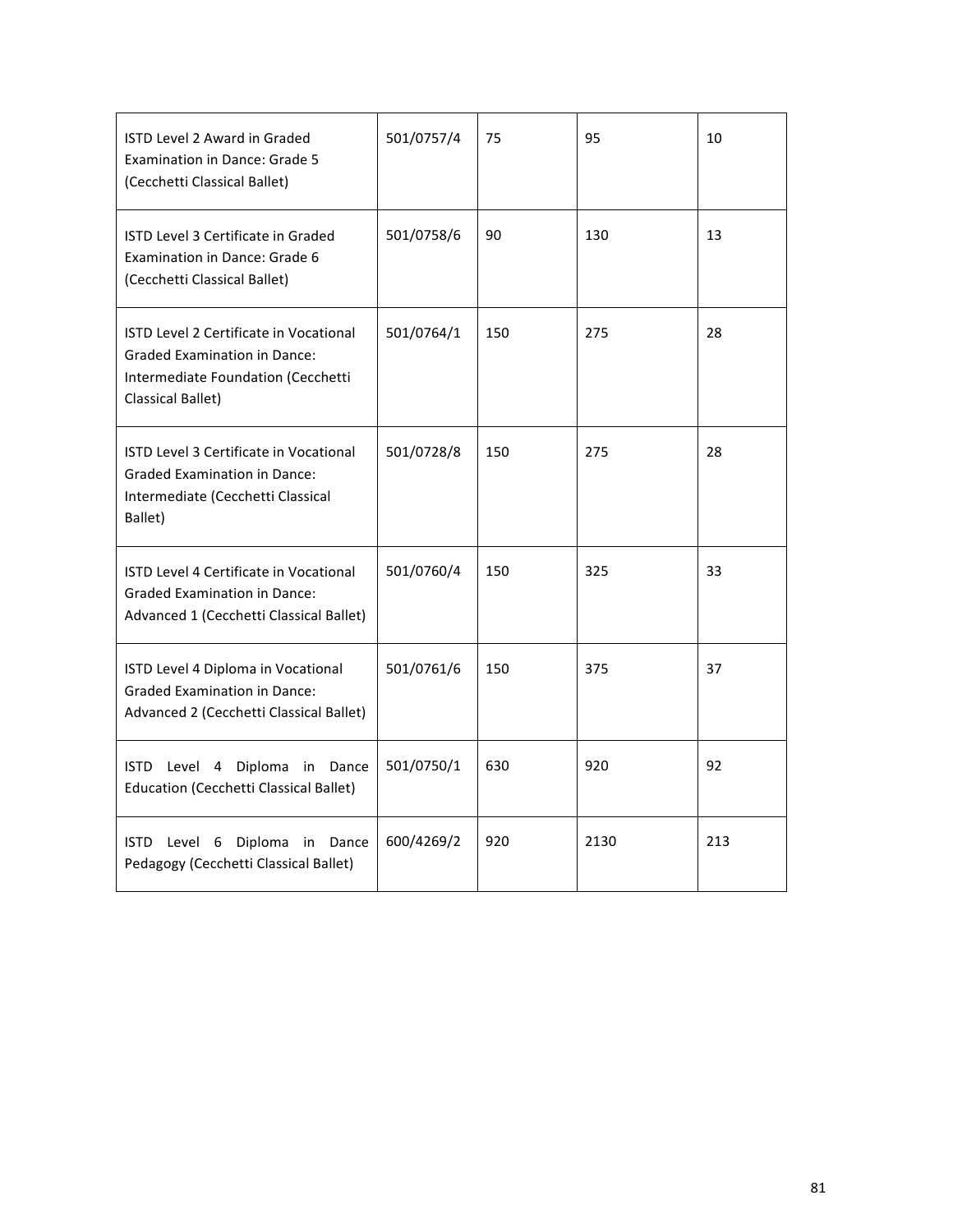| | | | | |
|---|---|---|---|---|
| ISTD Level 2 Award in Graded Examination in Dance: Grade 5 (Cecchetti Classical Ballet) | 501/0757/4 | 75 | 95 | 10 |
| ISTD Level 3 Certificate in Graded Examination in Dance: Grade 6 (Cecchetti Classical Ballet) | 501/0758/6 | 90 | 130 | 13 |
| ISTD Level 2 Certificate in Vocational Graded Examination in Dance: Intermediate Foundation (Cecchetti Classical Ballet) | 501/0764/1 | 150 | 275 | 28 |
| ISTD Level 3 Certificate in Vocational Graded Examination in Dance: Intermediate (Cecchetti Classical Ballet) | 501/0728/8 | 150 | 275 | 28 |
| ISTD Level 4 Certificate in Vocational Graded Examination in Dance: Advanced 1 (Cecchetti Classical Ballet) | 501/0760/4 | 150 | 325 | 33 |
| ISTD Level 4 Diploma in Vocational Graded Examination in Dance: Advanced 2 (Cecchetti Classical Ballet) | 501/0761/6 | 150 | 375 | 37 |
| ISTD Level 4 Diploma in Dance Education (Cecchetti Classical Ballet) | 501/0750/1 | 630 | 920 | 92 |
| ISTD Level 6 Diploma in Dance Pedagogy (Cecchetti Classical Ballet) | 600/4269/2 | 920 | 2130 | 213 |